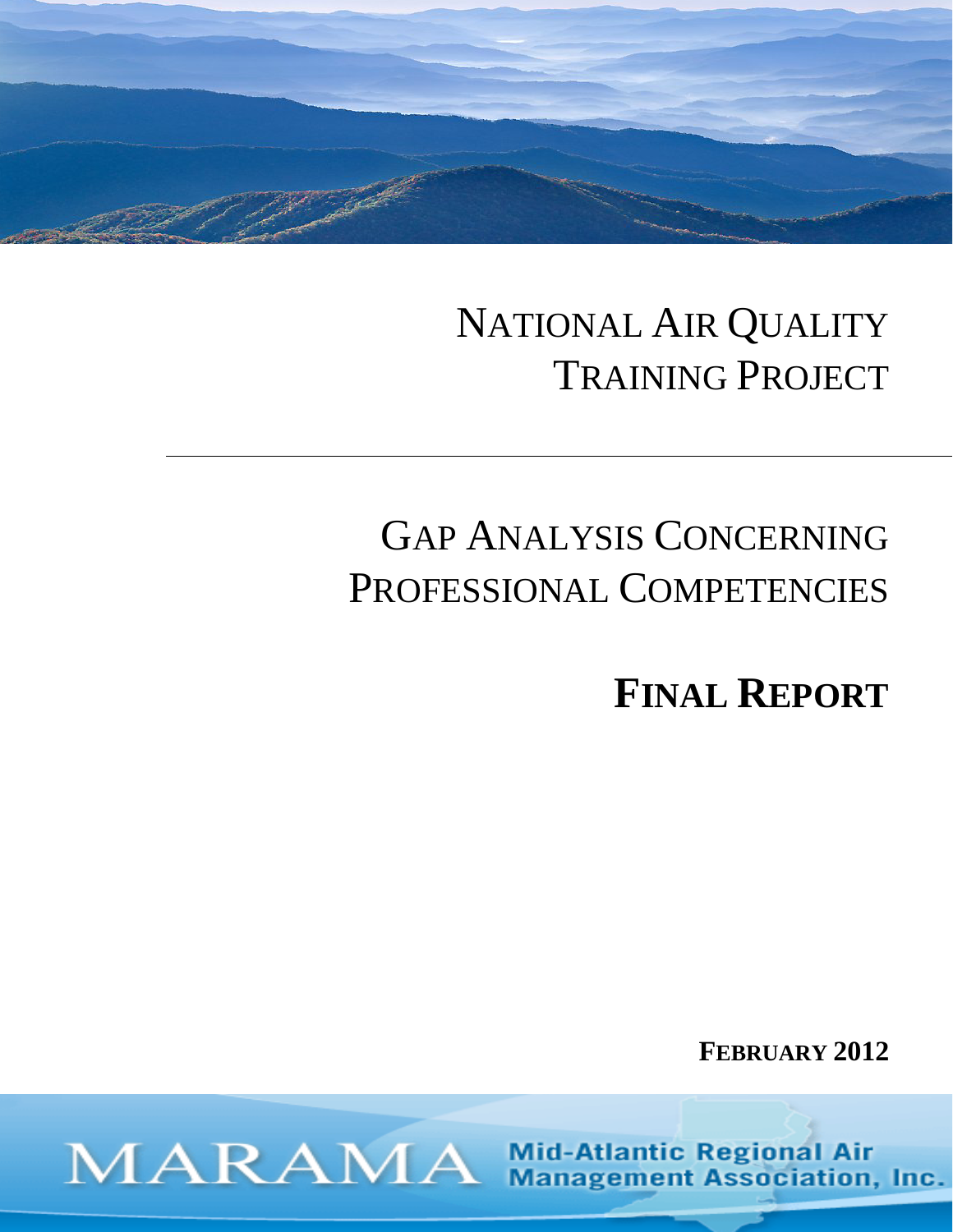# National Air Quality Training Project

## Gap Analysis Concerning Professional Competencies

## **Final Report**

**February 2012**

MARAMA Mid-Atlantic Regional Air Management Association, Inc.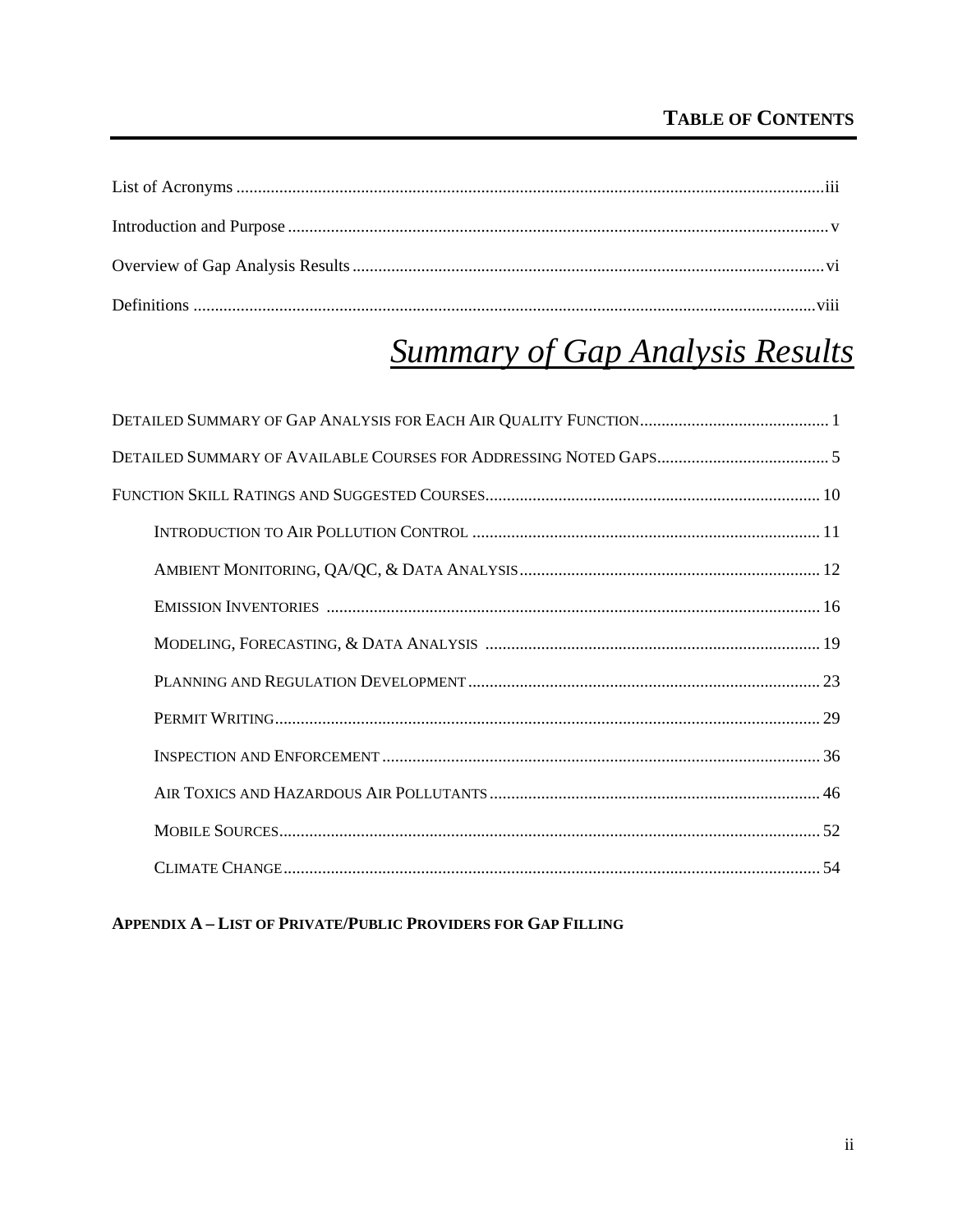# TABLE OF CONTENTS

List of Acronyms ........ iii

Introduction and Purpose ........ v

Overview of Gap Analysis Results ........ vi

Definitions ........ viii

## *Summary of Gap Analysis Results*

DETAILED SUMMARY OF GAP ANALYSIS FOR EACH AIR QUALITY FUNCTION ........ 1

DETAILED SUMMARY OF AVAILABLE COURSES FOR ADDRESSING NOTED GAPS ........ 5

FUNCTION SKILL RATINGS AND SUGGESTED COURSES ........ 10

- INTRODUCTION TO AIR POLLUTION CONTROL ........ 11
- AMBIENT MONITORING, QA/QC, & DATA ANALYSIS ........ 12
- EMISSION INVENTORIES ........ 16
- MODELING, FORECASTING, & DATA ANALYSIS ........ 19
- PLANNING AND REGULATION DEVELOPMENT ........ 23
- PERMIT WRITING ........ 29
- INSPECTION AND ENFORCEMENT ........ 36
- AIR TOXICS AND HAZARDOUS AIR POLLUTANTS ........ 46
- MOBILE SOURCES ........ 52
- CLIMATE CHANGE ........ 54

**APPENDIX A – LIST OF PRIVATE/PUBLIC PROVIDERS FOR GAP FILLING**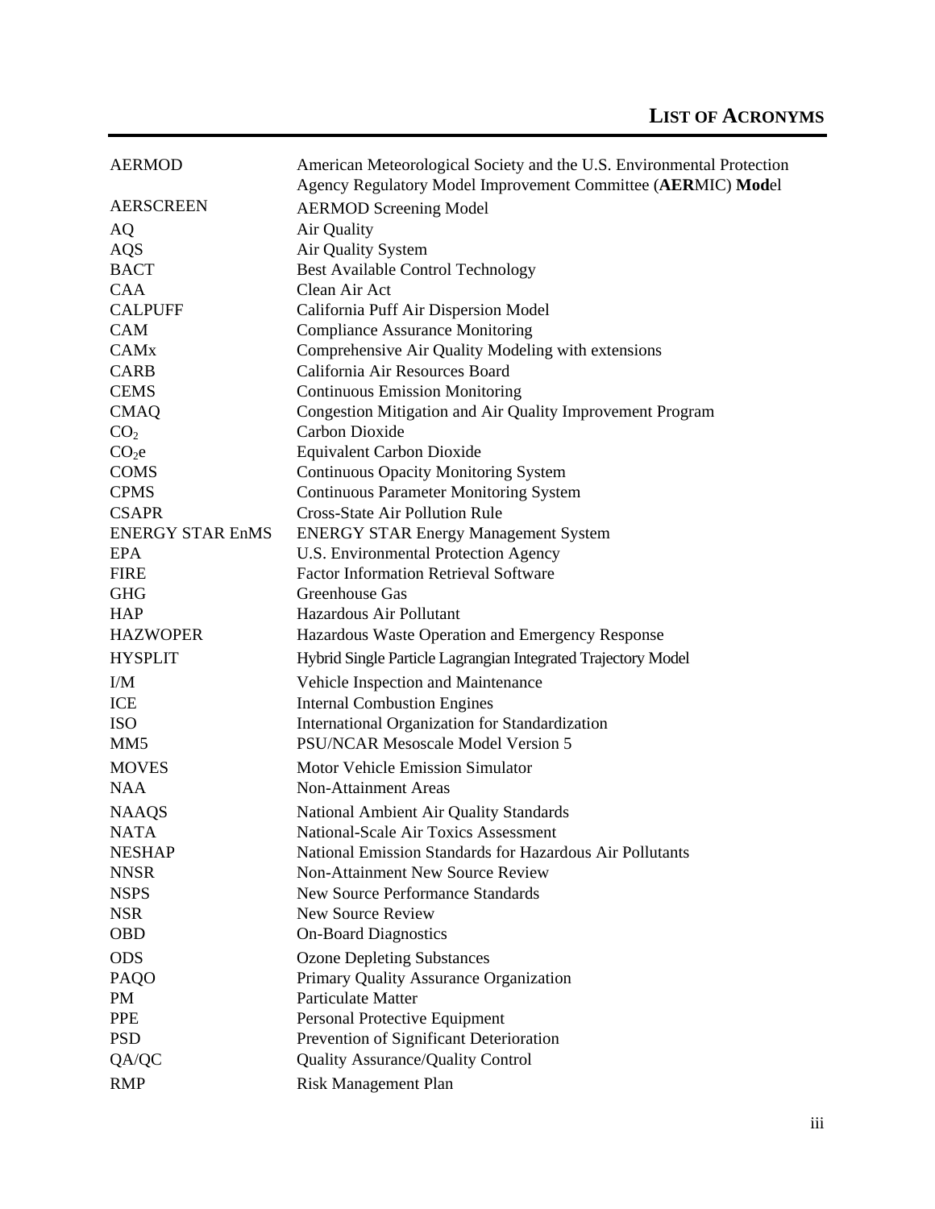# LIST OF ACRONYMS

| | |
|---|---|
| AERMOD | American Meteorological Society and the U.S. Environmental Protection Agency Regulatory Model Improvement Committee (**AER**MIC) **Mod**el |
| AERSCREEN | AERMOD Screening Model |
| AQ | Air Quality |
| AQS | Air Quality System |
| BACT | Best Available Control Technology |
| CAA | Clean Air Act |
| CALPUFF | California Puff Air Dispersion Model |
| CAM | Compliance Assurance Monitoring |
| CAMx | Comprehensive Air Quality Modeling with extensions |
| CARB | California Air Resources Board |
| CEMS | Continuous Emission Monitoring |
| CMAQ | Congestion Mitigation and Air Quality Improvement Program |
| $CO_2$ | Carbon Dioxide |
| $CO_2e$ | Equivalent Carbon Dioxide |
| COMS | Continuous Opacity Monitoring System |
| CPMS | Continuous Parameter Monitoring System |
| CSAPR | Cross-State Air Pollution Rule |
| ENERGY STAR EnMS | ENERGY STAR Energy Management System |
| EPA | U.S. Environmental Protection Agency |
| FIRE | Factor Information Retrieval Software |
| GHG | Greenhouse Gas |
| HAP | Hazardous Air Pollutant |
| HAZWOPER | Hazardous Waste Operation and Emergency Response |
| HYSPLIT | Hybrid Single Particle Lagrangian Integrated Trajectory Model |
| I/M | Vehicle Inspection and Maintenance |
| ICE | Internal Combustion Engines |
| ISO | International Organization for Standardization |
| MM5 | PSU/NCAR Mesoscale Model Version 5 |
| MOVES | Motor Vehicle Emission Simulator |
| NAA | Non-Attainment Areas |
| NAAQS | National Ambient Air Quality Standards |
| NATA | National-Scale Air Toxics Assessment |
| NESHAP | National Emission Standards for Hazardous Air Pollutants |
| NNSR | Non-Attainment New Source Review |
| NSPS | New Source Performance Standards |
| NSR | New Source Review |
| OBD | On-Board Diagnostics |
| ODS | Ozone Depleting Substances |
| PAQO | Primary Quality Assurance Organization |
| PM | Particulate Matter |
| PPE | Personal Protective Equipment |
| PSD | Prevention of Significant Deterioration |
| QA/QC | Quality Assurance/Quality Control |
| RMP | Risk Management Plan |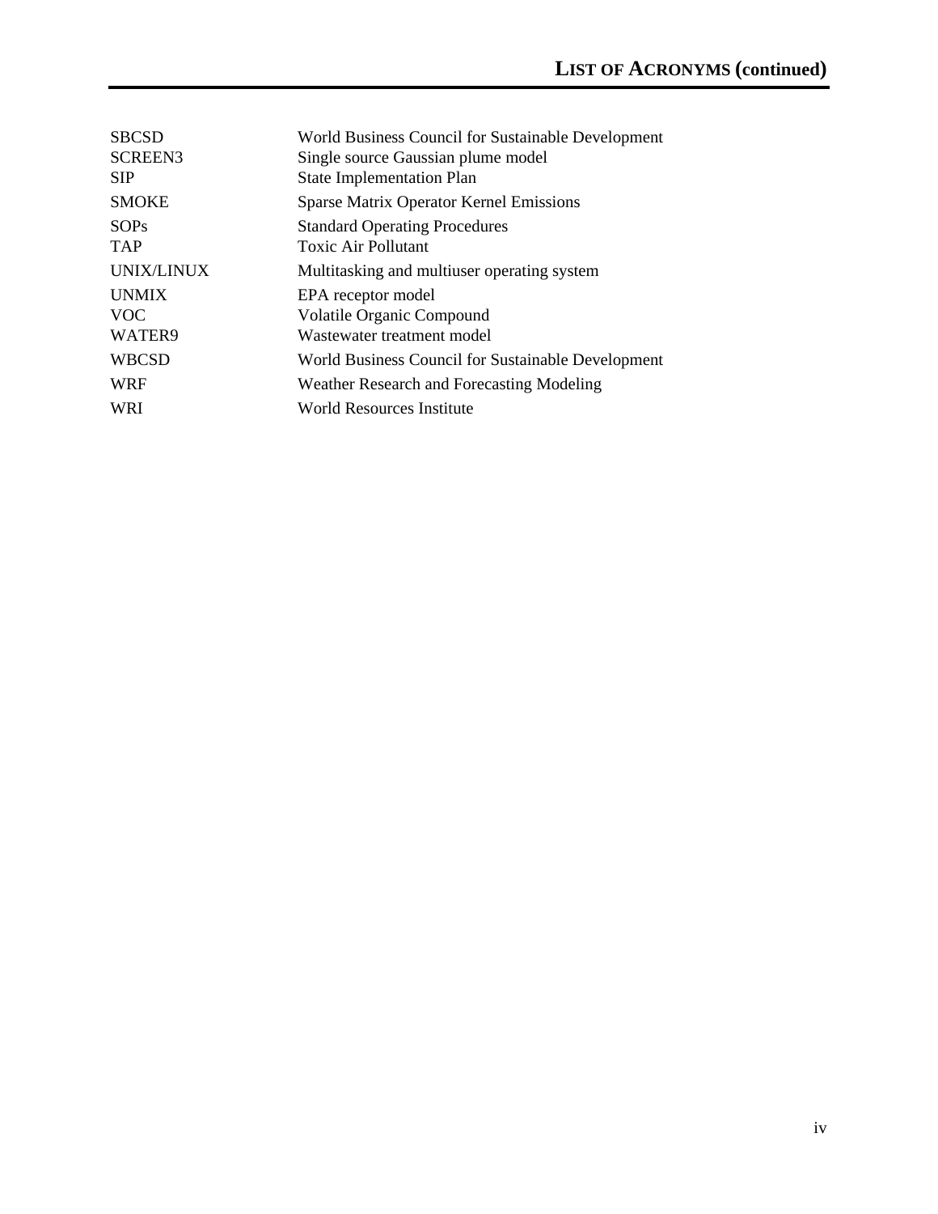## LIST OF ACRONYMS (continued)

| | |
|---|---|
| SBCSD | World Business Council for Sustainable Development |
| SCREEN3 | Single source Gaussian plume model |
| SIP | State Implementation Plan |
| SMOKE | Sparse Matrix Operator Kernel Emissions |
| SOPs | Standard Operating Procedures |
| TAP | Toxic Air Pollutant |
| UNIX/LINUX | Multitasking and multiuser operating system |
| UNMIX | EPA receptor model |
| VOC | Volatile Organic Compound |
| WATER9 | Wastewater treatment model |
| WBCSD | World Business Council for Sustainable Development |
| WRF | Weather Research and Forecasting Modeling |
| WRI | World Resources Institute |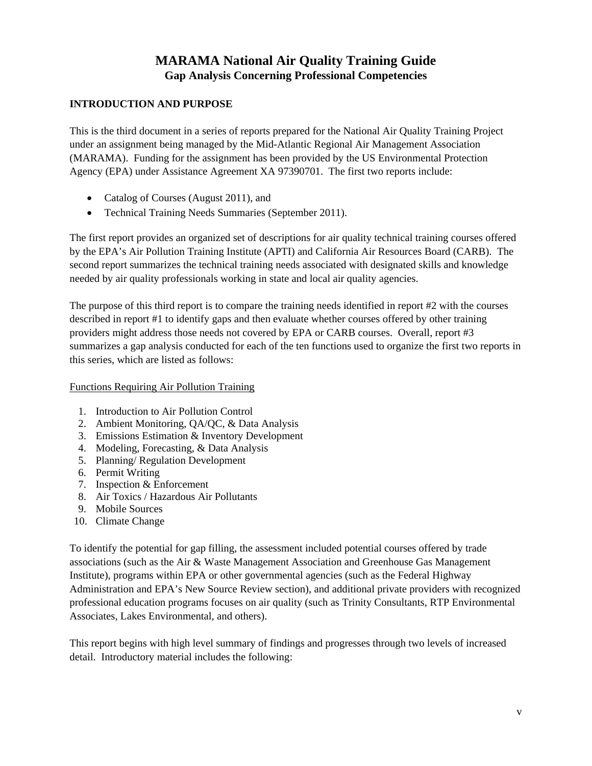# MARAMA National Air Quality Training Guide

## Gap Analysis Concerning Professional Competencies

### INTRODUCTION AND PURPOSE

This is the third document in a series of reports prepared for the National Air Quality Training Project under an assignment being managed by the Mid-Atlantic Regional Air Management Association (MARAMA). Funding for the assignment has been provided by the US Environmental Protection Agency (EPA) under Assistance Agreement XA 97390701. The first two reports include:

- Catalog of Courses (August 2011), and
- Technical Training Needs Summaries (September 2011).

The first report provides an organized set of descriptions for air quality technical training courses offered by the EPA's Air Pollution Training Institute (APTI) and California Air Resources Board (CARB). The second report summarizes the technical training needs associated with designated skills and knowledge needed by air quality professionals working in state and local air quality agencies.

The purpose of this third report is to compare the training needs identified in report #2 with the courses described in report #1 to identify gaps and then evaluate whether courses offered by other training providers might address those needs not covered by EPA or CARB courses. Overall, report #3 summarizes a gap analysis conducted for each of the ten functions used to organize the first two reports in this series, which are listed as follows:

<u>Functions Requiring Air Pollution Training</u>

1. Introduction to Air Pollution Control
2. Ambient Monitoring, QA/QC, & Data Analysis
3. Emissions Estimation & Inventory Development
4. Modeling, Forecasting, & Data Analysis
5. Planning/ Regulation Development
6. Permit Writing
7. Inspection & Enforcement
8. Air Toxics / Hazardous Air Pollutants
9. Mobile Sources
10. Climate Change

To identify the potential for gap filling, the assessment included potential courses offered by trade associations (such as the Air & Waste Management Association and Greenhouse Gas Management Institute), programs within EPA or other governmental agencies (such as the Federal Highway Administration and EPA's New Source Review section), and additional private providers with recognized professional education programs focuses on air quality (such as Trinity Consultants, RTP Environmental Associates, Lakes Environmental, and others).

This report begins with high level summary of findings and progresses through two levels of increased detail. Introductory material includes the following: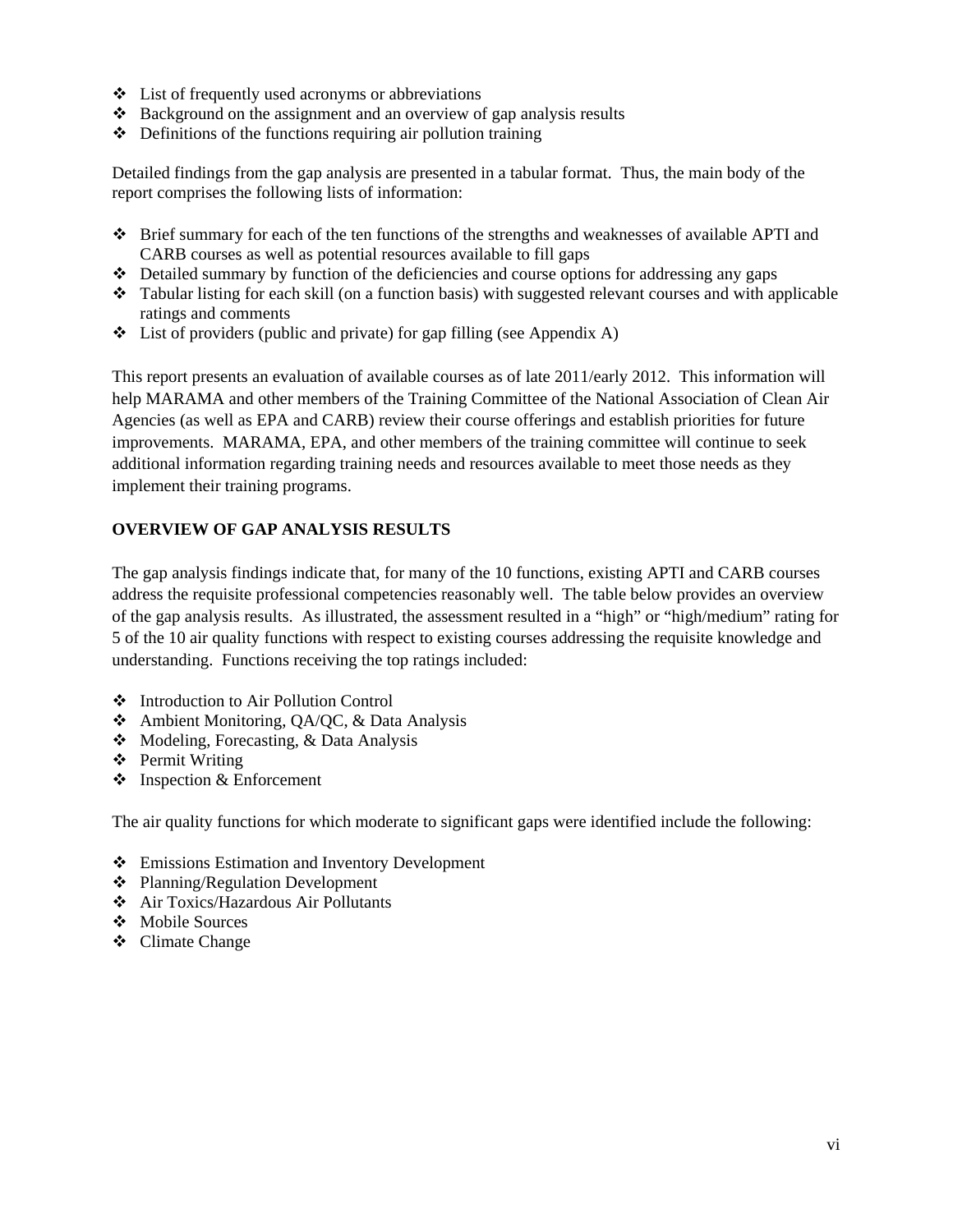- List of frequently used acronyms or abbreviations
- Background on the assignment and an overview of gap analysis results
- Definitions of the functions requiring air pollution training

Detailed findings from the gap analysis are presented in a tabular format. Thus, the main body of the report comprises the following lists of information:

- Brief summary for each of the ten functions of the strengths and weaknesses of available APTI and CARB courses as well as potential resources available to fill gaps
- Detailed summary by function of the deficiencies and course options for addressing any gaps
- Tabular listing for each skill (on a function basis) with suggested relevant courses and with applicable ratings and comments
- List of providers (public and private) for gap filling (see Appendix A)

This report presents an evaluation of available courses as of late 2011/early 2012. This information will help MARAMA and other members of the Training Committee of the National Association of Clean Air Agencies (as well as EPA and CARB) review their course offerings and establish priorities for future improvements. MARAMA, EPA, and other members of the training committee will continue to seek additional information regarding training needs and resources available to meet those needs as they implement their training programs.

## OVERVIEW OF GAP ANALYSIS RESULTS

The gap analysis findings indicate that, for many of the 10 functions, existing APTI and CARB courses address the requisite professional competencies reasonably well. The table below provides an overview of the gap analysis results. As illustrated, the assessment resulted in a "high" or "high/medium" rating for 5 of the 10 air quality functions with respect to existing courses addressing the requisite knowledge and understanding. Functions receiving the top ratings included:

- Introduction to Air Pollution Control
- Ambient Monitoring, QA/QC, & Data Analysis
- Modeling, Forecasting, & Data Analysis
- Permit Writing
- Inspection & Enforcement

The air quality functions for which moderate to significant gaps were identified include the following:

- Emissions Estimation and Inventory Development
- Planning/Regulation Development
- Air Toxics/Hazardous Air Pollutants
- Mobile Sources
- Climate Change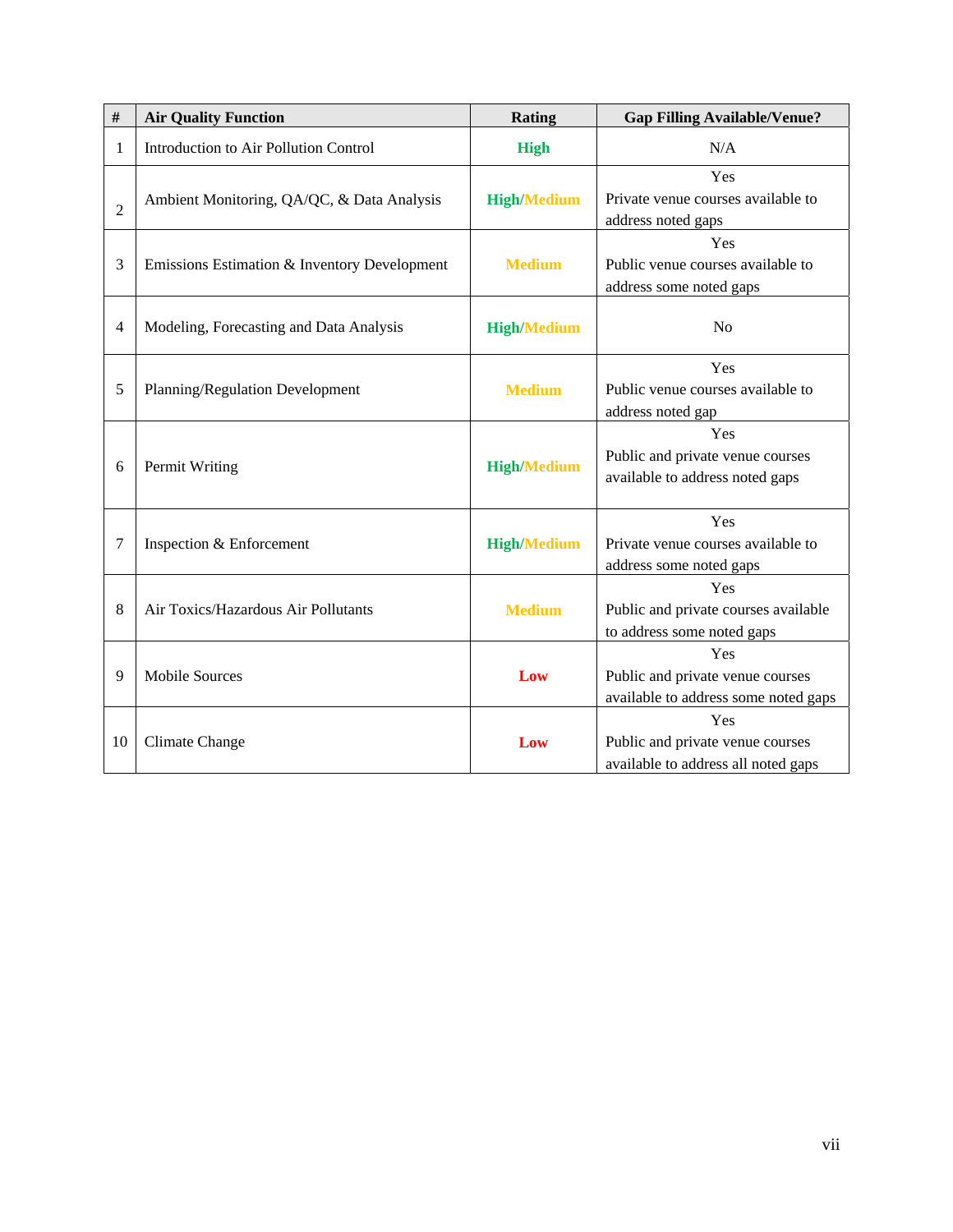| # | Air Quality Function | Rating | Gap Filling Available/Venue? |
|---|---|---|---|
| 1 | Introduction to Air Pollution Control | **High** | N/A |
| 2 | Ambient Monitoring, QA/QC, & Data Analysis | **High/Medium** | Yes<br>Private venue courses available to address noted gaps |
| 3 | Emissions Estimation & Inventory Development | **Medium** | Yes<br>Public venue courses available to address some noted gaps |
| 4 | Modeling, Forecasting and Data Analysis | **High/Medium** | No |
| 5 | Planning/Regulation Development | **Medium** | Yes<br>Public venue courses available to address noted gap |
| 6 | Permit Writing | **High/Medium** | Yes<br>Public and private venue courses available to address noted gaps |
| 7 | Inspection & Enforcement | **High/Medium** | Yes<br>Private venue courses available to address some noted gaps |
| 8 | Air Toxics/Hazardous Air Pollutants | **Medium** | Yes<br>Public and private courses available to address some noted gaps |
| 9 | Mobile Sources | **Low** | Yes<br>Public and private venue courses available to address some noted gaps |
| 10 | Climate Change | **Low** | Yes<br>Public and private venue courses available to address all noted gaps |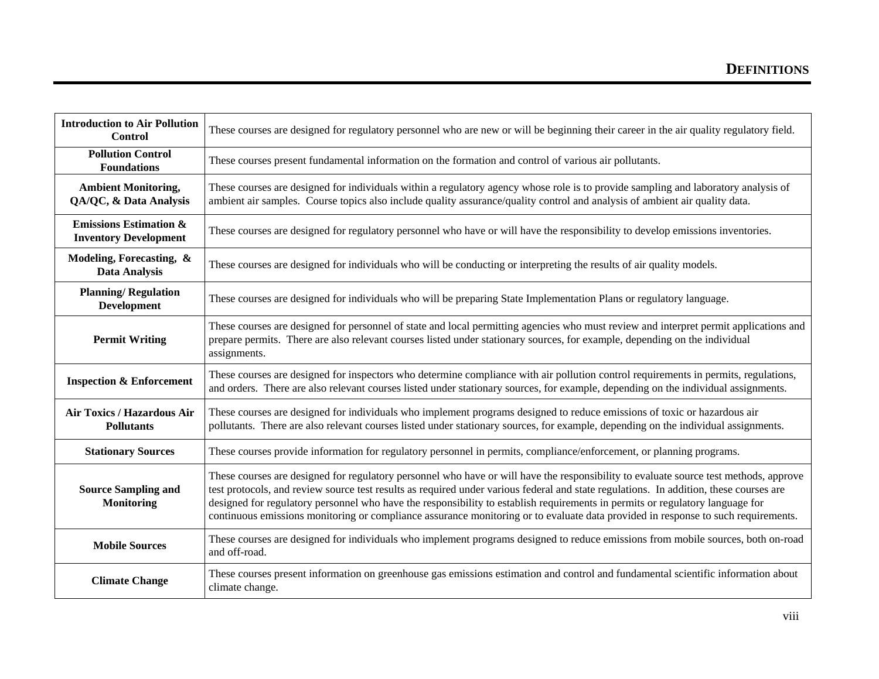# DEFINITIONS

| | |
|---|---|
| **Introduction to Air Pollution Control** | These courses are designed for regulatory personnel who are new or will be beginning their career in the air quality regulatory field. |
| **Pollution Control Foundations** | These courses present fundamental information on the formation and control of various air pollutants. |
| **Ambient Monitoring, QA/QC, & Data Analysis** | These courses are designed for individuals within a regulatory agency whose role is to provide sampling and laboratory analysis of ambient air samples. Course topics also include quality assurance/quality control and analysis of ambient air quality data. |
| **Emissions Estimation & Inventory Development** | These courses are designed for regulatory personnel who have or will have the responsibility to develop emissions inventories. |
| **Modeling, Forecasting, & Data Analysis** | These courses are designed for individuals who will be conducting or interpreting the results of air quality models. |
| **Planning/ Regulation Development** | These courses are designed for individuals who will be preparing State Implementation Plans or regulatory language. |
| **Permit Writing** | These courses are designed for personnel of state and local permitting agencies who must review and interpret permit applications and prepare permits. There are also relevant courses listed under stationary sources, for example, depending on the individual assignments. |
| **Inspection & Enforcement** | These courses are designed for inspectors who determine compliance with air pollution control requirements in permits, regulations, and orders. There are also relevant courses listed under stationary sources, for example, depending on the individual assignments. |
| **Air Toxics / Hazardous Air Pollutants** | These courses are designed for individuals who implement programs designed to reduce emissions of toxic or hazardous air pollutants. There are also relevant courses listed under stationary sources, for example, depending on the individual assignments. |
| **Stationary Sources** | These courses provide information for regulatory personnel in permits, compliance/enforcement, or planning programs. |
| **Source Sampling and Monitoring** | These courses are designed for regulatory personnel who have or will have the responsibility to evaluate source test methods, approve test protocols, and review source test results as required under various federal and state regulations. In addition, these courses are designed for regulatory personnel who have the responsibility to establish requirements in permits or regulatory language for continuous emissions monitoring or compliance assurance monitoring or to evaluate data provided in response to such requirements. |
| **Mobile Sources** | These courses are designed for individuals who implement programs designed to reduce emissions from mobile sources, both on-road and off-road. |
| **Climate Change** | These courses present information on greenhouse gas emissions estimation and control and fundamental scientific information about climate change. |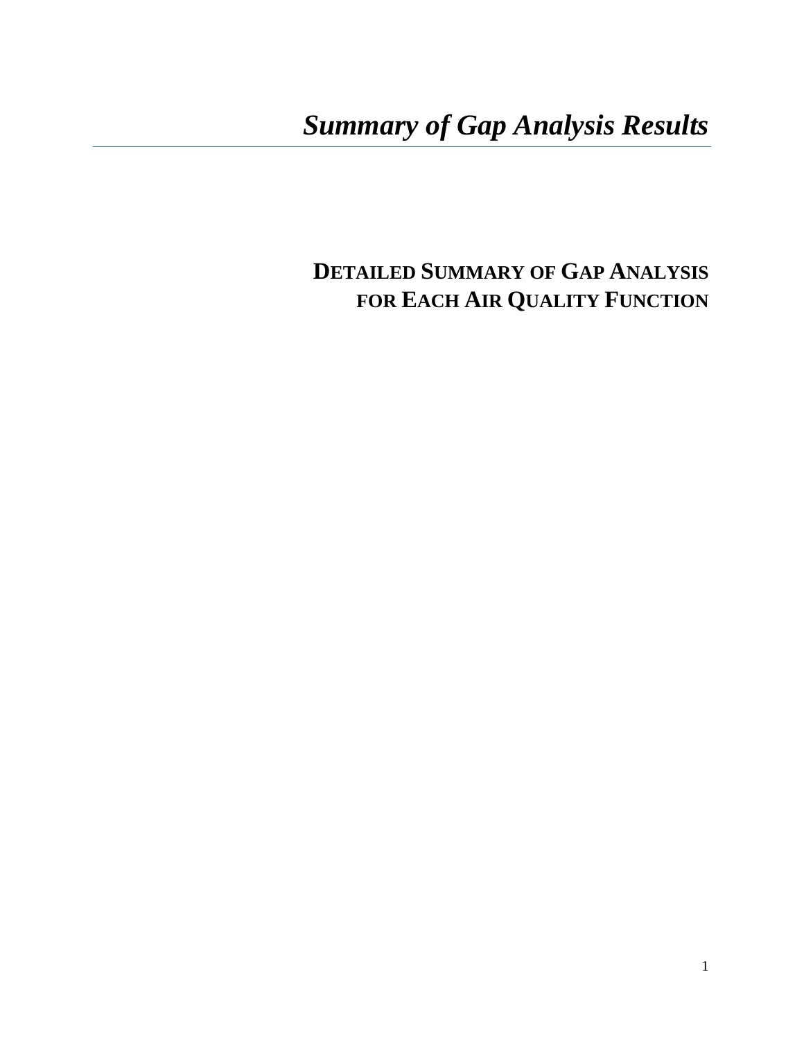# *Summary of Gap Analysis Results*

## DETAILED SUMMARY OF GAP ANALYSIS FOR EACH AIR QUALITY FUNCTION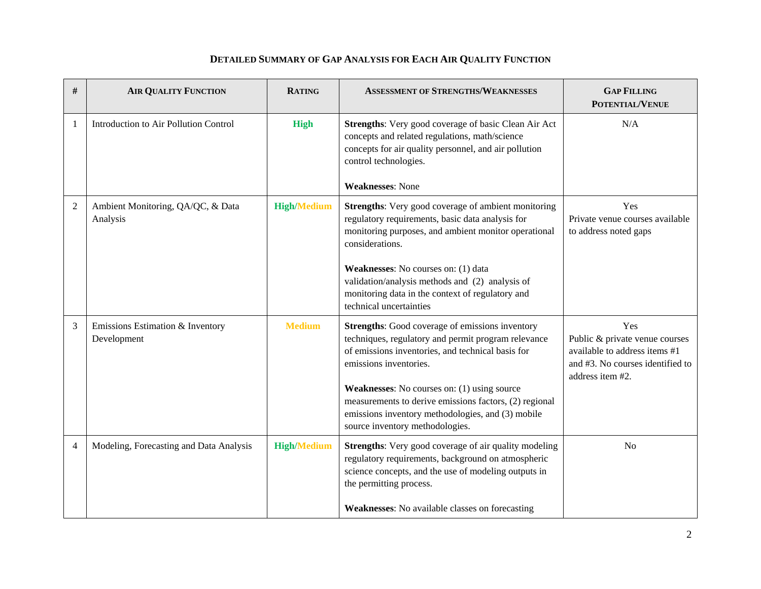## Detailed Summary of Gap Analysis for Each Air Quality Function

| # | Air Quality Function | Rating | Assessment of Strengths/Weaknesses | Gap Filling Potential/Venue |
|---|---|---|---|---|
| 1 | Introduction to Air Pollution Control | High | **Strengths**: Very good coverage of basic Clean Air Act concepts and related regulations, math/science concepts for air quality personnel, and air pollution control technologies.<br><br>**Weaknesses**: None | N/A |
| 2 | Ambient Monitoring, QA/QC, & Data Analysis | High/Medium | **Strengths**: Very good coverage of ambient monitoring regulatory requirements, basic data analysis for monitoring purposes, and ambient monitor operational considerations.<br><br>**Weaknesses**: No courses on: (1) data validation/analysis methods and (2) analysis of monitoring data in the context of regulatory and technical uncertainties | Yes<br>Private venue courses available to address noted gaps |
| 3 | Emissions Estimation & Inventory Development | Medium | **Strengths**: Good coverage of emissions inventory techniques, regulatory and permit program relevance of emissions inventories, and technical basis for emissions inventories.<br><br>**Weaknesses**: No courses on: (1) using source measurements to derive emissions factors, (2) regional emissions inventory methodologies, and (3) mobile source inventory methodologies. | Yes<br>Public & private venue courses available to address items #1 and #3. No courses identified to address item #2. |
| 4 | Modeling, Forecasting and Data Analysis | High/Medium | **Strengths**: Very good coverage of air quality modeling regulatory requirements, background on atmospheric science concepts, and the use of modeling outputs in the permitting process.<br><br>**Weaknesses**: No available classes on forecasting | No |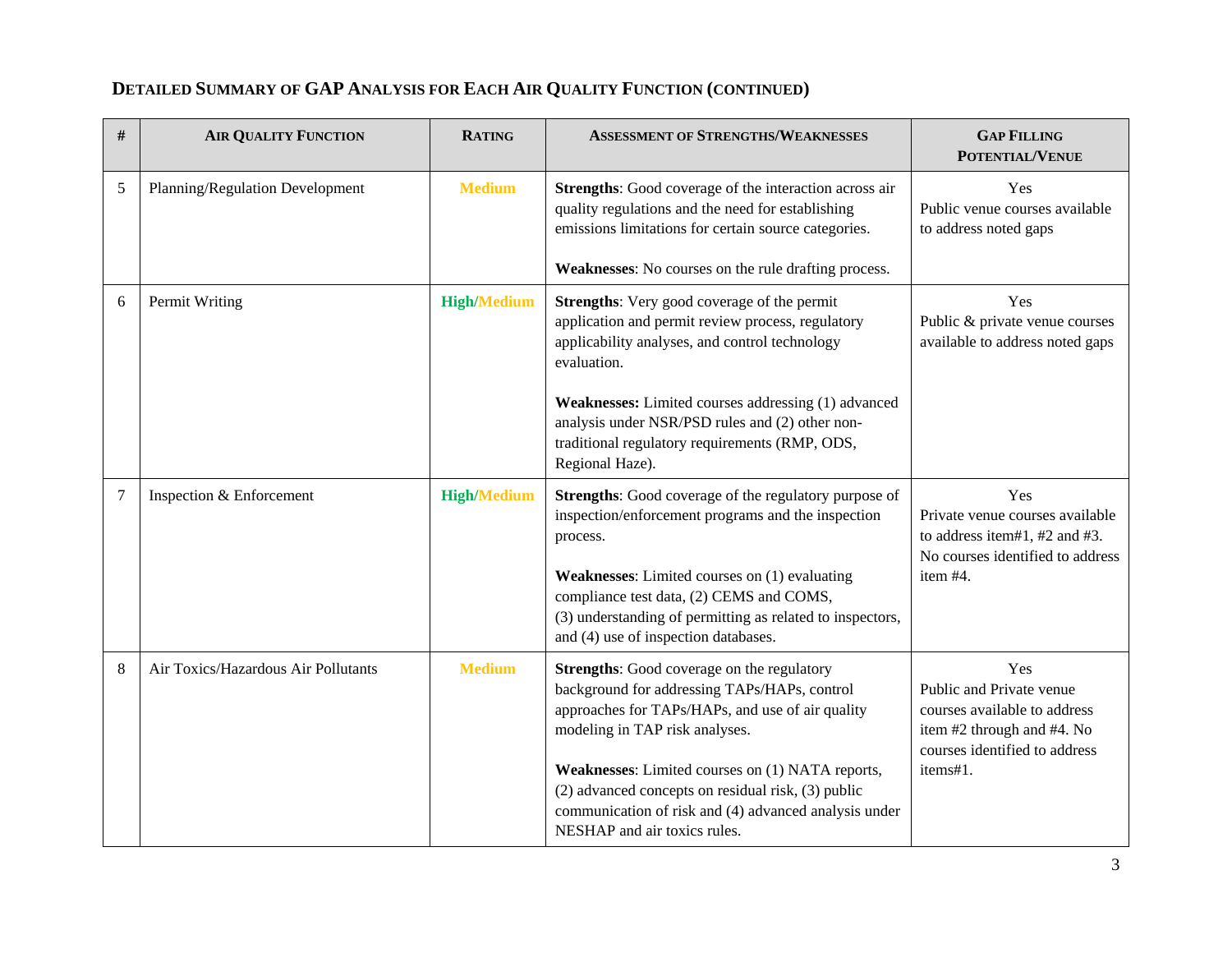### DETAILED SUMMARY OF GAP ANALYSIS FOR EACH AIR QUALITY FUNCTION (CONTINUED)

| # | AIR QUALITY FUNCTION | RATING | ASSESSMENT OF STRENGTHS/WEAKNESSES | GAP FILLING POTENTIAL/VENUE |
|---|---|---|---|---|
| 5 | Planning/Regulation Development | Medium | **Strengths**: Good coverage of the interaction across air quality regulations and the need for establishing emissions limitations for certain source categories.<br><br>**Weaknesses**: No courses on the rule drafting process. | Yes<br>Public venue courses available to address noted gaps |
| 6 | Permit Writing | High/Medium | **Strengths**: Very good coverage of the permit application and permit review process, regulatory applicability analyses, and control technology evaluation.<br><br>**Weaknesses:** Limited courses addressing (1) advanced analysis under NSR/PSD rules and (2) other non-traditional regulatory requirements (RMP, ODS, Regional Haze). | Yes<br>Public & private venue courses available to address noted gaps |
| 7 | Inspection & Enforcement | High/Medium | **Strengths**: Good coverage of the regulatory purpose of inspection/enforcement programs and the inspection process.<br><br>**Weaknesses**: Limited courses on (1) evaluating compliance test data, (2) CEMS and COMS, (3) understanding of permitting as related to inspectors, and (4) use of inspection databases. | Yes<br>Private venue courses available to address item#1, #2 and #3. No courses identified to address item #4. |
| 8 | Air Toxics/Hazardous Air Pollutants | Medium | **Strengths**: Good coverage on the regulatory background for addressing TAPs/HAPs, control approaches for TAPs/HAPs, and use of air quality modeling in TAP risk analyses.<br><br>**Weaknesses**: Limited courses on (1) NATA reports, (2) advanced concepts on residual risk, (3) public communication of risk and (4) advanced analysis under NESHAP and air toxics rules. | Yes<br>Public and Private venue courses available to address item #2 through and #4. No courses identified to address items#1. |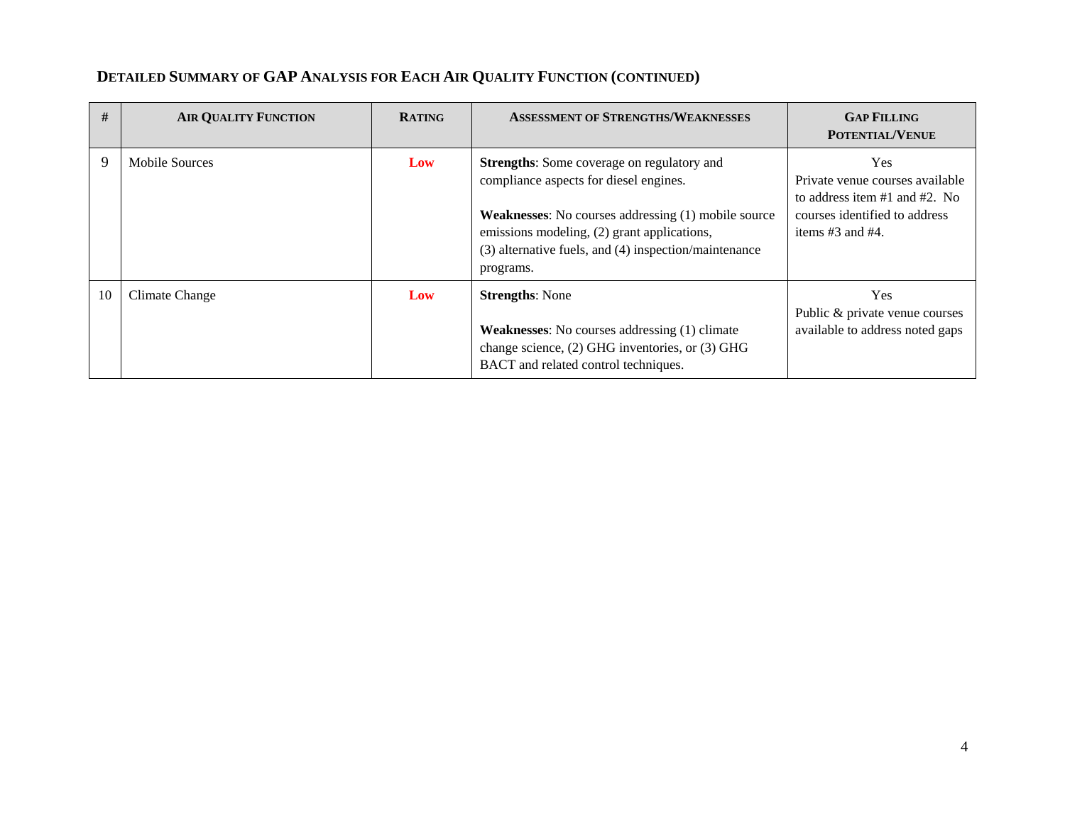### Detailed Summary of GAP Analysis for Each Air Quality Function (continued)

| # | Air Quality Function | Rating | Assessment of Strengths/Weaknesses | Gap Filling Potential/Venue |
|---|---|---|---|---|
| 9 | Mobile Sources | **Low** | **Strengths**: Some coverage on regulatory and compliance aspects for diesel engines.<br><br>**Weaknesses**: No courses addressing (1) mobile source emissions modeling, (2) grant applications, (3) alternative fuels, and (4) inspection/maintenance programs. | Yes<br>Private venue courses available to address item #1 and #2. No courses identified to address items #3 and #4. |
| 10 | Climate Change | **Low** | **Strengths**: None<br><br>**Weaknesses**: No courses addressing (1) climate change science, (2) GHG inventories, or (3) GHG BACT and related control techniques. | Yes<br>Public & private venue courses available to address noted gaps |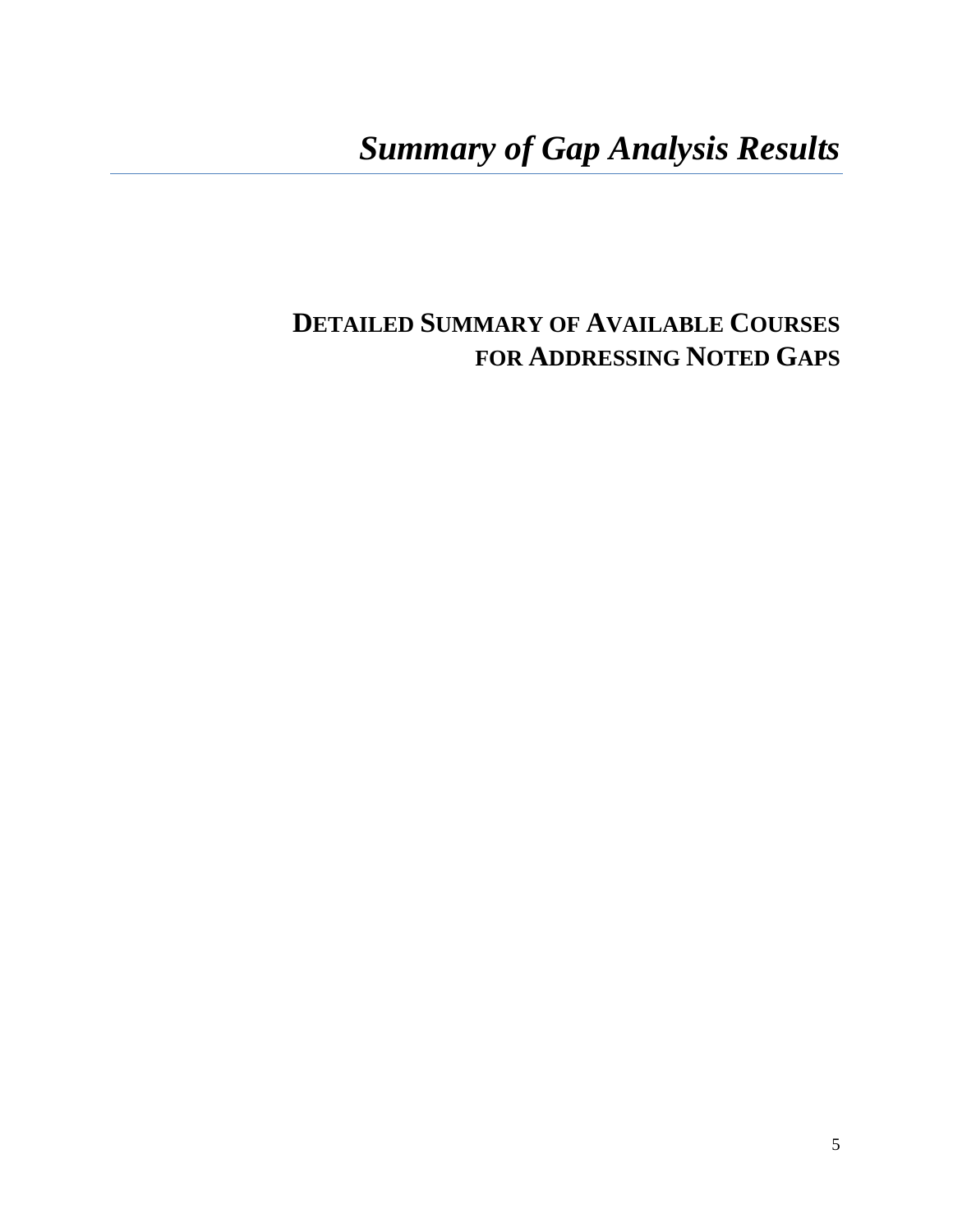# *Summary of Gap Analysis Results*

## DETAILED SUMMARY OF AVAILABLE COURSES FOR ADDRESSING NOTED GAPS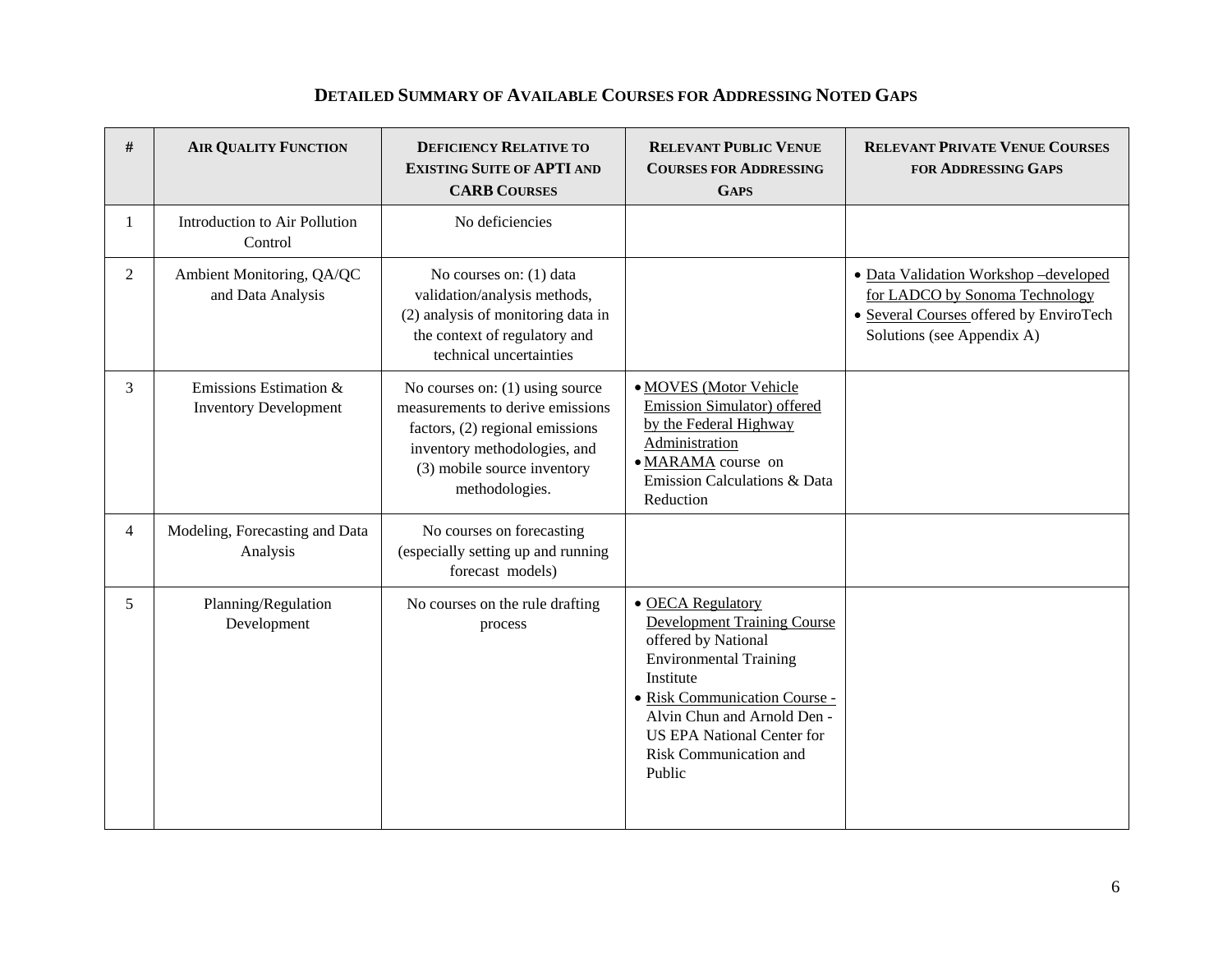## Detailed Summary of Available Courses for Addressing Noted Gaps

| # | Air Quality Function | Deficiency Relative to Existing Suite of APTI and CARB Courses | Relevant Public Venue Courses for Addressing Gaps | Relevant Private Venue Courses for Addressing Gaps |
|---|---|---|---|---|
| 1 | Introduction to Air Pollution Control | No deficiencies | | |
| 2 | Ambient Monitoring, QA/QC and Data Analysis | No courses on: (1) data validation/analysis methods, (2) analysis of monitoring data in the context of regulatory and technical uncertainties | | • Data Validation Workshop –developed for LADCO by Sonoma Technology<br>• Several Courses offered by EnviroTech Solutions (see Appendix A) |
| 3 | Emissions Estimation & Inventory Development | No courses on: (1) using source measurements to derive emissions factors, (2) regional emissions inventory methodologies, and (3) mobile source inventory methodologies. | • MOVES (Motor Vehicle Emission Simulator) offered by the Federal Highway Administration<br>• MARAMA course on Emission Calculations & Data Reduction | |
| 4 | Modeling, Forecasting and Data Analysis | No courses on forecasting (especially setting up and running forecast models) | | |
| 5 | Planning/Regulation Development | No courses on the rule drafting process | • OECA Regulatory Development Training Course offered by National Environmental Training Institute<br>• Risk Communication Course - Alvin Chun and Arnold Den - US EPA National Center for Risk Communication and Public | |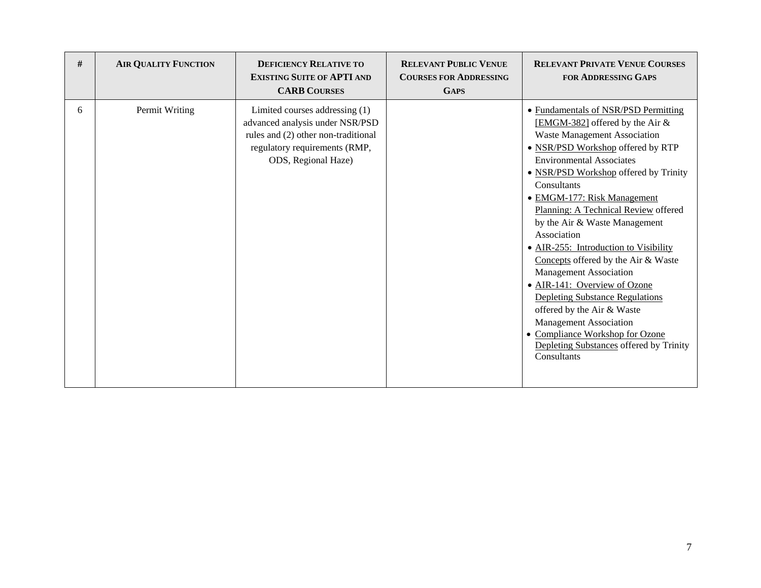| # | AIR QUALITY FUNCTION | DEFICIENCY RELATIVE TO EXISTING SUITE OF APTI AND CARB COURSES | RELEVANT PUBLIC VENUE COURSES FOR ADDRESSING GAPS | RELEVANT PRIVATE VENUE COURSES FOR ADDRESSING GAPS |
|---|---|---|---|---|
| 6 | Permit Writing | Limited courses addressing (1) advanced analysis under NSR/PSD rules and (2) other non-traditional regulatory requirements (RMP, ODS, Regional Haze) | | • Fundamentals of NSR/PSD Permitting [EMGM-382] offered by the Air & Waste Management Association<br>• NSR/PSD Workshop offered by RTP Environmental Associates<br>• NSR/PSD Workshop offered by Trinity Consultants<br>• EMGM-177: Risk Management Planning: A Technical Review offered by the Air & Waste Management Association<br>• AIR-255: Introduction to Visibility Concepts offered by the Air & Waste Management Association<br>• AIR-141: Overview of Ozone Depleting Substance Regulations offered by the Air & Waste Management Association<br>• Compliance Workshop for Ozone Depleting Substances offered by Trinity Consultants |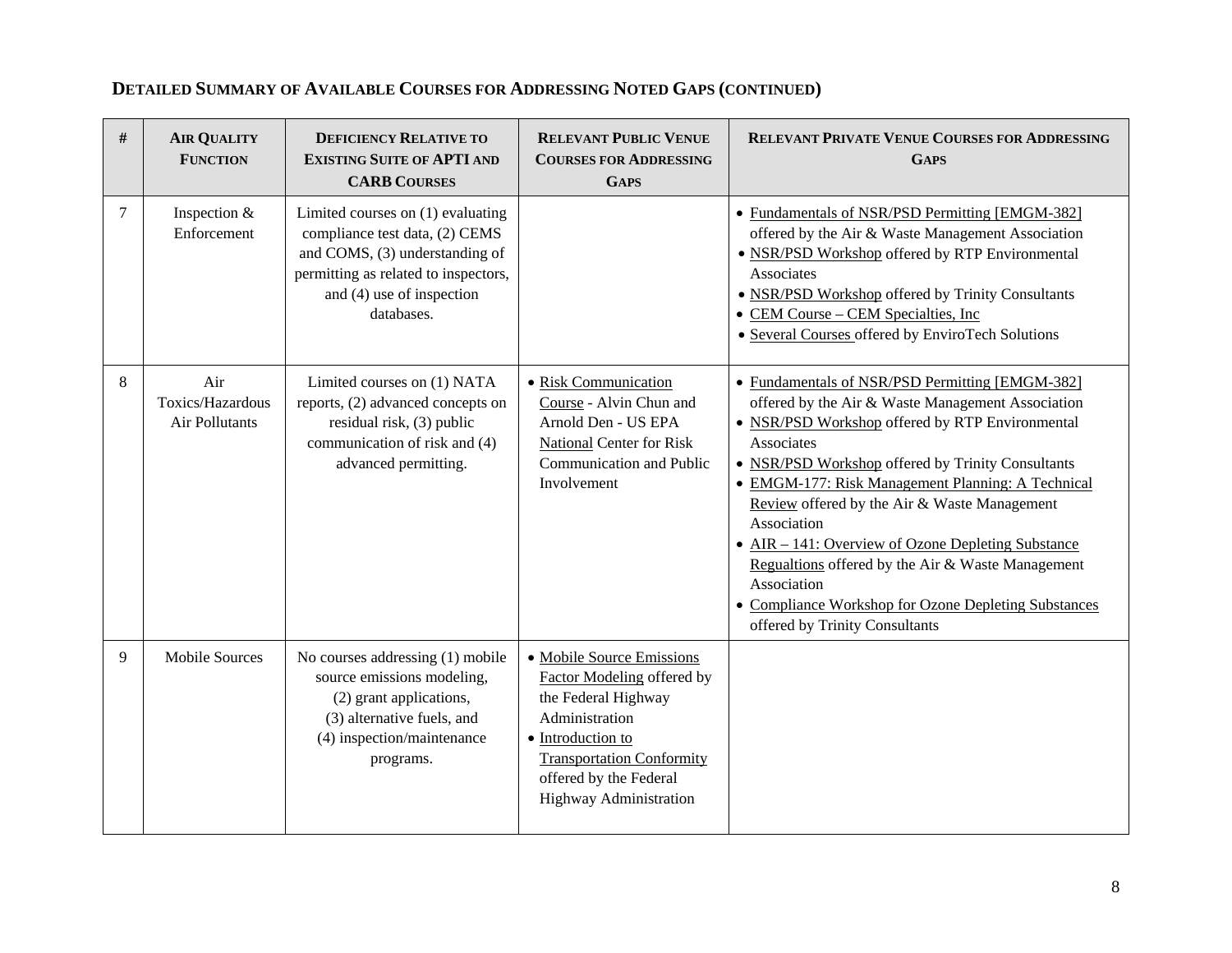### Detailed Summary of Available Courses for Addressing Noted Gaps (continued)

| # | Air Quality Function | Deficiency Relative to Existing Suite of APTI and CARB Courses | Relevant Public Venue Courses for Addressing Gaps | Relevant Private Venue Courses for Addressing Gaps |
|---|---|---|---|---|
| 7 | Inspection & Enforcement | Limited courses on (1) evaluating compliance test data, (2) CEMS and COMS, (3) understanding of permitting as related to inspectors, and (4) use of inspection databases. | | • Fundamentals of NSR/PSD Permitting [EMGM-382] offered by the Air & Waste Management Association<br>• NSR/PSD Workshop offered by RTP Environmental Associates<br>• NSR/PSD Workshop offered by Trinity Consultants<br>• CEM Course – CEM Specialties, Inc<br>• Several Courses offered by EnviroTech Solutions |
| 8 | Air Toxics/Hazardous Air Pollutants | Limited courses on (1) NATA reports, (2) advanced concepts on residual risk, (3) public communication of risk and (4) advanced permitting. | • Risk Communication Course - Alvin Chun and Arnold Den - US EPA National Center for Risk Communication and Public Involvement | • Fundamentals of NSR/PSD Permitting [EMGM-382] offered by the Air & Waste Management Association<br>• NSR/PSD Workshop offered by RTP Environmental Associates<br>• NSR/PSD Workshop offered by Trinity Consultants<br>• EMGM-177: Risk Management Planning: A Technical Review offered by the Air & Waste Management Association<br>• AIR – 141: Overview of Ozone Depleting Substance Regualtions offered by the Air & Waste Management Association<br>• Compliance Workshop for Ozone Depleting Substances offered by Trinity Consultants |
| 9 | Mobile Sources | No courses addressing (1) mobile source emissions modeling, (2) grant applications, (3) alternative fuels, and (4) inspection/maintenance programs. | • Mobile Source Emissions Factor Modeling offered by the Federal Highway Administration<br>• Introduction to Transportation Conformity offered by the Federal Highway Administration | |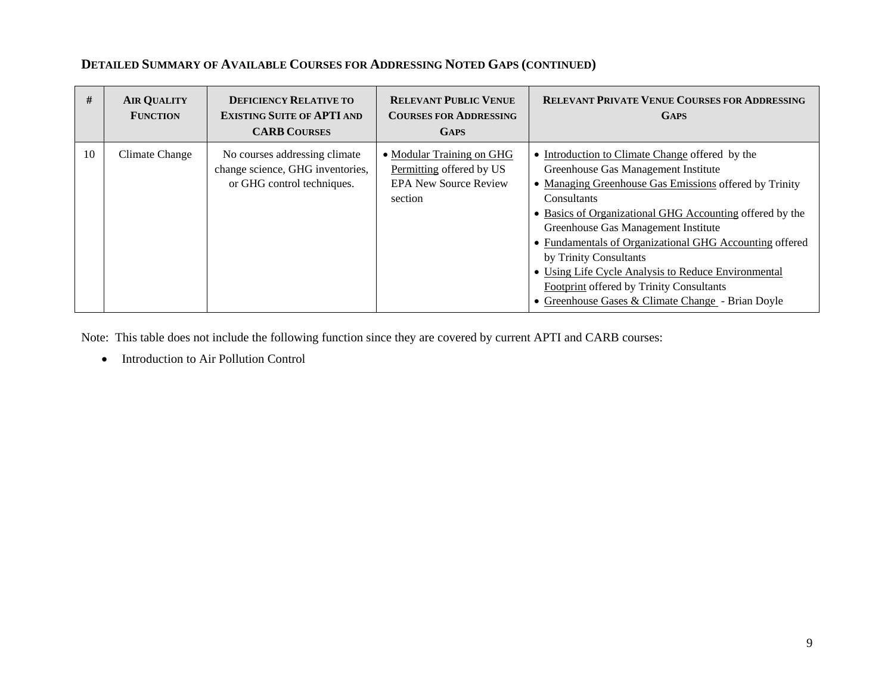**DETAILED SUMMARY OF AVAILABLE COURSES FOR ADDRESSING NOTED GAPS (CONTINUED)**

| # | AIR QUALITY FUNCTION | DEFICIENCY RELATIVE TO EXISTING SUITE OF APTI AND CARB COURSES | RELEVANT PUBLIC VENUE COURSES FOR ADDRESSING GAPS | RELEVANT PRIVATE VENUE COURSES FOR ADDRESSING GAPS |
|---|---|---|---|---|
| 10 | Climate Change | No courses addressing climate change science, GHG inventories, or GHG control techniques. | • Modular Training on GHG Permitting offered by US EPA New Source Review section | • Introduction to Climate Change offered by the Greenhouse Gas Management Institute<br>• Managing Greenhouse Gas Emissions offered by Trinity Consultants<br>• Basics of Organizational GHG Accounting offered by the Greenhouse Gas Management Institute<br>• Fundamentals of Organizational GHG Accounting offered by Trinity Consultants<br>• Using Life Cycle Analysis to Reduce Environmental Footprint offered by Trinity Consultants<br>• Greenhouse Gases & Climate Change - Brian Doyle |

Note: This table does not include the following function since they are covered by current APTI and CARB courses:

- Introduction to Air Pollution Control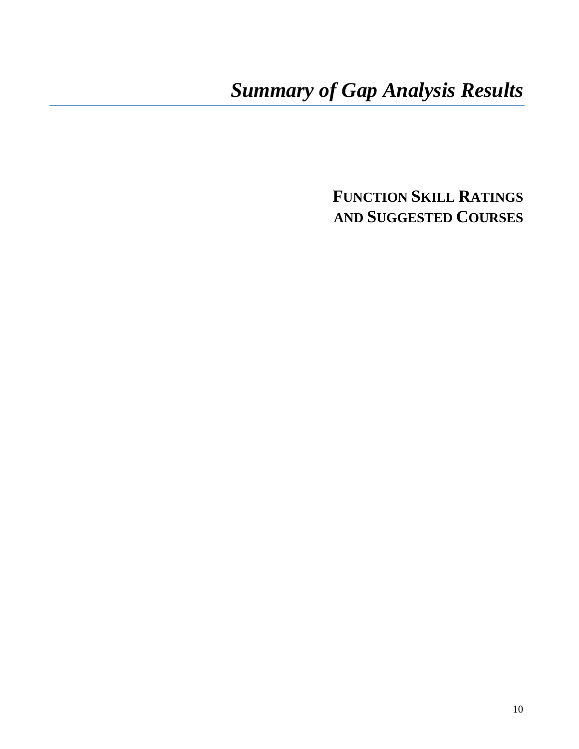# *Summary of Gap Analysis Results*

## **FUNCTION SKILL RATINGS AND SUGGESTED COURSES**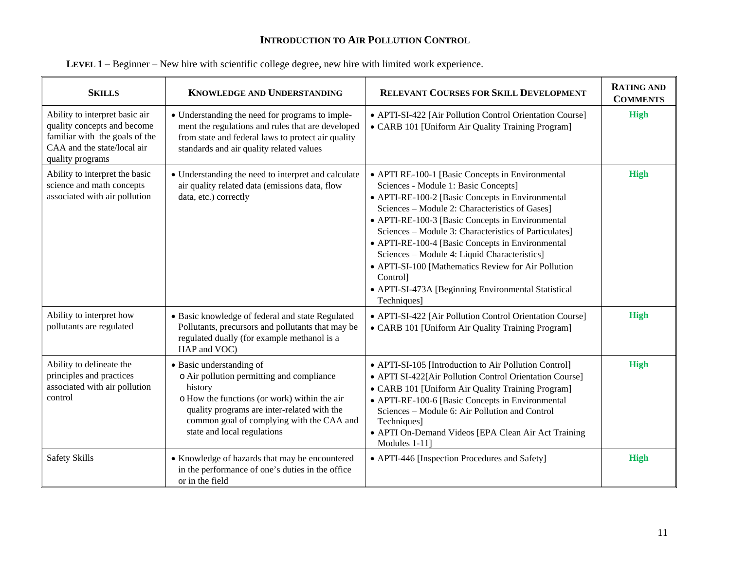## INTRODUCTION TO AIR POLLUTION CONTROL

**LEVEL 1 –** Beginner – New hire with scientific college degree, new hire with limited work experience.

| SKILLS | KNOWLEDGE AND UNDERSTANDING | RELEVANT COURSES FOR SKILL DEVELOPMENT | RATING AND COMMENTS |
|---|---|---|---|
| Ability to interpret basic air quality concepts and become familiar with the goals of the CAA and the state/local air quality programs | • Understanding the need for programs to implement the regulations and rules that are developed from state and federal laws to protect air quality standards and air quality related values | • APTI-SI-422 [Air Pollution Control Orientation Course]<br>• CARB 101 [Uniform Air Quality Training Program] | High |
| Ability to interpret the basic science and math concepts associated with air pollution | • Understanding the need to interpret and calculate air quality related data (emissions data, flow data, etc.) correctly | • APTI RE-100-1 [Basic Concepts in Environmental Sciences - Module 1: Basic Concepts]<br>• APTI-RE-100-2 [Basic Concepts in Environmental Sciences – Module 2: Characteristics of Gases]<br>• APTI-RE-100-3 [Basic Concepts in Environmental Sciences – Module 3: Characteristics of Particulates]<br>• APTI-RE-100-4 [Basic Concepts in Environmental Sciences – Module 4: Liquid Characteristics]<br>• APTI-SI-100 [Mathematics Review for Air Pollution Control]<br>• APTI-SI-473A [Beginning Environmental Statistical Techniques] | High |
| Ability to interpret how pollutants are regulated | • Basic knowledge of federal and state Regulated Pollutants, precursors and pollutants that may be regulated dually (for example methanol is a HAP and VOC) | • APTI-SI-422 [Air Pollution Control Orientation Course]<br>• CARB 101 [Uniform Air Quality Training Program] | High |
| Ability to delineate the principles and practices associated with air pollution control | • Basic understanding of<br>o Air pollution permitting and compliance history<br>o How the functions (or work) within the air quality programs are inter-related with the common goal of complying with the CAA and state and local regulations | • APTI-SI-105 [Introduction to Air Pollution Control]<br>• APTI SI-422[Air Pollution Control Orientation Course]<br>• CARB 101 [Uniform Air Quality Training Program]<br>• APTI-RE-100-6 [Basic Concepts in Environmental Sciences – Module 6: Air Pollution and Control Techniques]<br>• APTI On-Demand Videos [EPA Clean Air Act Training Modules 1-11] | High |
| Safety Skills | • Knowledge of hazards that may be encountered in the performance of one's duties in the office or in the field | • APTI-446 [Inspection Procedures and Safety] | High |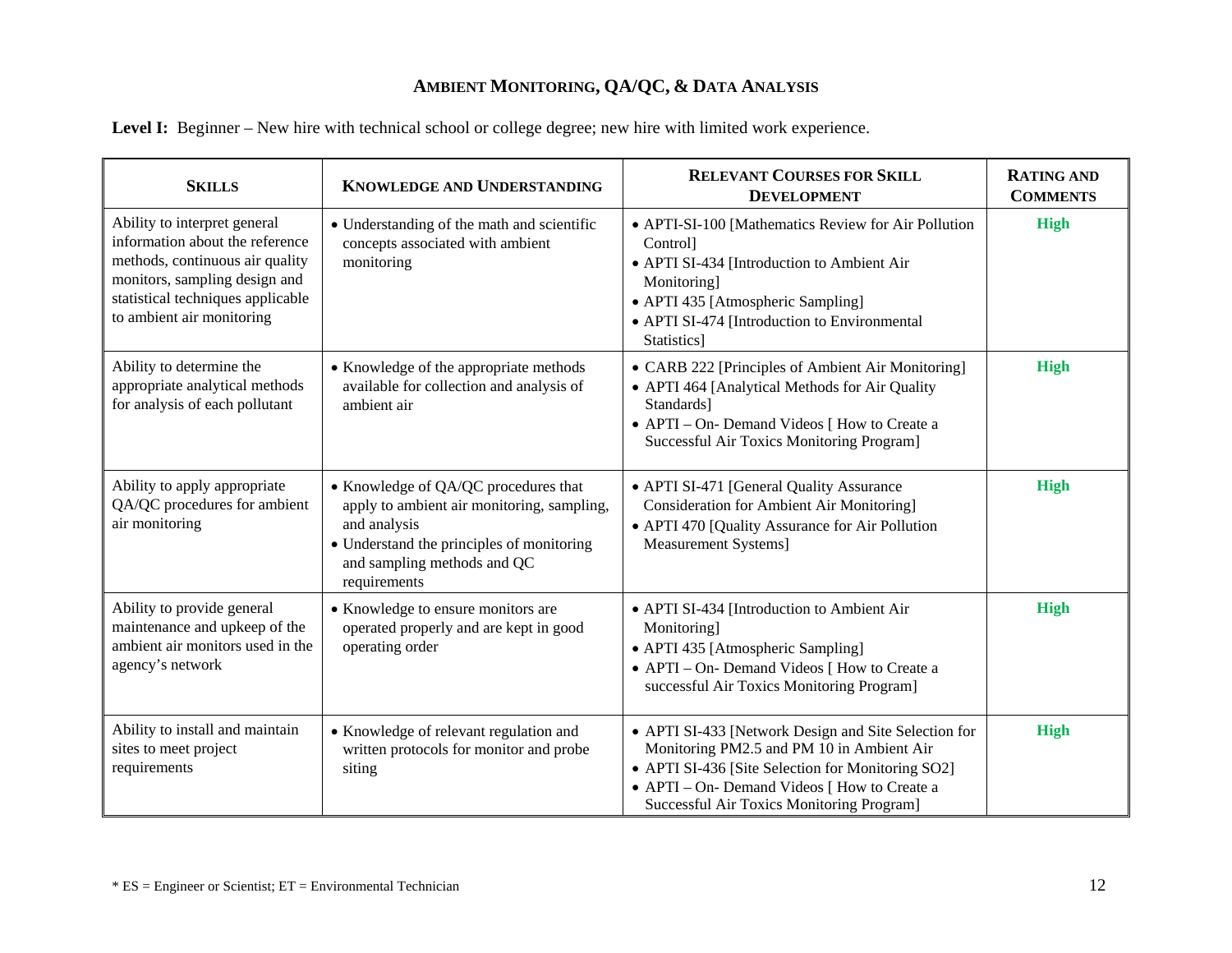## AMBIENT MONITORING, QA/QC, & DATA ANALYSIS

**Level I:** Beginner – New hire with technical school or college degree; new hire with limited work experience.

| SKILLS | KNOWLEDGE AND UNDERSTANDING | RELEVANT COURSES FOR SKILL DEVELOPMENT | RATING AND COMMENTS |
|---|---|---|---|
| Ability to interpret general information about the reference methods, continuous air quality monitors, sampling design and statistical techniques applicable to ambient air monitoring | • Understanding of the math and scientific concepts associated with ambient monitoring | • APTI-SI-100 [Mathematics Review for Air Pollution Control]<br>• APTI SI-434 [Introduction to Ambient Air Monitoring]<br>• APTI 435 [Atmospheric Sampling]<br>• APTI SI-474 [Introduction to Environmental Statistics] | **High** |
| Ability to determine the appropriate analytical methods for analysis of each pollutant | • Knowledge of the appropriate methods available for collection and analysis of ambient air | • CARB 222 [Principles of Ambient Air Monitoring]<br>• APTI 464 [Analytical Methods for Air Quality Standards]<br>• APTI – On- Demand Videos [ How to Create a Successful Air Toxics Monitoring Program] | **High** |
| Ability to apply appropriate QA/QC procedures for ambient air monitoring | • Knowledge of QA/QC procedures that apply to ambient air monitoring, sampling, and analysis<br>• Understand the principles of monitoring and sampling methods and QC requirements | • APTI SI-471 [General Quality Assurance Consideration for Ambient Air Monitoring]<br>• APTI 470 [Quality Assurance for Air Pollution Measurement Systems] | **High** |
| Ability to provide general maintenance and upkeep of the ambient air monitors used in the agency's network | • Knowledge to ensure monitors are operated properly and are kept in good operating order | • APTI SI-434 [Introduction to Ambient Air Monitoring]<br>• APTI 435 [Atmospheric Sampling]<br>• APTI – On- Demand Videos [ How to Create a successful Air Toxics Monitoring Program] | **High** |
| Ability to install and maintain sites to meet project requirements | • Knowledge of relevant regulation and written protocols for monitor and probe siting | • APTI SI-433 [Network Design and Site Selection for Monitoring PM2.5 and PM 10 in Ambient Air<br>• APTI SI-436 [Site Selection for Monitoring SO2]<br>• APTI – On- Demand Videos [ How to Create a Successful Air Toxics Monitoring Program] | **High** |

* ES = Engineer or Scientist; ET = Environmental Technician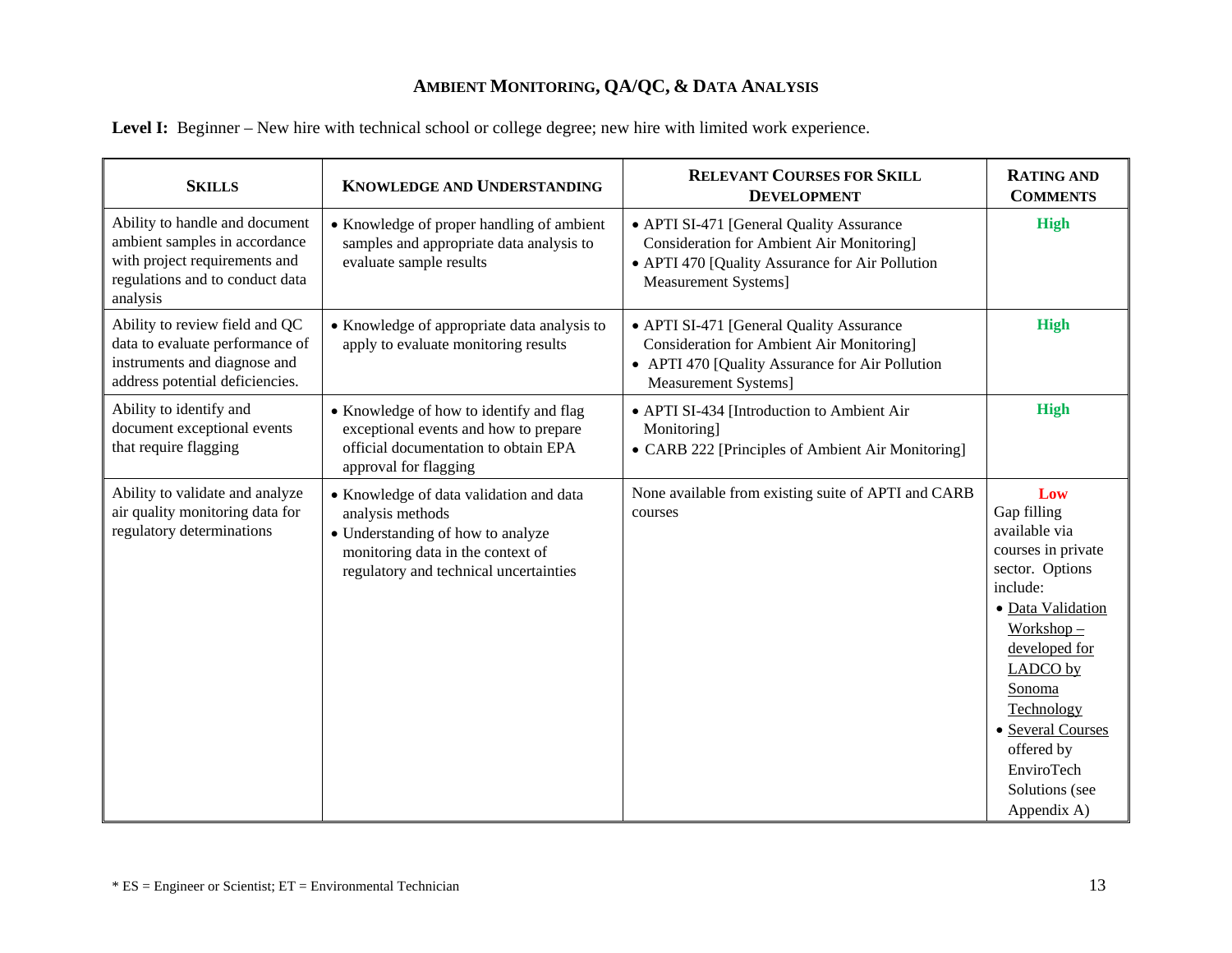# AMBIENT MONITORING, QA/QC, & DATA ANALYSIS

**Level I:** Beginner – New hire with technical school or college degree; new hire with limited work experience.

| SKILLS | KNOWLEDGE AND UNDERSTANDING | RELEVANT COURSES FOR SKILL DEVELOPMENT | RATING AND COMMENTS |
|---|---|---|---|
| Ability to handle and document ambient samples in accordance with project requirements and regulations and to conduct data analysis | • Knowledge of proper handling of ambient samples and appropriate data analysis to evaluate sample results | • APTI SI-471 [General Quality Assurance Consideration for Ambient Air Monitoring]<br>• APTI 470 [Quality Assurance for Air Pollution Measurement Systems] | **High** |
| Ability to review field and QC data to evaluate performance of instruments and diagnose and address potential deficiencies. | • Knowledge of appropriate data analysis to apply to evaluate monitoring results | • APTI SI-471 [General Quality Assurance Consideration for Ambient Air Monitoring]<br>• APTI 470 [Quality Assurance for Air Pollution Measurement Systems] | **High** |
| Ability to identify and document exceptional events that require flagging | • Knowledge of how to identify and flag exceptional events and how to prepare official documentation to obtain EPA approval for flagging | • APTI SI-434 [Introduction to Ambient Air Monitoring]<br>• CARB 222 [Principles of Ambient Air Monitoring] | **High** |
| Ability to validate and analyze air quality monitoring data for regulatory determinations | • Knowledge of data validation and data analysis methods<br>• Understanding of how to analyze monitoring data in the context of regulatory and technical uncertainties | None available from existing suite of APTI and CARB courses | **Low**<br>Gap filling available via courses in private sector. Options include:<br>• Data Validation Workshop – developed for LADCO by Sonoma Technology<br>• Several Courses offered by EnviroTech Solutions (see Appendix A) |

* ES = Engineer or Scientist; ET = Environmental Technician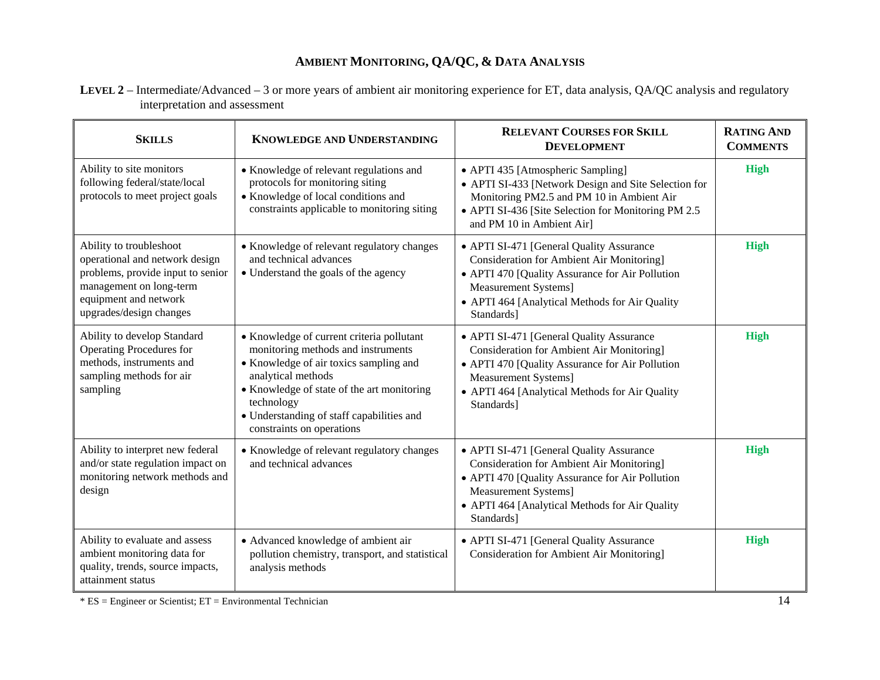## AMBIENT MONITORING, QA/QC, & DATA ANALYSIS

**LEVEL 2** – Intermediate/Advanced – 3 or more years of ambient air monitoring experience for ET, data analysis, QA/QC analysis and regulatory interpretation and assessment

| SKILLS | KNOWLEDGE AND UNDERSTANDING | RELEVANT COURSES FOR SKILL DEVELOPMENT | RATING AND COMMENTS |
|---|---|---|---|
| Ability to site monitors following federal/state/local protocols to meet project goals | • Knowledge of relevant regulations and protocols for monitoring siting<br>• Knowledge of local conditions and constraints applicable to monitoring siting | • APTI 435 [Atmospheric Sampling]<br>• APTI SI-433 [Network Design and Site Selection for Monitoring PM2.5 and PM 10 in Ambient Air<br>• APTI SI-436 [Site Selection for Monitoring PM 2.5 and PM 10 in Ambient Air] | **High** |
| Ability to troubleshoot operational and network design problems, provide input to senior management on long-term equipment and network upgrades/design changes | • Knowledge of relevant regulatory changes and technical advances<br>• Understand the goals of the agency | • APTI SI-471 [General Quality Assurance Consideration for Ambient Air Monitoring]<br>• APTI 470 [Quality Assurance for Air Pollution Measurement Systems]<br>• APTI 464 [Analytical Methods for Air Quality Standards] | **High** |
| Ability to develop Standard Operating Procedures for methods, instruments and sampling methods for air sampling | • Knowledge of current criteria pollutant monitoring methods and instruments<br>• Knowledge of air toxics sampling and analytical methods<br>• Knowledge of state of the art monitoring technology<br>• Understanding of staff capabilities and constraints on operations | • APTI SI-471 [General Quality Assurance Consideration for Ambient Air Monitoring]<br>• APTI 470 [Quality Assurance for Air Pollution Measurement Systems]<br>• APTI 464 [Analytical Methods for Air Quality Standards] | **High** |
| Ability to interpret new federal and/or state regulation impact on monitoring network methods and design | • Knowledge of relevant regulatory changes and technical advances | • APTI SI-471 [General Quality Assurance Consideration for Ambient Air Monitoring]<br>• APTI 470 [Quality Assurance for Air Pollution Measurement Systems]<br>• APTI 464 [Analytical Methods for Air Quality Standards] | **High** |
| Ability to evaluate and assess ambient monitoring data for quality, trends, source impacts, attainment status | • Advanced knowledge of ambient air pollution chemistry, transport, and statistical analysis methods | • APTI SI-471 [General Quality Assurance Consideration for Ambient Air Monitoring] | **High** |

* ES = Engineer or Scientist; ET = Environmental Technician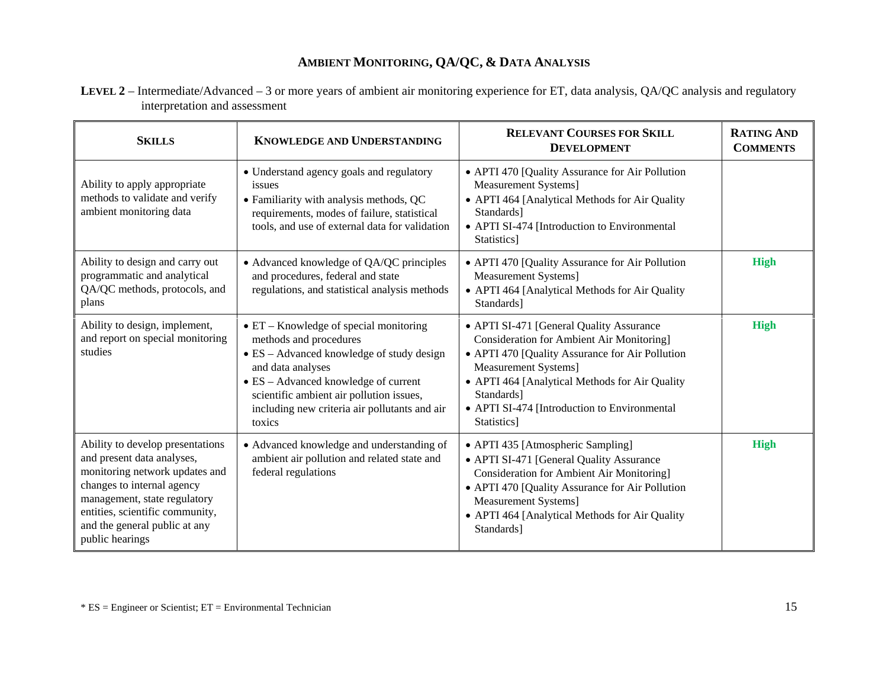## AMBIENT MONITORING, QA/QC, & DATA ANALYSIS

**LEVEL 2** – Intermediate/Advanced – 3 or more years of ambient air monitoring experience for ET, data analysis, QA/QC analysis and regulatory interpretation and assessment

| SKILLS | KNOWLEDGE AND UNDERSTANDING | RELEVANT COURSES FOR SKILL DEVELOPMENT | RATING AND COMMENTS |
|---|---|---|---|
| Ability to apply appropriate methods to validate and verify ambient monitoring data | • Understand agency goals and regulatory issues<br>• Familiarity with analysis methods, QC requirements, modes of failure, statistical tools, and use of external data for validation | • APTI 470 [Quality Assurance for Air Pollution Measurement Systems]<br>• APTI 464 [Analytical Methods for Air Quality Standards]<br>• APTI SI-474 [Introduction to Environmental Statistics] | |
| Ability to design and carry out programmatic and analytical QA/QC methods, protocols, and plans | • Advanced knowledge of QA/QC principles and procedures, federal and state regulations, and statistical analysis methods | • APTI 470 [Quality Assurance for Air Pollution Measurement Systems]<br>• APTI 464 [Analytical Methods for Air Quality Standards] | **High** |
| Ability to design, implement, and report on special monitoring studies | • ET – Knowledge of special monitoring methods and procedures<br>• ES – Advanced knowledge of study design and data analyses<br>• ES – Advanced knowledge of current scientific ambient air pollution issues, including new criteria air pollutants and air toxics | • APTI SI-471 [General Quality Assurance Consideration for Ambient Air Monitoring]<br>• APTI 470 [Quality Assurance for Air Pollution Measurement Systems]<br>• APTI 464 [Analytical Methods for Air Quality Standards]<br>• APTI SI-474 [Introduction to Environmental Statistics] | **High** |
| Ability to develop presentations and present data analyses, monitoring network updates and changes to internal agency management, state regulatory entities, scientific community, and the general public at any public hearings | • Advanced knowledge and understanding of ambient air pollution and related state and federal regulations | • APTI 435 [Atmospheric Sampling]<br>• APTI SI-471 [General Quality Assurance Consideration for Ambient Air Monitoring]<br>• APTI 470 [Quality Assurance for Air Pollution Measurement Systems]<br>• APTI 464 [Analytical Methods for Air Quality Standards] | **High** |

* ES = Engineer or Scientist; ET = Environmental Technician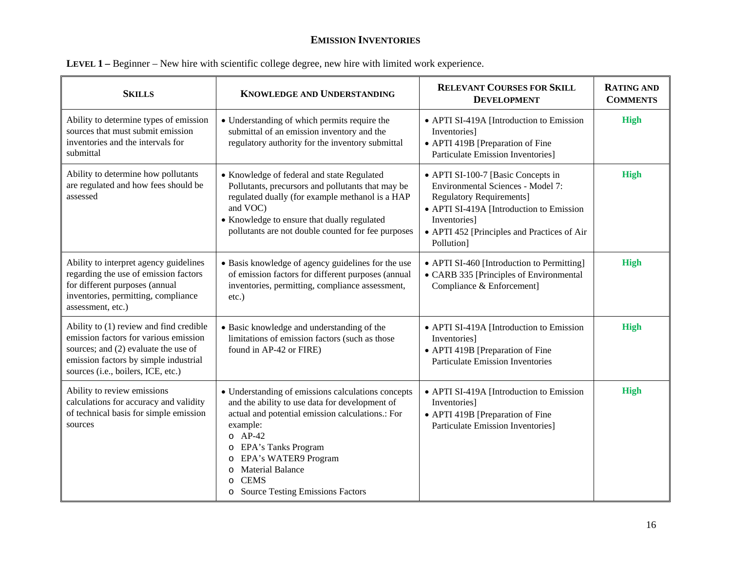## EMISSION INVENTORIES

**LEVEL 1 –** Beginner – New hire with scientific college degree, new hire with limited work experience.

| SKILLS | KNOWLEDGE AND UNDERSTANDING | RELEVANT COURSES FOR SKILL DEVELOPMENT | RATING AND COMMENTS |
|---|---|---|---|
| Ability to determine types of emission sources that must submit emission inventories and the intervals for submittal | • Understanding of which permits require the submittal of an emission inventory and the regulatory authority for the inventory submittal | • APTI SI-419A [Introduction to Emission Inventories]<br>• APTI 419B [Preparation of Fine Particulate Emission Inventories] | **High** |
| Ability to determine how pollutants are regulated and how fees should be assessed | • Knowledge of federal and state Regulated Pollutants, precursors and pollutants that may be regulated dually (for example methanol is a HAP and VOC)<br>• Knowledge to ensure that dually regulated pollutants are not double counted for fee purposes | • APTI SI-100-7 [Basic Concepts in Environmental Sciences - Model 7: Regulatory Requirements]<br>• APTI SI-419A [Introduction to Emission Inventories]<br>• APTI 452 [Principles and Practices of Air Pollution] | **High** |
| Ability to interpret agency guidelines regarding the use of emission factors for different purposes (annual inventories, permitting, compliance assessment, etc.) | • Basis knowledge of agency guidelines for the use of emission factors for different purposes (annual inventories, permitting, compliance assessment, etc.) | • APTI SI-460 [Introduction to Permitting]<br>• CARB 335 [Principles of Environmental Compliance & Enforcement] | **High** |
| Ability to (1) review and find credible emission factors for various emission sources; and (2) evaluate the use of emission factors by simple industrial sources (i.e., boilers, ICE, etc.) | • Basic knowledge and understanding of the limitations of emission factors (such as those found in AP-42 or FIRE) | • APTI SI-419A [Introduction to Emission Inventories]<br>• APTI 419B [Preparation of Fine Particulate Emission Inventories | **High** |
| Ability to review emissions calculations for accuracy and validity of technical basis for simple emission sources | • Understanding of emissions calculations concepts and the ability to use data for development of actual and potential emission calculations.: For example:<br>o AP-42<br>o EPA's Tanks Program<br>o EPA's WATER9 Program<br>o Material Balance<br>o CEMS<br>o Source Testing Emissions Factors | • APTI SI-419A [Introduction to Emission Inventories]<br>• APTI 419B [Preparation of Fine Particulate Emission Inventories] | **High** |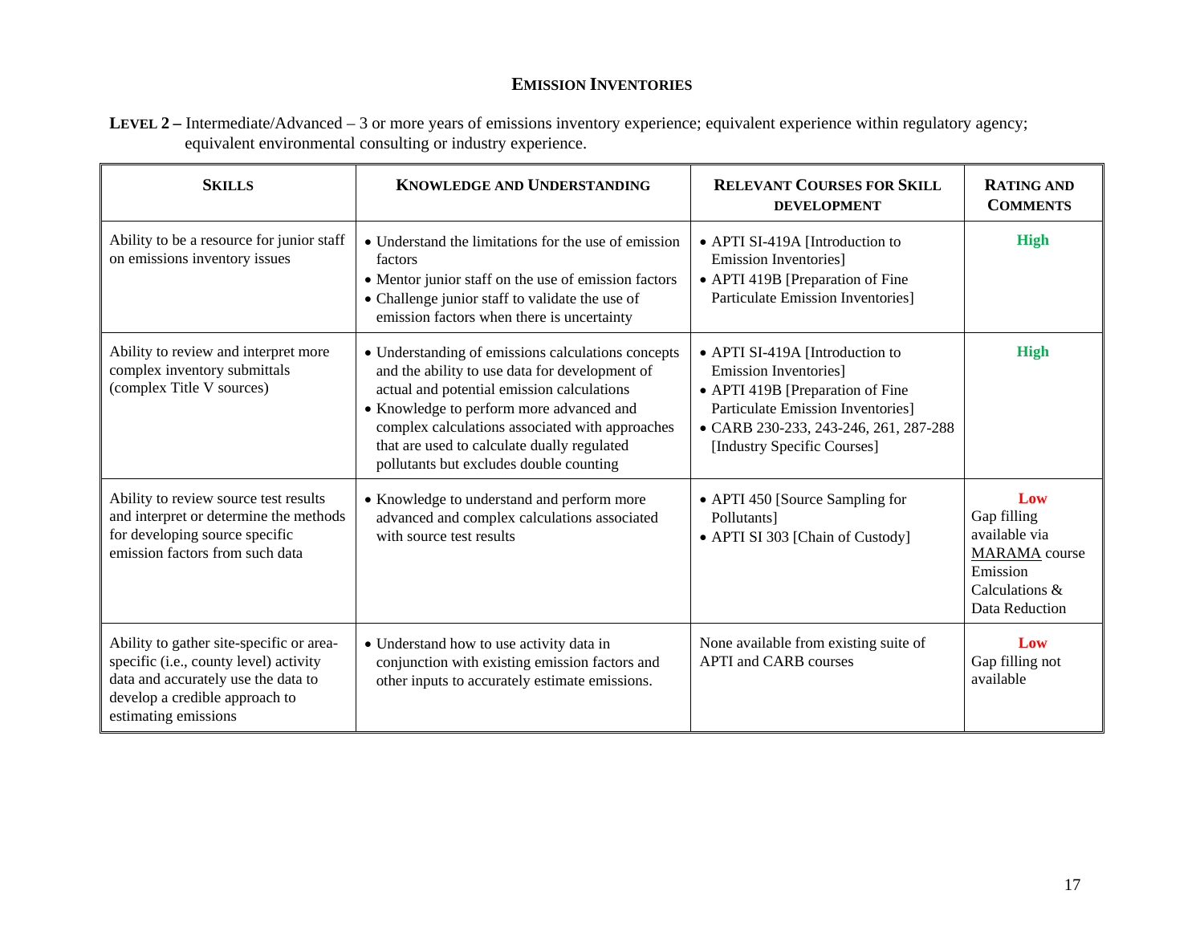## EMISSION INVENTORIES

**LEVEL 2 –** Intermediate/Advanced – 3 or more years of emissions inventory experience; equivalent experience within regulatory agency; equivalent environmental consulting or industry experience.

| SKILLS | KNOWLEDGE AND UNDERSTANDING | RELEVANT COURSES FOR SKILL DEVELOPMENT | RATING AND COMMENTS |
|---|---|---|---|
| Ability to be a resource for junior staff on emissions inventory issues | • Understand the limitations for the use of emission factors<br>• Mentor junior staff on the use of emission factors<br>• Challenge junior staff to validate the use of emission factors when there is uncertainty | • APTI SI-419A [Introduction to Emission Inventories]<br>• APTI 419B [Preparation of Fine Particulate Emission Inventories] | **High** |
| Ability to review and interpret more complex inventory submittals (complex Title V sources) | • Understanding of emissions calculations concepts and the ability to use data for development of actual and potential emission calculations<br>• Knowledge to perform more advanced and complex calculations associated with approaches that are used to calculate dually regulated pollutants but excludes double counting | • APTI SI-419A [Introduction to Emission Inventories]<br>• APTI 419B [Preparation of Fine Particulate Emission Inventories]<br>• CARB 230-233, 243-246, 261, 287-288 [Industry Specific Courses] | **High** |
| Ability to review source test results and interpret or determine the methods for developing source specific emission factors from such data | • Knowledge to understand and perform more advanced and complex calculations associated with source test results | • APTI 450 [Source Sampling for Pollutants]<br>• APTI SI 303 [Chain of Custody] | **Low**<br>Gap filling available via MARAMA course Emission Calculations & Data Reduction |
| Ability to gather site-specific or area-specific (i.e., county level) activity data and accurately use the data to develop a credible approach to estimating emissions | • Understand how to use activity data in conjunction with existing emission factors and other inputs to accurately estimate emissions. | None available from existing suite of APTI and CARB courses | **Low**<br>Gap filling not available |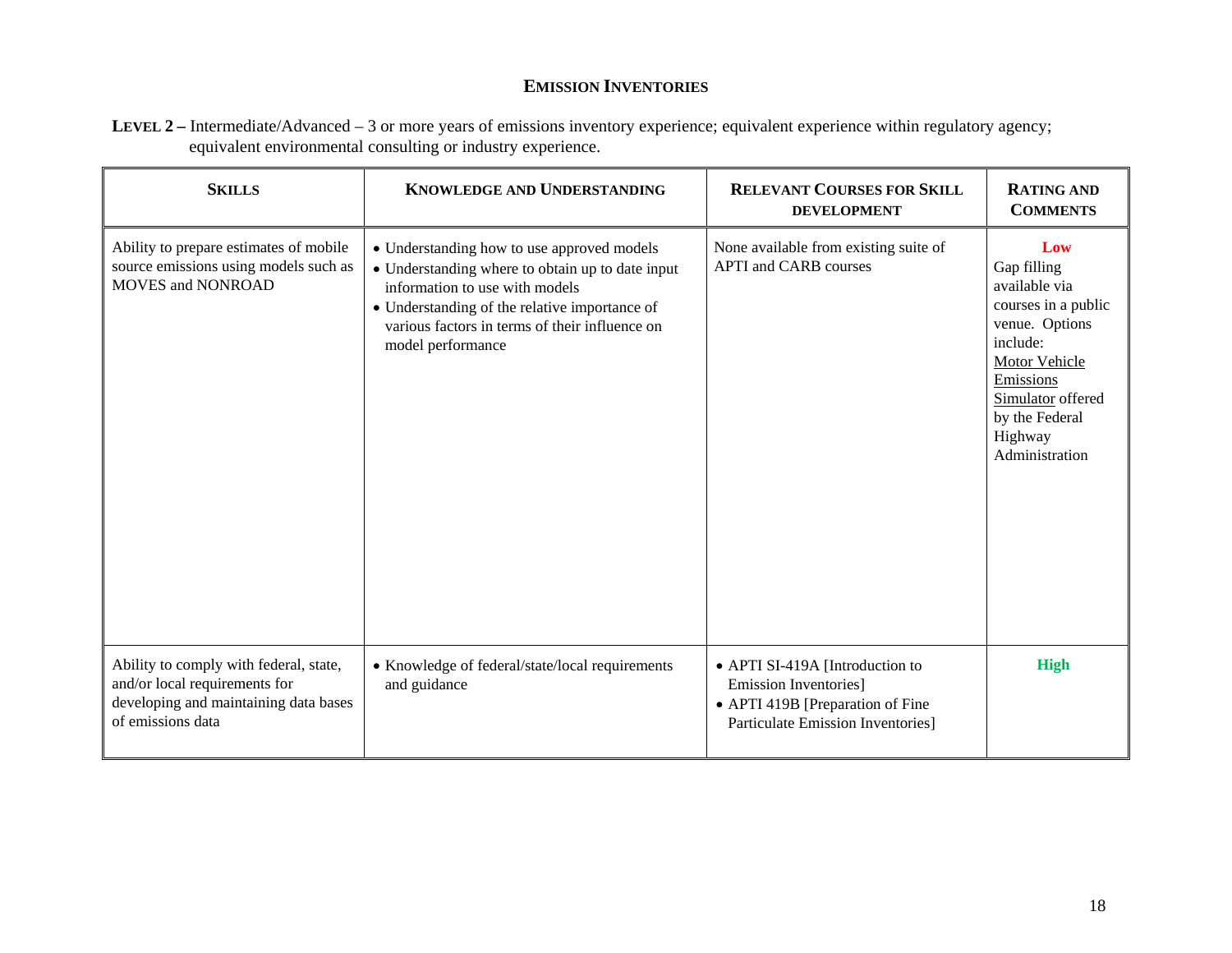## Emission Inventories

**Level 2 –** Intermediate/Advanced – 3 or more years of emissions inventory experience; equivalent experience within regulatory agency; equivalent environmental consulting or industry experience.

| **Skills** | **Knowledge and Understanding** | **Relevant Courses for Skill Development** | **Rating and Comments** |
|---|---|---|---|
| Ability to prepare estimates of mobile source emissions using models such as MOVES and NONROAD | • Understanding how to use approved models<br>• Understanding where to obtain up to date input information to use with models<br>• Understanding of the relative importance of various factors in terms of their influence on model performance | None available from existing suite of APTI and CARB courses | **Low**<br>Gap filling available via courses in a public venue. Options include: Motor Vehicle Emissions Simulator offered by the Federal Highway Administration |
| Ability to comply with federal, state, and/or local requirements for developing and maintaining data bases of emissions data | • Knowledge of federal/state/local requirements and guidance | • APTI SI-419A [Introduction to Emission Inventories]<br>• APTI 419B [Preparation of Fine Particulate Emission Inventories] | **High** |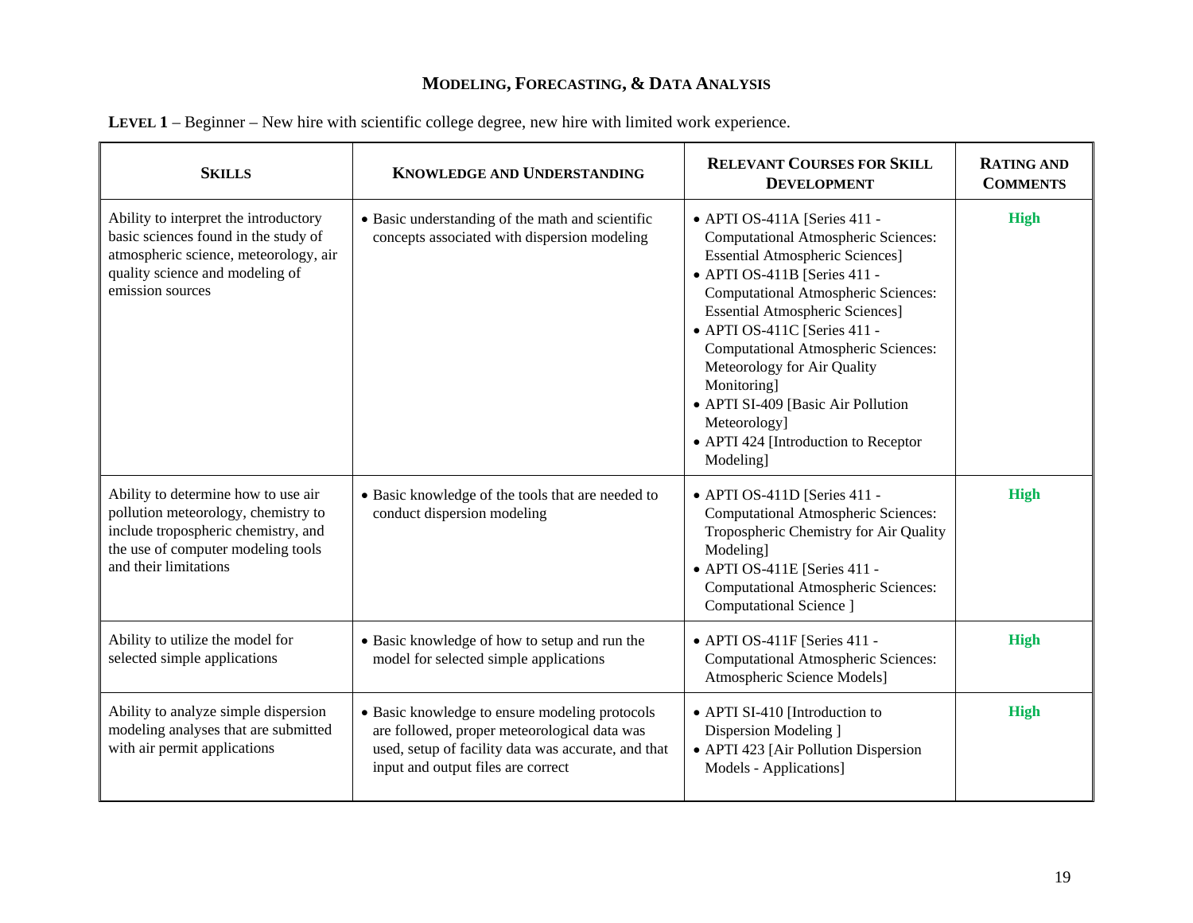## Modeling, Forecasting, & Data Analysis

**Level 1** – Beginner – New hire with scientific college degree, new hire with limited work experience.

| Skills | Knowledge and Understanding | Relevant Courses for Skill Development | Rating and Comments |
|---|---|---|---|
| Ability to interpret the introductory basic sciences found in the study of atmospheric science, meteorology, air quality science and modeling of emission sources | • Basic understanding of the math and scientific concepts associated with dispersion modeling | • APTI OS-411A [Series 411 - Computational Atmospheric Sciences: Essential Atmospheric Sciences]<br>• APTI OS-411B [Series 411 - Computational Atmospheric Sciences: Essential Atmospheric Sciences]<br>• APTI OS-411C [Series 411 - Computational Atmospheric Sciences: Meteorology for Air Quality Monitoring]<br>• APTI SI-409 [Basic Air Pollution Meteorology]<br>• APTI 424 [Introduction to Receptor Modeling] | **High** |
| Ability to determine how to use air pollution meteorology, chemistry to include tropospheric chemistry, and the use of computer modeling tools and their limitations | • Basic knowledge of the tools that are needed to conduct dispersion modeling | • APTI OS-411D [Series 411 - Computational Atmospheric Sciences: Tropospheric Chemistry for Air Quality Modeling]<br>• APTI OS-411E [Series 411 - Computational Atmospheric Sciences: Computational Science ] | **High** |
| Ability to utilize the model for selected simple applications | • Basic knowledge of how to setup and run the model for selected simple applications | • APTI OS-411F [Series 411 - Computational Atmospheric Sciences: Atmospheric Science Models] | **High** |
| Ability to analyze simple dispersion modeling analyses that are submitted with air permit applications | • Basic knowledge to ensure modeling protocols are followed, proper meteorological data was used, setup of facility data was accurate, and that input and output files are correct | • APTI SI-410 [Introduction to Dispersion Modeling ]<br>• APTI 423 [Air Pollution Dispersion Models - Applications] | **High** |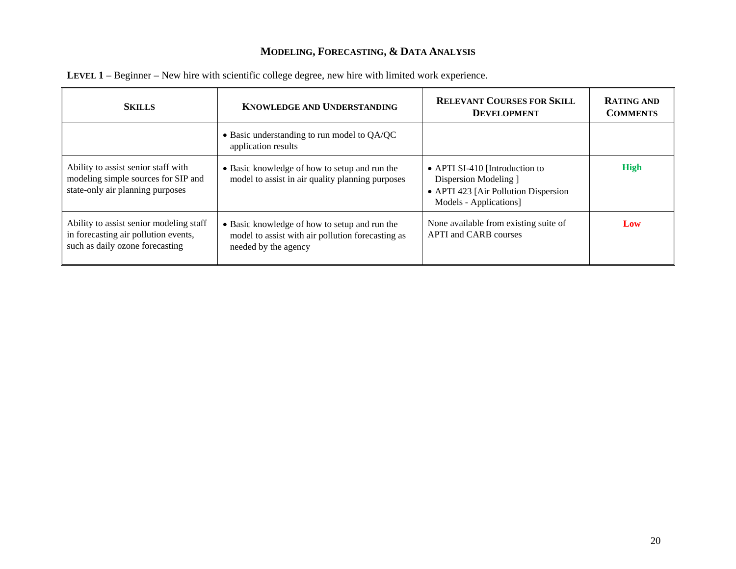## Modeling, Forecasting, & Data Analysis

**Level 1** – Beginner – New hire with scientific college degree, new hire with limited work experience.

| Skills | Knowledge and Understanding | Relevant Courses for Skill Development | Rating and Comments |
|---|---|---|---|
| | • Basic understanding to run model to QA/QC application results | | |
| Ability to assist senior staff with modeling simple sources for SIP and state-only air planning purposes | • Basic knowledge of how to setup and run the model to assist in air quality planning purposes | • APTI SI-410 [Introduction to Dispersion Modeling ]<br>• APTI 423 [Air Pollution Dispersion Models - Applications] | **High** |
| Ability to assist senior modeling staff in forecasting air pollution events, such as daily ozone forecasting | • Basic knowledge of how to setup and run the model to assist with air pollution forecasting as needed by the agency | None available from existing suite of APTI and CARB courses | **Low** |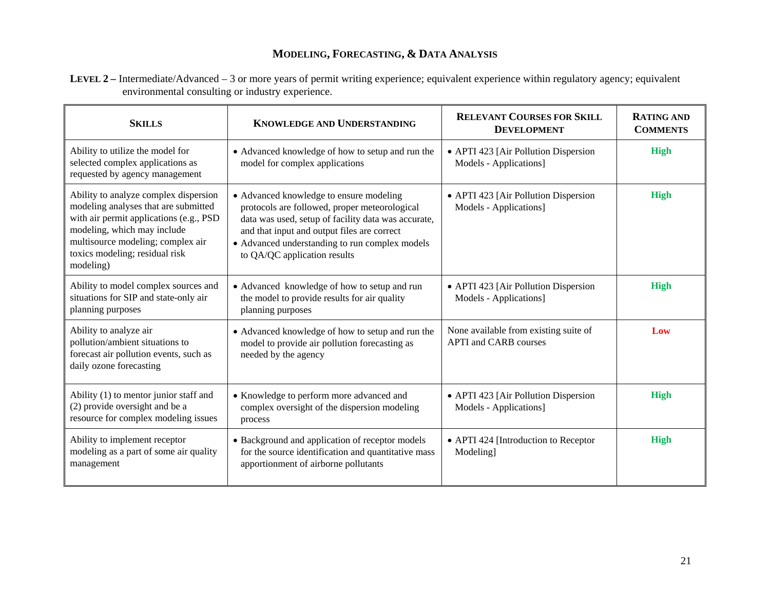## Modeling, Forecasting, & Data Analysis

**Level 2 –** Intermediate/Advanced – 3 or more years of permit writing experience; equivalent experience within regulatory agency; equivalent environmental consulting or industry experience.

| Skills | Knowledge and Understanding | Relevant Courses for Skill Development | Rating and Comments |
|---|---|---|---|
| Ability to utilize the model for selected complex applications as requested by agency management | • Advanced knowledge of how to setup and run the model for complex applications | • APTI 423 [Air Pollution Dispersion Models - Applications] | **High** |
| Ability to analyze complex dispersion modeling analyses that are submitted with air permit applications (e.g., PSD modeling, which may include multisource modeling; complex air toxics modeling; residual risk modeling) | • Advanced knowledge to ensure modeling protocols are followed, proper meteorological data was used, setup of facility data was accurate, and that input and output files are correct<br>• Advanced understanding to run complex models to QA/QC application results | • APTI 423 [Air Pollution Dispersion Models - Applications] | **High** |
| Ability to model complex sources and situations for SIP and state-only air planning purposes | • Advanced knowledge of how to setup and run the model to provide results for air quality planning purposes | • APTI 423 [Air Pollution Dispersion Models - Applications] | **High** |
| Ability to analyze air pollution/ambient situations to forecast air pollution events, such as daily ozone forecasting | • Advanced knowledge of how to setup and run the model to provide air pollution forecasting as needed by the agency | None available from existing suite of APTI and CARB courses | **Low** |
| Ability (1) to mentor junior staff and (2) provide oversight and be a resource for complex modeling issues | • Knowledge to perform more advanced and complex oversight of the dispersion modeling process | • APTI 423 [Air Pollution Dispersion Models - Applications] | **High** |
| Ability to implement receptor modeling as a part of some air quality management | • Background and application of receptor models for the source identification and quantitative mass apportionment of airborne pollutants | • APTI 424 [Introduction to Receptor Modeling] | **High** |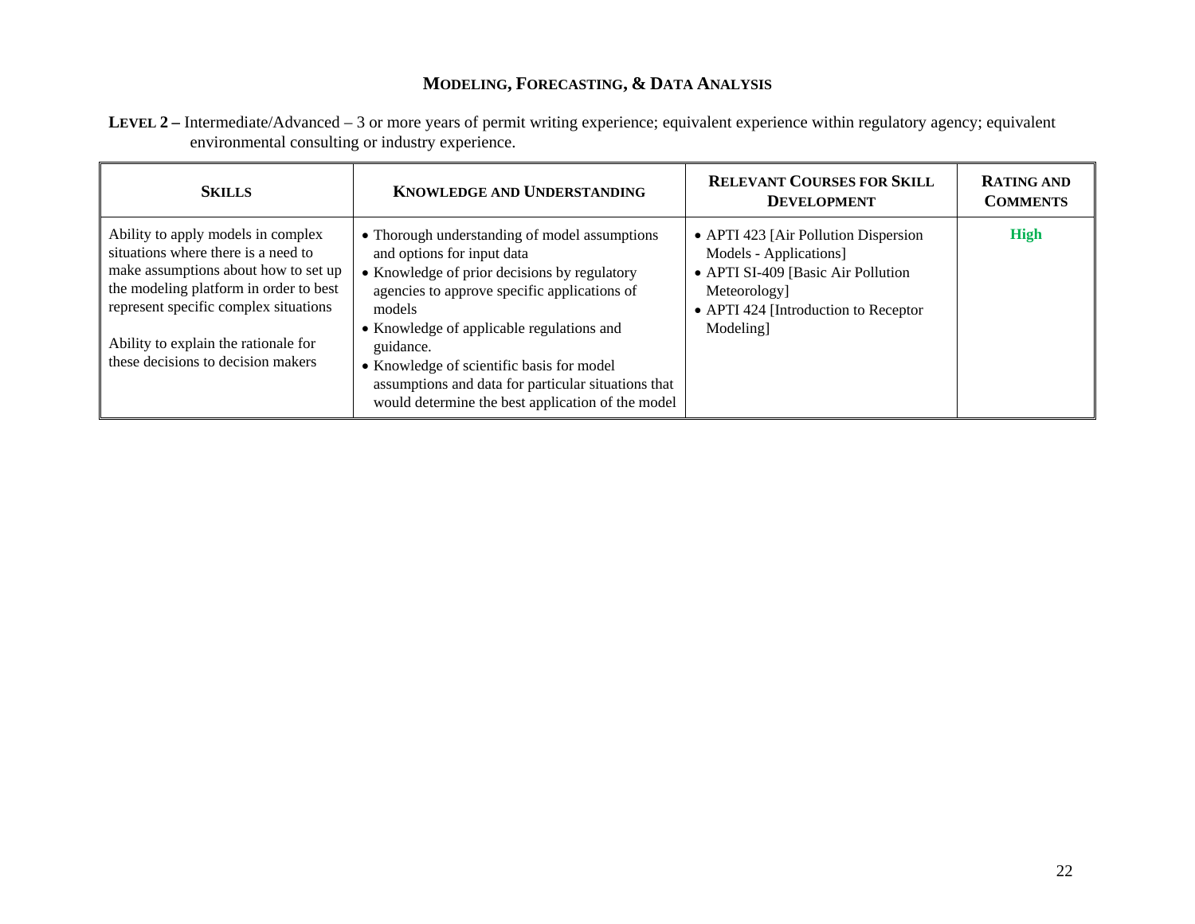## Modeling, Forecasting, & Data Analysis

**Level 2 –** Intermediate/Advanced – 3 or more years of permit writing experience; equivalent experience within regulatory agency; equivalent environmental consulting or industry experience.

| **Skills** | **Knowledge and Understanding** | **Relevant Courses for Skill Development** | **Rating and Comments** |
|---|---|---|---|
| Ability to apply models in complex situations where there is a need to make assumptions about how to set up the modeling platform in order to best represent specific complex situations<br><br>Ability to explain the rationale for these decisions to decision makers | • Thorough understanding of model assumptions and options for input data<br>• Knowledge of prior decisions by regulatory agencies to approve specific applications of models<br>• Knowledge of applicable regulations and guidance.<br>• Knowledge of scientific basis for model assumptions and data for particular situations that would determine the best application of the model | • APTI 423 [Air Pollution Dispersion Models - Applications]<br>• APTI SI-409 [Basic Air Pollution Meteorology]<br>• APTI 424 [Introduction to Receptor Modeling] | **High** |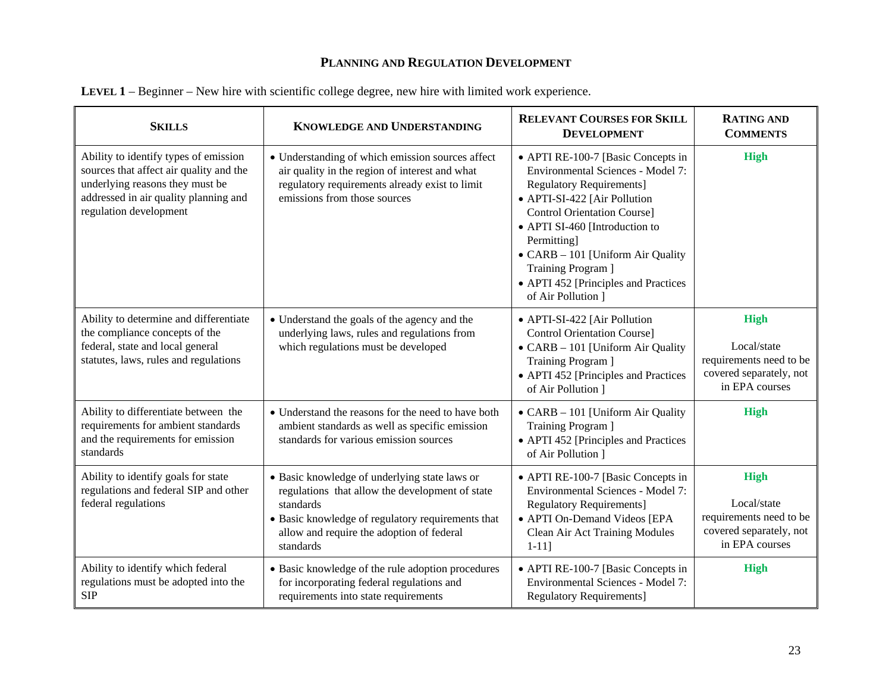# PLANNING AND REGULATION DEVELOPMENT

**LEVEL 1** – Beginner – New hire with scientific college degree, new hire with limited work experience.

| SKILLS | KNOWLEDGE AND UNDERSTANDING | RELEVANT COURSES FOR SKILL DEVELOPMENT | RATING AND COMMENTS |
|---|---|---|---|
| Ability to identify types of emission sources that affect air quality and the underlying reasons they must be addressed in air quality planning and regulation development | • Understanding of which emission sources affect air quality in the region of interest and what regulatory requirements already exist to limit emissions from those sources | • APTI RE-100-7 [Basic Concepts in Environmental Sciences - Model 7: Regulatory Requirements]<br>• APTI-SI-422 [Air Pollution Control Orientation Course]<br>• APTI SI-460 [Introduction to Permitting]<br>• CARB – 101 [Uniform Air Quality Training Program ]<br>• APTI 452 [Principles and Practices of Air Pollution ] | **High** |
| Ability to determine and differentiate the compliance concepts of the federal, state and local general statutes, laws, rules and regulations | • Understand the goals of the agency and the underlying laws, rules and regulations from which regulations must be developed | • APTI-SI-422 [Air Pollution Control Orientation Course]<br>• CARB – 101 [Uniform Air Quality Training Program ]<br>• APTI 452 [Principles and Practices of Air Pollution ] | **High**<br><br>Local/state requirements need to be covered separately, not in EPA courses |
| Ability to differentiate between the requirements for ambient standards and the requirements for emission standards | • Understand the reasons for the need to have both ambient standards as well as specific emission standards for various emission sources | • CARB – 101 [Uniform Air Quality Training Program ]<br>• APTI 452 [Principles and Practices of Air Pollution ] | **High** |
| Ability to identify goals for state regulations and federal SIP and other federal regulations | • Basic knowledge of underlying state laws or regulations that allow the development of state standards<br>• Basic knowledge of regulatory requirements that allow and require the adoption of federal standards | • APTI RE-100-7 [Basic Concepts in Environmental Sciences - Model 7: Regulatory Requirements]<br>• APTI On-Demand Videos [EPA Clean Air Act Training Modules 1-11] | **High**<br><br>Local/state requirements need to be covered separately, not in EPA courses |
| Ability to identify which federal regulations must be adopted into the SIP | • Basic knowledge of the rule adoption procedures for incorporating federal regulations and requirements into state requirements | • APTI RE-100-7 [Basic Concepts in Environmental Sciences - Model 7: Regulatory Requirements] | **High** |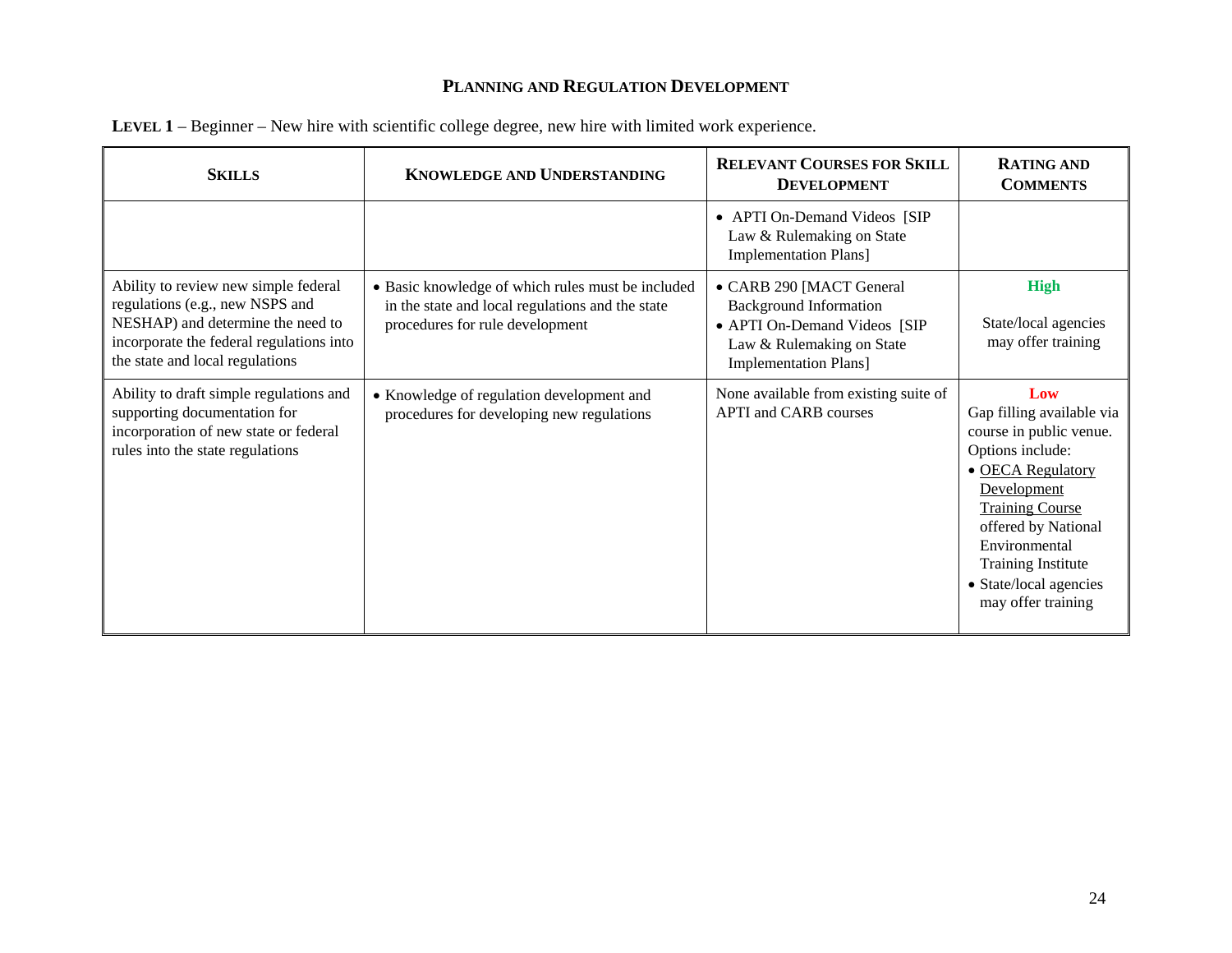## Planning and Regulation Development

**Level 1** – Beginner – New hire with scientific college degree, new hire with limited work experience.

| Skills | Knowledge and Understanding | Relevant Courses for Skill Development | Rating and Comments |
|---|---|---|---|
| | | • APTI On-Demand Videos [SIP Law & Rulemaking on State Implementation Plans] | |
| Ability to review new simple federal regulations (e.g., new NSPS and NESHAP) and determine the need to incorporate the federal regulations into the state and local regulations | • Basic knowledge of which rules must be included in the state and local regulations and the state procedures for rule development | • CARB 290 [MACT General Background Information<br>• APTI On-Demand Videos [SIP Law & Rulemaking on State Implementation Plans] | **High**<br><br>State/local agencies may offer training |
| Ability to draft simple regulations and supporting documentation for incorporation of new state or federal rules into the state regulations | • Knowledge of regulation development and procedures for developing new regulations | None available from existing suite of APTI and CARB courses | **Low**<br>Gap filling available via course in public venue. Options include:<br>• OECA Regulatory Development Training Course offered by National Environmental Training Institute<br>• State/local agencies may offer training |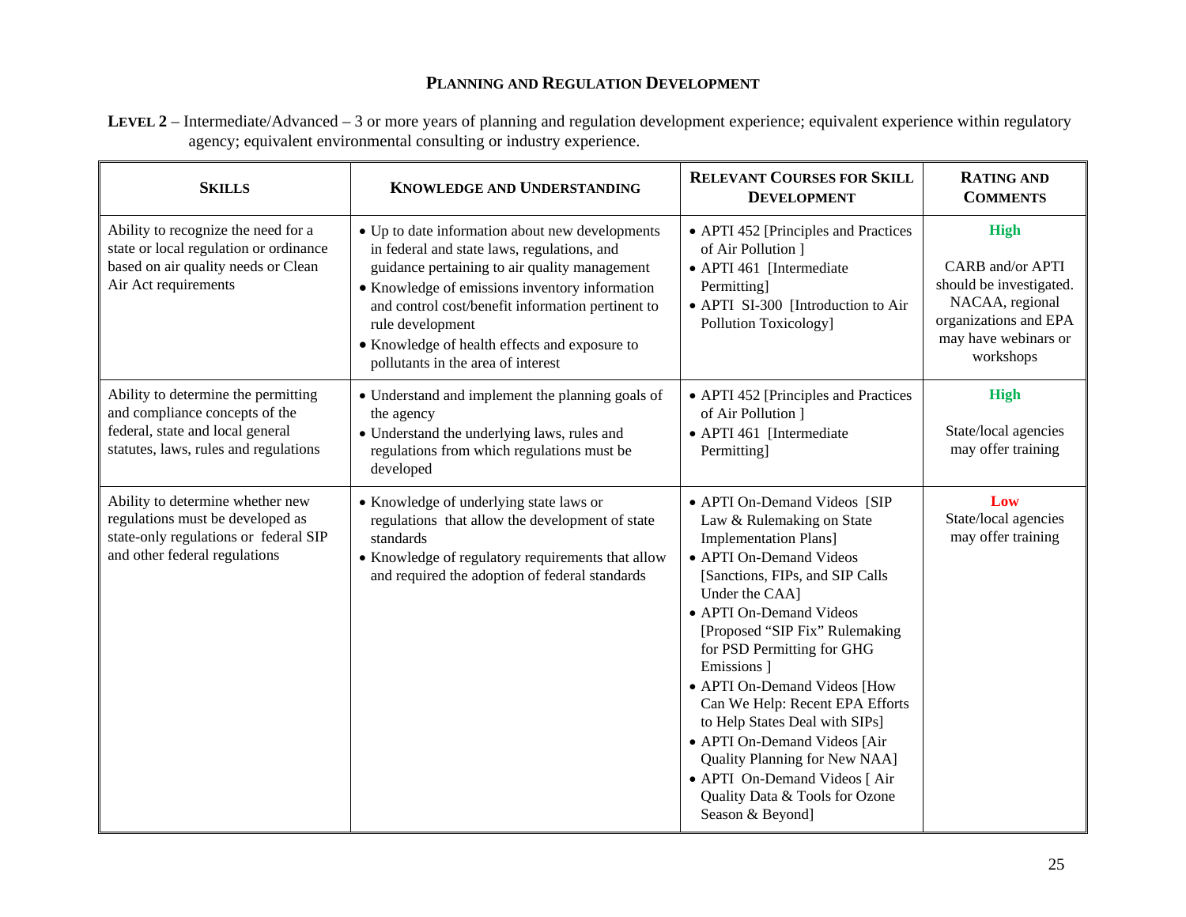# Planning and Regulation Development

**Level 2** – Intermediate/Advanced – 3 or more years of planning and regulation development experience; equivalent experience within regulatory agency; equivalent environmental consulting or industry experience.

| **Skills** | **Knowledge and Understanding** | **Relevant Courses for Skill Development** | **Rating and Comments** |
|---|---|---|---|
| Ability to recognize the need for a state or local regulation or ordinance based on air quality needs or Clean Air Act requirements | • Up to date information about new developments in federal and state laws, regulations, and guidance pertaining to air quality management<br>• Knowledge of emissions inventory information and control cost/benefit information pertinent to rule development<br>• Knowledge of health effects and exposure to pollutants in the area of interest | • APTI 452 [Principles and Practices of Air Pollution ]<br>• APTI 461 [Intermediate Permitting]<br>• APTI SI-300 [Introduction to Air Pollution Toxicology] | **High**<br><br>CARB and/or APTI should be investigated. NACAA, regional organizations and EPA may have webinars or workshops |
| Ability to determine the permitting and compliance concepts of the federal, state and local general statutes, laws, rules and regulations | • Understand and implement the planning goals of the agency<br>• Understand the underlying laws, rules and regulations from which regulations must be developed | • APTI 452 [Principles and Practices of Air Pollution ]<br>• APTI 461 [Intermediate Permitting] | **High**<br><br>State/local agencies may offer training |
| Ability to determine whether new regulations must be developed as state-only regulations or federal SIP and other federal regulations | • Knowledge of underlying state laws or regulations that allow the development of state standards<br>• Knowledge of regulatory requirements that allow and required the adoption of federal standards | • APTI On-Demand Videos [SIP Law & Rulemaking on State Implementation Plans]<br>• APTI On-Demand Videos [Sanctions, FIPs, and SIP Calls Under the CAA]<br>• APTI On-Demand Videos [Proposed "SIP Fix" Rulemaking for PSD Permitting for GHG Emissions ]<br>• APTI On-Demand Videos [How Can We Help: Recent EPA Efforts to Help States Deal with SIPs]<br>• APTI On-Demand Videos [Air Quality Planning for New NAA]<br>• APTI On-Demand Videos [ Air Quality Data & Tools for Ozone Season & Beyond] | **Low**<br>State/local agencies may offer training |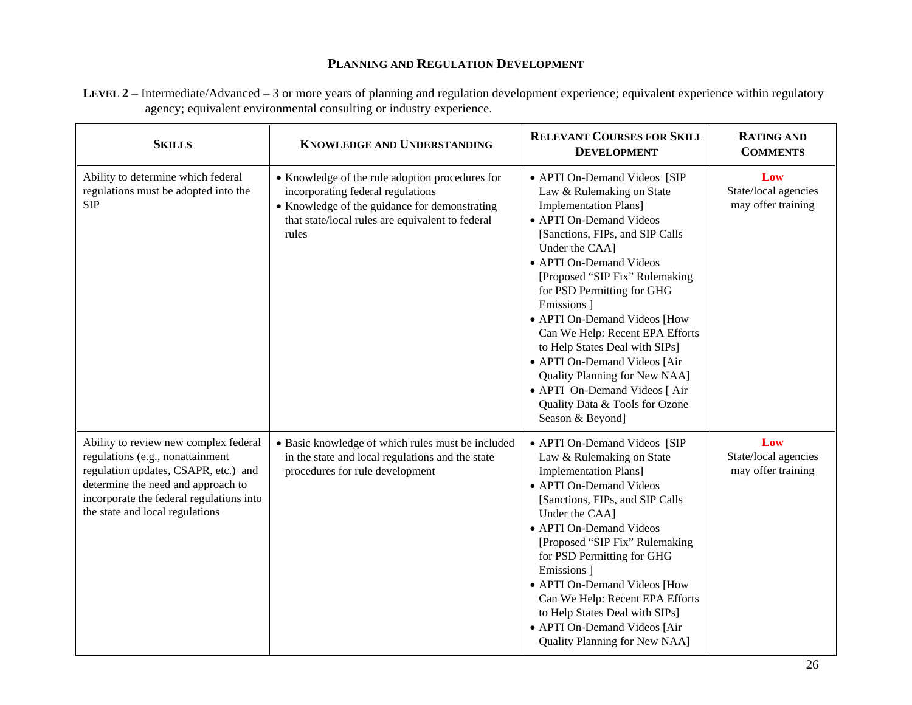## Planning and Regulation Development

**Level 2** – Intermediate/Advanced – 3 or more years of planning and regulation development experience; equivalent experience within regulatory agency; equivalent environmental consulting or industry experience.

| **Skills** | **Knowledge and Understanding** | **Relevant Courses for Skill Development** | **Rating and Comments** |
|---|---|---|---|
| Ability to determine which federal regulations must be adopted into the SIP | • Knowledge of the rule adoption procedures for incorporating federal regulations<br>• Knowledge of the guidance for demonstrating that state/local rules are equivalent to federal rules | • APTI On-Demand Videos [SIP Law & Rulemaking on State Implementation Plans]<br>• APTI On-Demand Videos [Sanctions, FIPs, and SIP Calls Under the CAA]<br>• APTI On-Demand Videos [Proposed "SIP Fix" Rulemaking for PSD Permitting for GHG Emissions ]<br>• APTI On-Demand Videos [How Can We Help: Recent EPA Efforts to Help States Deal with SIPs]<br>• APTI On-Demand Videos [Air Quality Planning for New NAA]<br>• APTI On-Demand Videos [ Air Quality Data & Tools for Ozone Season & Beyond] | **Low**<br>State/local agencies may offer training |
| Ability to review new complex federal regulations (e.g., nonattainment regulation updates, CSAPR, etc.) and determine the need and approach to incorporate the federal regulations into the state and local regulations | • Basic knowledge of which rules must be included in the state and local regulations and the state procedures for rule development | • APTI On-Demand Videos [SIP Law & Rulemaking on State Implementation Plans]<br>• APTI On-Demand Videos [Sanctions, FIPs, and SIP Calls Under the CAA]<br>• APTI On-Demand Videos [Proposed "SIP Fix" Rulemaking for PSD Permitting for GHG Emissions ]<br>• APTI On-Demand Videos [How Can We Help: Recent EPA Efforts to Help States Deal with SIPs]<br>• APTI On-Demand Videos [Air Quality Planning for New NAA] | **Low**<br>State/local agencies may offer training |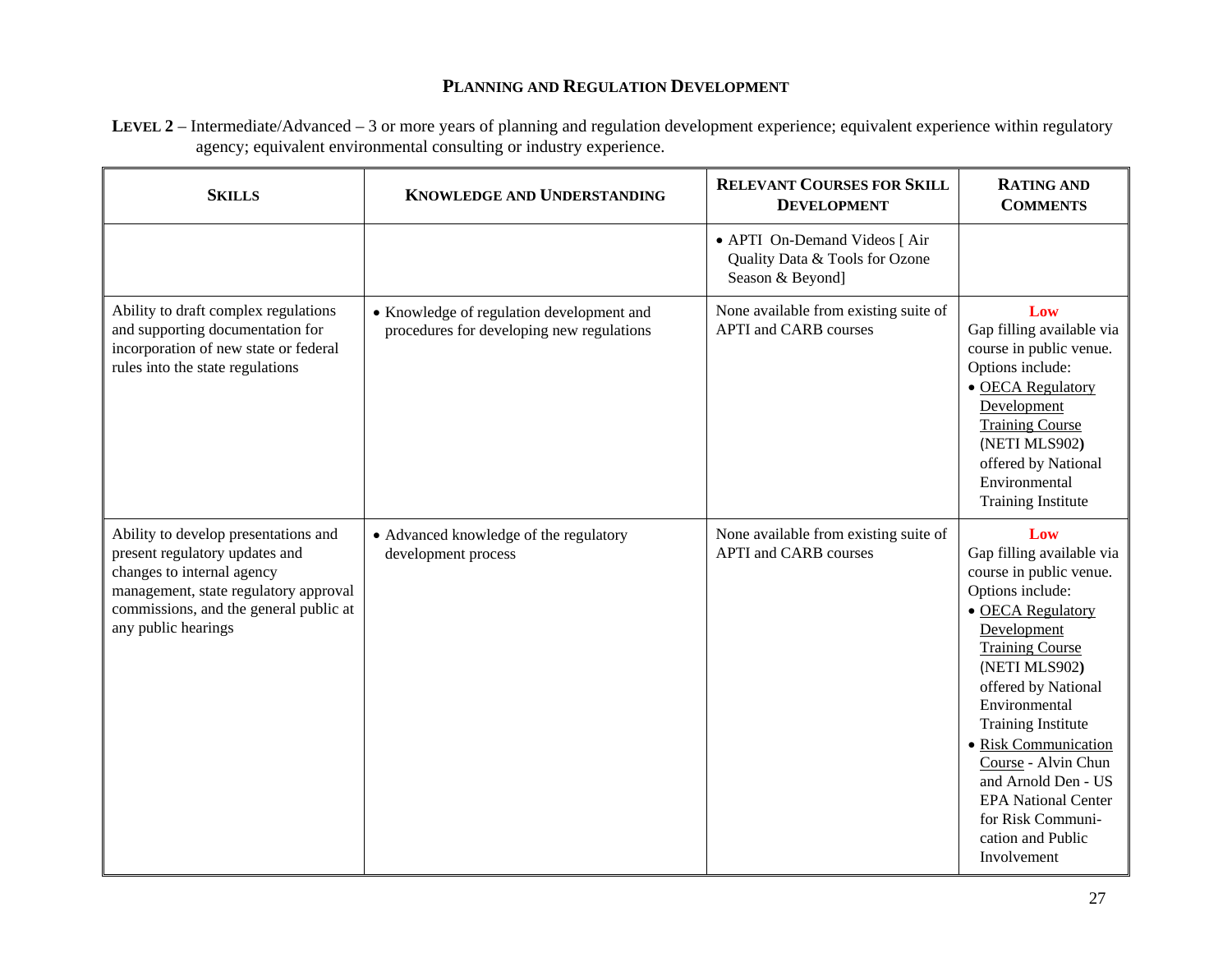## Planning and Regulation Development

**Level 2** – Intermediate/Advanced – 3 or more years of planning and regulation development experience; equivalent experience within regulatory agency; equivalent environmental consulting or industry experience.

| Skills | Knowledge and Understanding | Relevant Courses for Skill Development | Rating and Comments |
|---|---|---|---|
| | | • APTI On-Demand Videos [ Air Quality Data & Tools for Ozone Season & Beyond] | |
| Ability to draft complex regulations and supporting documentation for incorporation of new state or federal rules into the state regulations | • Knowledge of regulation development and procedures for developing new regulations | None available from existing suite of APTI and CARB courses | **Low**<br>Gap filling available via course in public venue. Options include:<br>• OECA Regulatory Development Training Course (NETI MLS902) offered by National Environmental Training Institute |
| Ability to develop presentations and present regulatory updates and changes to internal agency management, state regulatory approval commissions, and the general public at any public hearings | • Advanced knowledge of the regulatory development process | None available from existing suite of APTI and CARB courses | **Low**<br>Gap filling available via course in public venue. Options include:<br>• OECA Regulatory Development Training Course (NETI MLS902) offered by National Environmental Training Institute<br>• Risk Communication Course - Alvin Chun and Arnold Den - US EPA National Center for Risk Communication and Public Involvement |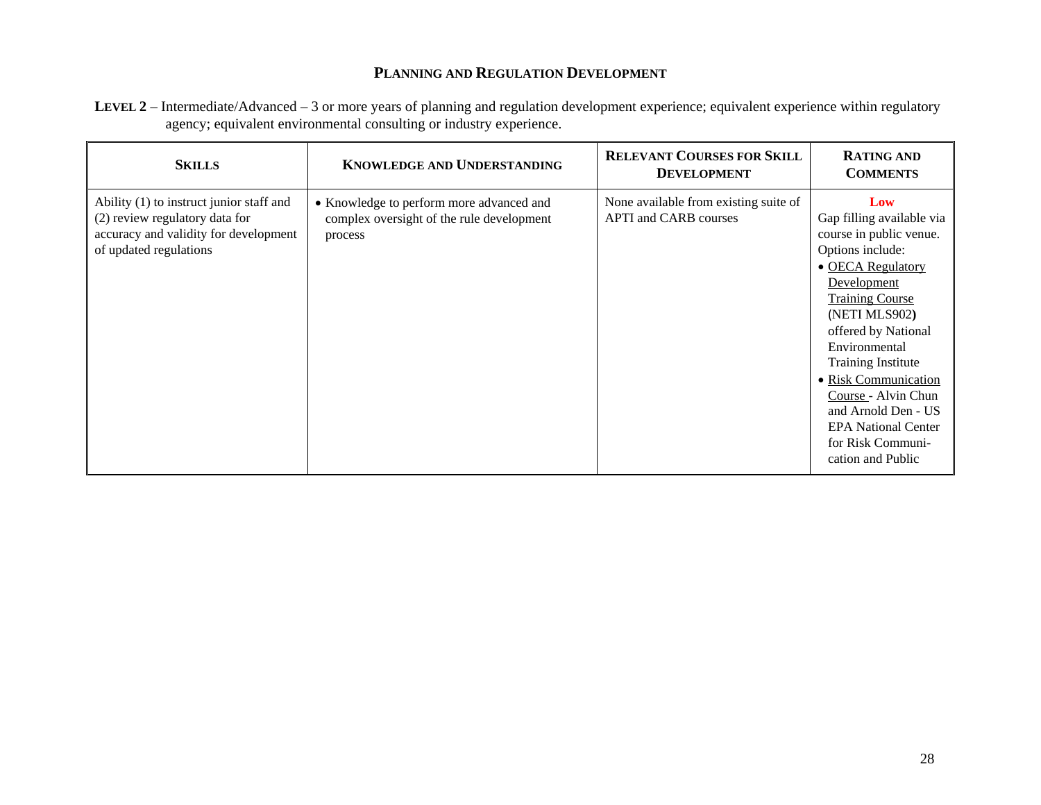## PLANNING AND REGULATION DEVELOPMENT

**LEVEL 2** – Intermediate/Advanced – 3 or more years of planning and regulation development experience; equivalent experience within regulatory agency; equivalent environmental consulting or industry experience.

| SKILLS | KNOWLEDGE AND UNDERSTANDING | RELEVANT COURSES FOR SKILL DEVELOPMENT | RATING AND COMMENTS |
|---|---|---|---|
| Ability (1) to instruct junior staff and (2) review regulatory data for accuracy and validity for development of updated regulations | • Knowledge to perform more advanced and complex oversight of the rule development process | None available from existing suite of APTI and CARB courses | **Low**<br>Gap filling available via course in public venue. Options include:<br>• OECA Regulatory Development Training Course (NETI MLS902**)** offered by National Environmental Training Institute<br>• Risk Communication Course - Alvin Chun and Arnold Den - US EPA National Center for Risk Communi-cation and Public |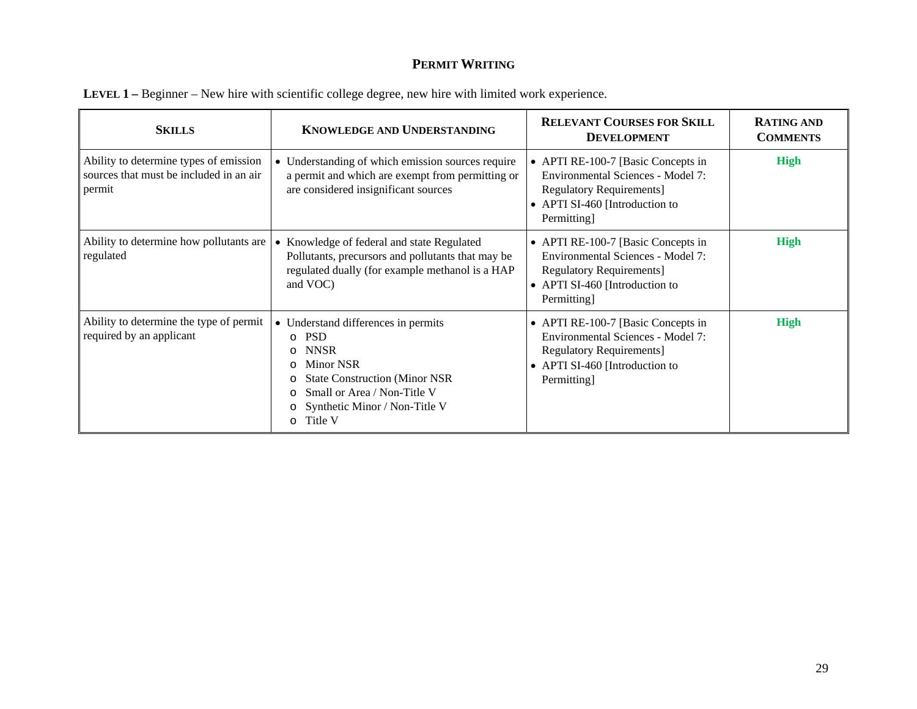## Permit Writing

**Level 1 –** Beginner – New hire with scientific college degree, new hire with limited work experience.

| Skills | Knowledge and Understanding | Relevant Courses for Skill Development | Rating and Comments |
|---|---|---|---|
| Ability to determine types of emission sources that must be included in an air permit | • Understanding of which emission sources require a permit and which are exempt from permitting or are considered insignificant sources | • APTI RE-100-7 [Basic Concepts in Environmental Sciences - Model 7: Regulatory Requirements]<br>• APTI SI-460 [Introduction to Permitting] | **High** |
| Ability to determine how pollutants are regulated | • Knowledge of federal and state Regulated Pollutants, precursors and pollutants that may be regulated dually (for example methanol is a HAP and VOC) | • APTI RE-100-7 [Basic Concepts in Environmental Sciences - Model 7: Regulatory Requirements]<br>• APTI SI-460 [Introduction to Permitting] | **High** |
| Ability to determine the type of permit required by an applicant | • Understand differences in permits<br>o PSD<br>o NNSR<br>o Minor NSR<br>o State Construction (Minor NSR<br>o Small or Area / Non-Title V<br>o Synthetic Minor / Non-Title V<br>o Title V | • APTI RE-100-7 [Basic Concepts in Environmental Sciences - Model 7: Regulatory Requirements]<br>• APTI SI-460 [Introduction to Permitting] | **High** |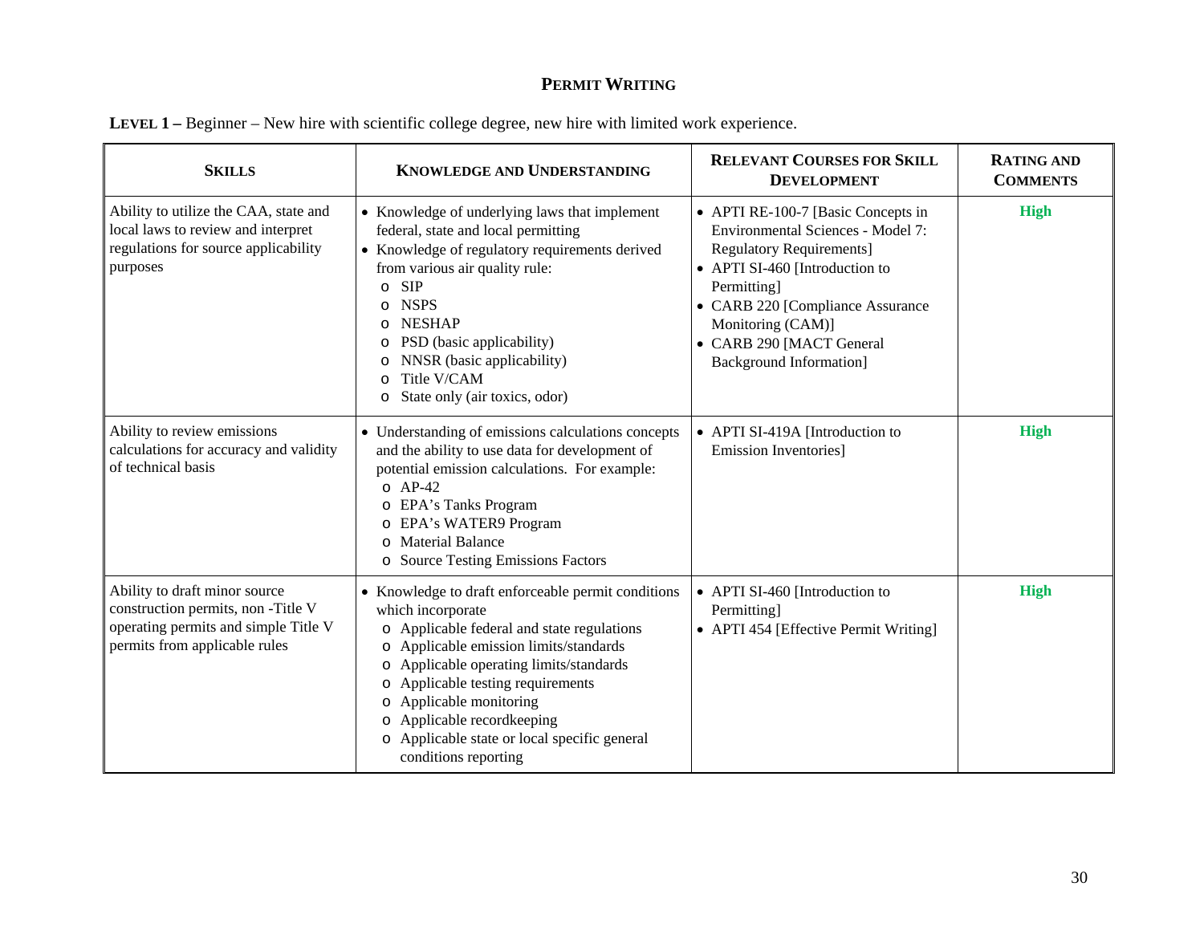# Permit Writing

**Level 1 –** Beginner – New hire with scientific college degree, new hire with limited work experience.

| Skills | Knowledge and Understanding | Relevant Courses for Skill Development | Rating and Comments |
|---|---|---|---|
| Ability to utilize the CAA, state and local laws to review and interpret regulations for source applicability purposes | • Knowledge of underlying laws that implement federal, state and local permitting<br>• Knowledge of regulatory requirements derived from various air quality rule:<br>&nbsp;&nbsp;o SIP<br>&nbsp;&nbsp;o NSPS<br>&nbsp;&nbsp;o NESHAP<br>&nbsp;&nbsp;o PSD (basic applicability)<br>&nbsp;&nbsp;o NNSR (basic applicability)<br>&nbsp;&nbsp;o Title V/CAM<br>&nbsp;&nbsp;o State only (air toxics, odor) | • APTI RE-100-7 [Basic Concepts in Environmental Sciences - Model 7: Regulatory Requirements]<br>• APTI SI-460 [Introduction to Permitting]<br>• CARB 220 [Compliance Assurance Monitoring (CAM)]<br>• CARB 290 [MACT General Background Information] | **High** |
| Ability to review emissions calculations for accuracy and validity of technical basis | • Understanding of emissions calculations concepts and the ability to use data for development of potential emission calculations. For example:<br>&nbsp;&nbsp;o AP-42<br>&nbsp;&nbsp;o EPA's Tanks Program<br>&nbsp;&nbsp;o EPA's WATER9 Program<br>&nbsp;&nbsp;o Material Balance<br>&nbsp;&nbsp;o Source Testing Emissions Factors | • APTI SI-419A [Introduction to Emission Inventories] | **High** |
| Ability to draft minor source construction permits, non -Title V operating permits and simple Title V permits from applicable rules | • Knowledge to draft enforceable permit conditions which incorporate<br>&nbsp;&nbsp;o Applicable federal and state regulations<br>&nbsp;&nbsp;o Applicable emission limits/standards<br>&nbsp;&nbsp;o Applicable operating limits/standards<br>&nbsp;&nbsp;o Applicable testing requirements<br>&nbsp;&nbsp;o Applicable monitoring<br>&nbsp;&nbsp;o Applicable recordkeeping<br>&nbsp;&nbsp;o Applicable state or local specific general conditions reporting | • APTI SI-460 [Introduction to Permitting]<br>• APTI 454 [Effective Permit Writing] | **High** |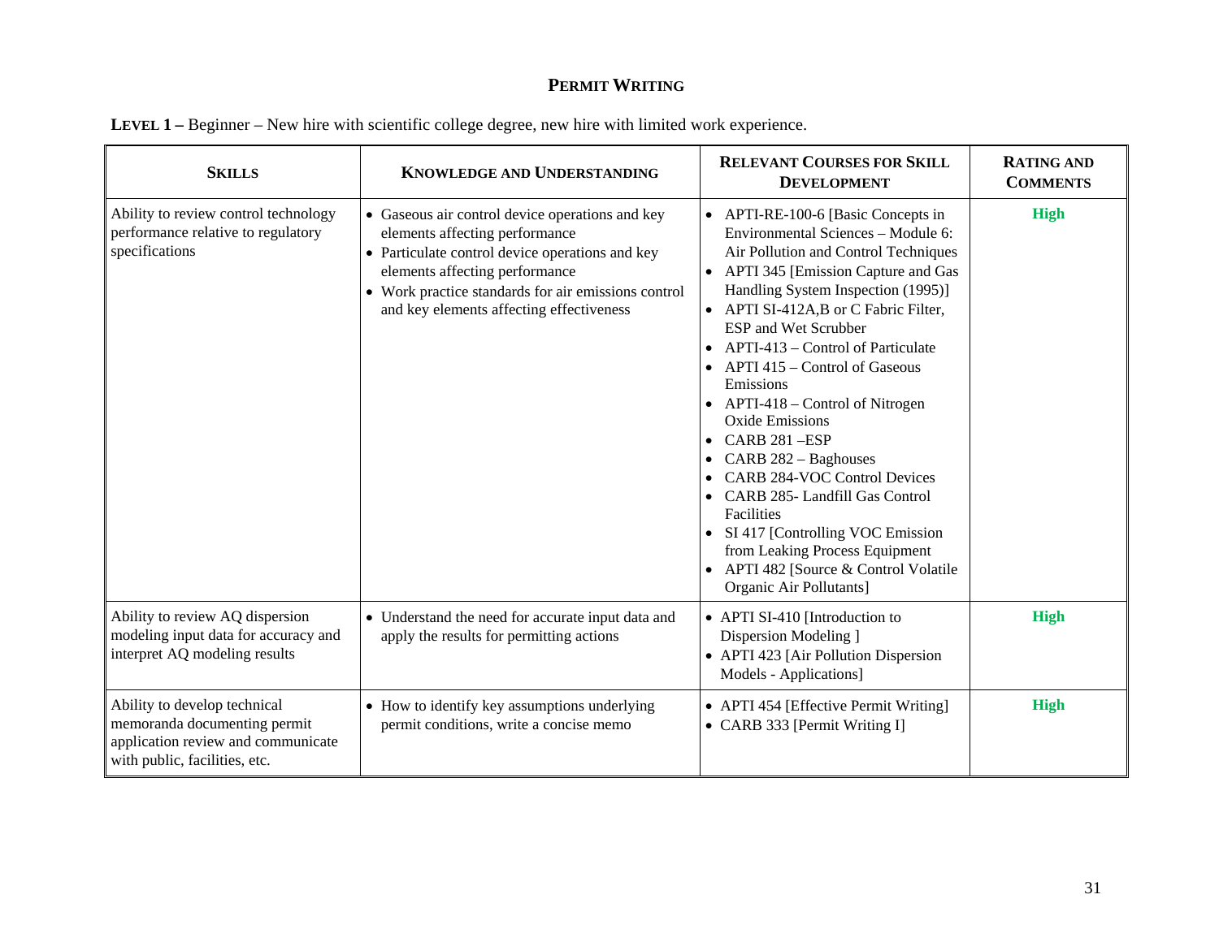## PERMIT WRITING

**LEVEL 1 –** Beginner – New hire with scientific college degree, new hire with limited work experience.

| SKILLS | KNOWLEDGE AND UNDERSTANDING | RELEVANT COURSES FOR SKILL DEVELOPMENT | RATING AND COMMENTS |
|---|---|---|---|
| Ability to review control technology performance relative to regulatory specifications | • Gaseous air control device operations and key elements affecting performance<br>• Particulate control device operations and key elements affecting performance<br>• Work practice standards for air emissions control and key elements affecting effectiveness | • APTI-RE-100-6 [Basic Concepts in Environmental Sciences – Module 6: Air Pollution and Control Techniques<br>• APTI 345 [Emission Capture and Gas Handling System Inspection (1995)]<br>• APTI SI-412A,B or C Fabric Filter, ESP and Wet Scrubber<br>• APTI-413 – Control of Particulate<br>• APTI 415 – Control of Gaseous Emissions<br>• APTI-418 – Control of Nitrogen Oxide Emissions<br>• CARB 281 –ESP<br>• CARB 282 – Baghouses<br>• CARB 284-VOC Control Devices<br>• CARB 285- Landfill Gas Control Facilities<br>• SI 417 [Controlling VOC Emission from Leaking Process Equipment<br>• APTI 482 [Source & Control Volatile Organic Air Pollutants] | **High** |
| Ability to review AQ dispersion modeling input data for accuracy and interpret AQ modeling results | • Understand the need for accurate input data and apply the results for permitting actions | • APTI SI-410 [Introduction to Dispersion Modeling ]<br>• APTI 423 [Air Pollution Dispersion Models - Applications] | **High** |
| Ability to develop technical memoranda documenting permit application review and communicate with public, facilities, etc. | • How to identify key assumptions underlying permit conditions, write a concise memo | • APTI 454 [Effective Permit Writing]<br>• CARB 333 [Permit Writing I] | **High** |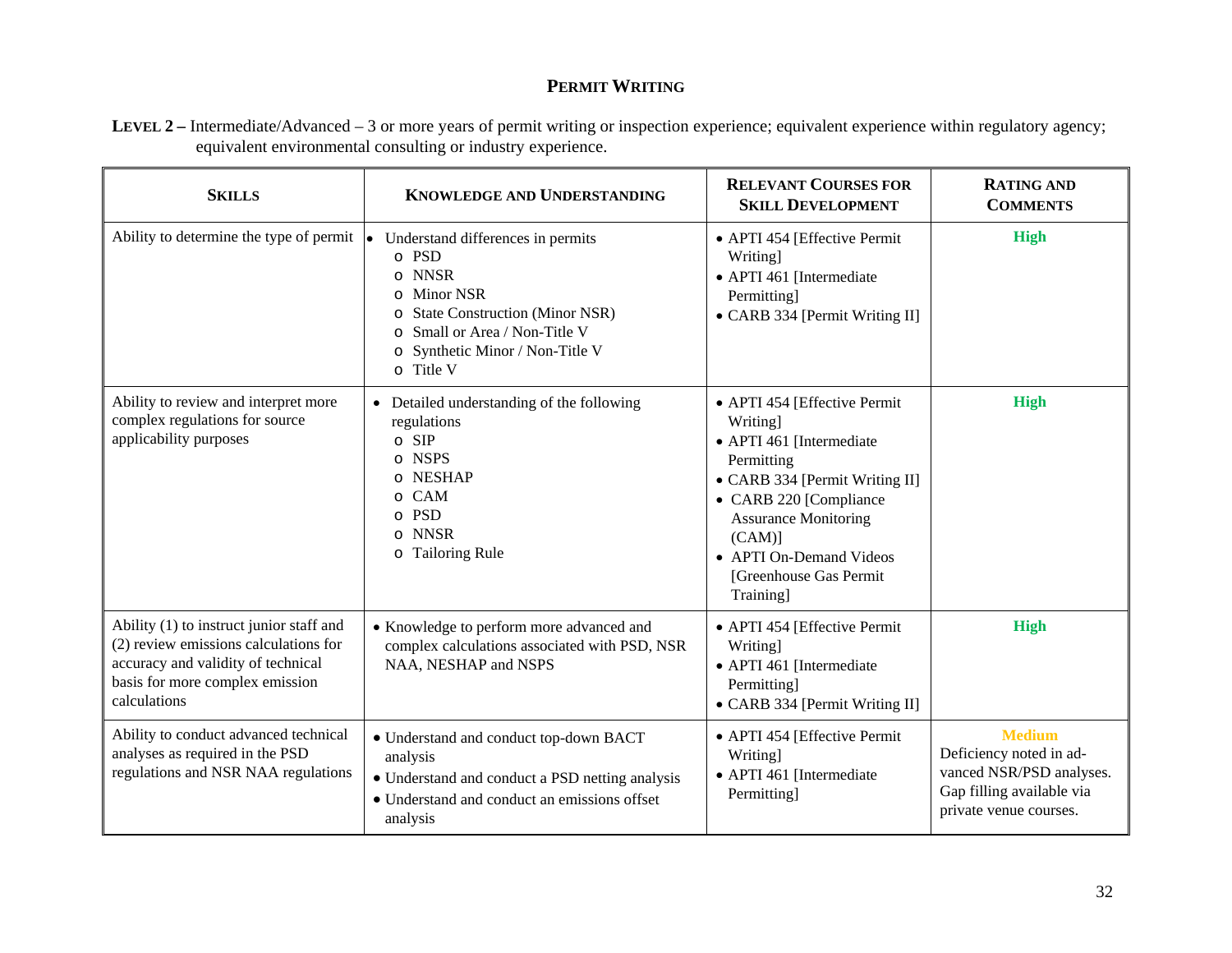## PERMIT WRITING

**LEVEL 2 –** Intermediate/Advanced – 3 or more years of permit writing or inspection experience; equivalent experience within regulatory agency; equivalent environmental consulting or industry experience.

| SKILLS | KNOWLEDGE AND UNDERSTANDING | RELEVANT COURSES FOR SKILL DEVELOPMENT | RATING AND COMMENTS |
|---|---|---|---|
| Ability to determine the type of permit | • Understand differences in permits<br>o PSD<br>o NNSR<br>o Minor NSR<br>o State Construction (Minor NSR)<br>o Small or Area / Non-Title V<br>o Synthetic Minor / Non-Title V<br>o Title V | • APTI 454 [Effective Permit Writing]<br>• APTI 461 [Intermediate Permitting]<br>• CARB 334 [Permit Writing II] | **High** |
| Ability to review and interpret more complex regulations for source applicability purposes | • Detailed understanding of the following regulations<br>o SIP<br>o NSPS<br>o NESHAP<br>o CAM<br>o PSD<br>o NNSR<br>o Tailoring Rule | • APTI 454 [Effective Permit Writing]<br>• APTI 461 [Intermediate Permitting<br>• CARB 334 [Permit Writing II]<br>• CARB 220 [Compliance Assurance Monitoring (CAM)]<br>• APTI On-Demand Videos [Greenhouse Gas Permit Training] | **High** |
| Ability (1) to instruct junior staff and (2) review emissions calculations for accuracy and validity of technical basis for more complex emission calculations | • Knowledge to perform more advanced and complex calculations associated with PSD, NSR NAA, NESHAP and NSPS | • APTI 454 [Effective Permit Writing]<br>• APTI 461 [Intermediate Permitting]<br>• CARB 334 [Permit Writing II] | **High** |
| Ability to conduct advanced technical analyses as required in the PSD regulations and NSR NAA regulations | • Understand and conduct top-down BACT analysis<br>• Understand and conduct a PSD netting analysis<br>• Understand and conduct an emissions offset analysis | • APTI 454 [Effective Permit Writing]<br>• APTI 461 [Intermediate Permitting] | **Medium**<br>Deficiency noted in advanced NSR/PSD analyses. Gap filling available via private venue courses. |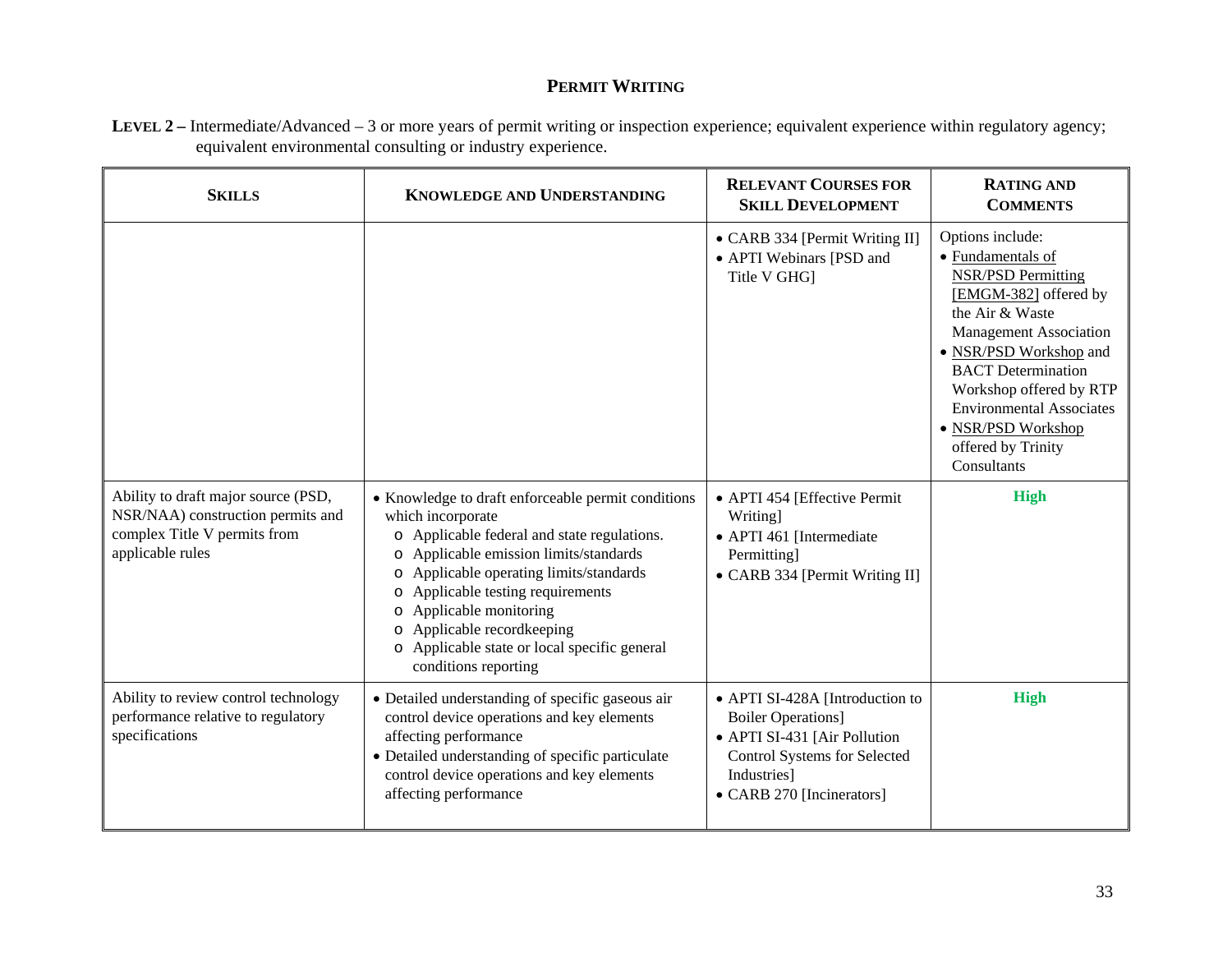# PERMIT WRITING

**LEVEL 2 –** Intermediate/Advanced – 3 or more years of permit writing or inspection experience; equivalent experience within regulatory agency; equivalent environmental consulting or industry experience.

| SKILLS | KNOWLEDGE AND UNDERSTANDING | RELEVANT COURSES FOR SKILL DEVELOPMENT | RATING AND COMMENTS |
|---|---|---|---|
| | | • CARB 334 [Permit Writing II]<br>• APTI Webinars [PSD and Title V GHG] | Options include:<br>• Fundamentals of NSR/PSD Permitting [EMGM-382] offered by the Air & Waste Management Association<br>• NSR/PSD Workshop and BACT Determination Workshop offered by RTP Environmental Associates<br>• NSR/PSD Workshop offered by Trinity Consultants |
| Ability to draft major source (PSD, NSR/NAA) construction permits and complex Title V permits from applicable rules | • Knowledge to draft enforceable permit conditions which incorporate<br>o Applicable federal and state regulations.<br>o Applicable emission limits/standards<br>o Applicable operating limits/standards<br>o Applicable testing requirements<br>o Applicable monitoring<br>o Applicable recordkeeping<br>o Applicable state or local specific general conditions reporting | • APTI 454 [Effective Permit Writing]<br>• APTI 461 [Intermediate Permitting]<br>• CARB 334 [Permit Writing II] | **High** |
| Ability to review control technology performance relative to regulatory specifications | • Detailed understanding of specific gaseous air control device operations and key elements affecting performance<br>• Detailed understanding of specific particulate control device operations and key elements affecting performance | • APTI SI-428A [Introduction to Boiler Operations]<br>• APTI SI-431 [Air Pollution Control Systems for Selected Industries]<br>• CARB 270 [Incinerators] | **High** |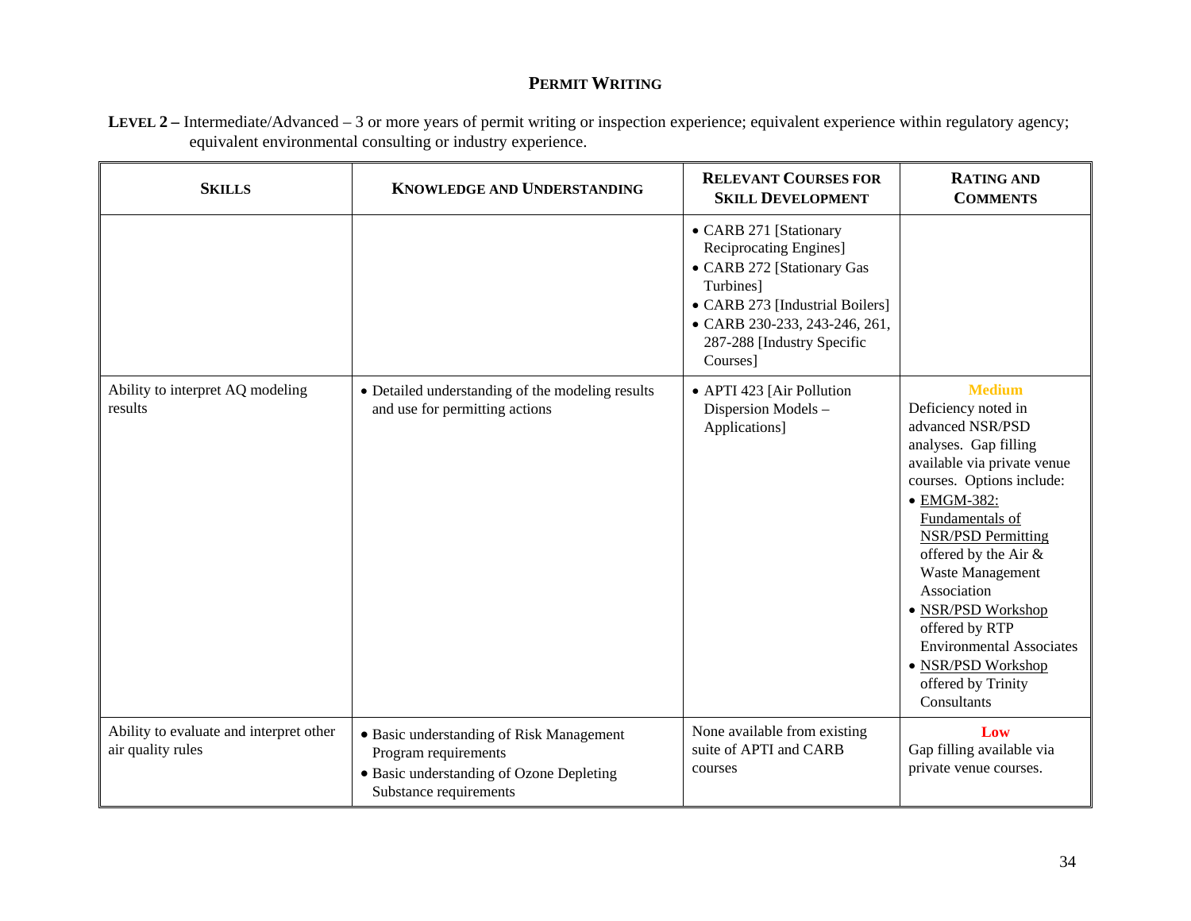# PERMIT WRITING

**LEVEL 2 –** Intermediate/Advanced – 3 or more years of permit writing or inspection experience; equivalent experience within regulatory agency; equivalent environmental consulting or industry experience.

| SKILLS | KNOWLEDGE AND UNDERSTANDING | RELEVANT COURSES FOR SKILL DEVELOPMENT | RATING AND COMMENTS |
|---|---|---|---|
| | | • CARB 271 [Stationary Reciprocating Engines]<br>• CARB 272 [Stationary Gas Turbines]<br>• CARB 273 [Industrial Boilers]<br>• CARB 230-233, 243-246, 261, 287-288 [Industry Specific Courses] | |
| Ability to interpret AQ modeling results | • Detailed understanding of the modeling results and use for permitting actions | • APTI 423 [Air Pollution Dispersion Models – Applications] | **Medium**<br>Deficiency noted in advanced NSR/PSD analyses. Gap filling available via private venue courses. Options include:<br>• EMGM-382: Fundamentals of NSR/PSD Permitting offered by the Air & Waste Management Association<br>• NSR/PSD Workshop offered by RTP Environmental Associates<br>• NSR/PSD Workshop offered by Trinity Consultants |
| Ability to evaluate and interpret other air quality rules | • Basic understanding of Risk Management Program requirements<br>• Basic understanding of Ozone Depleting Substance requirements | None available from existing suite of APTI and CARB courses | **Low**<br>Gap filling available via private venue courses. |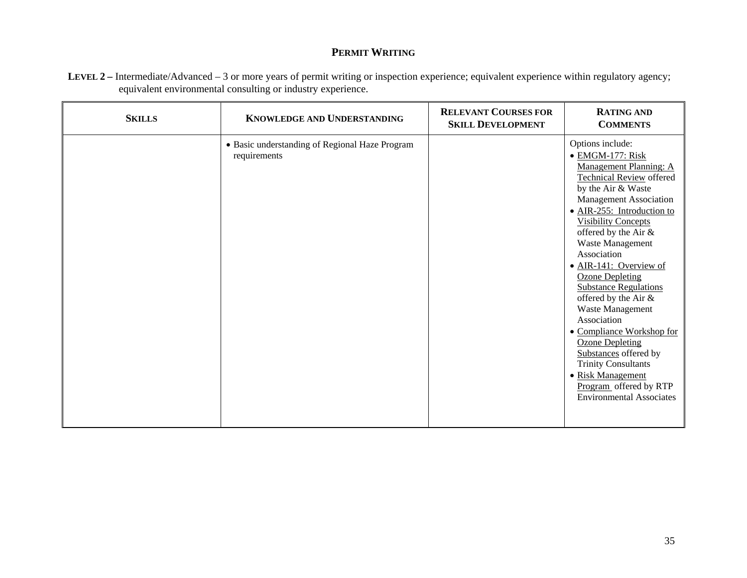## PERMIT WRITING

**LEVEL 2 –** Intermediate/Advanced – 3 or more years of permit writing or inspection experience; equivalent experience within regulatory agency; equivalent environmental consulting or industry experience.

| SKILLS | KNOWLEDGE AND UNDERSTANDING | RELEVANT COURSES FOR SKILL DEVELOPMENT | RATING AND COMMENTS |
|---|---|---|---|
| | • Basic understanding of Regional Haze Program requirements | | Options include:<br>• EMGM-177: Risk Management Planning: A Technical Review offered by the Air & Waste Management Association<br>• AIR-255: Introduction to Visibility Concepts offered by the Air & Waste Management Association<br>• AIR-141: Overview of Ozone Depleting Substance Regulations offered by the Air & Waste Management Association<br>• Compliance Workshop for Ozone Depleting Substances offered by Trinity Consultants<br>• Risk Management Program offered by RTP Environmental Associates |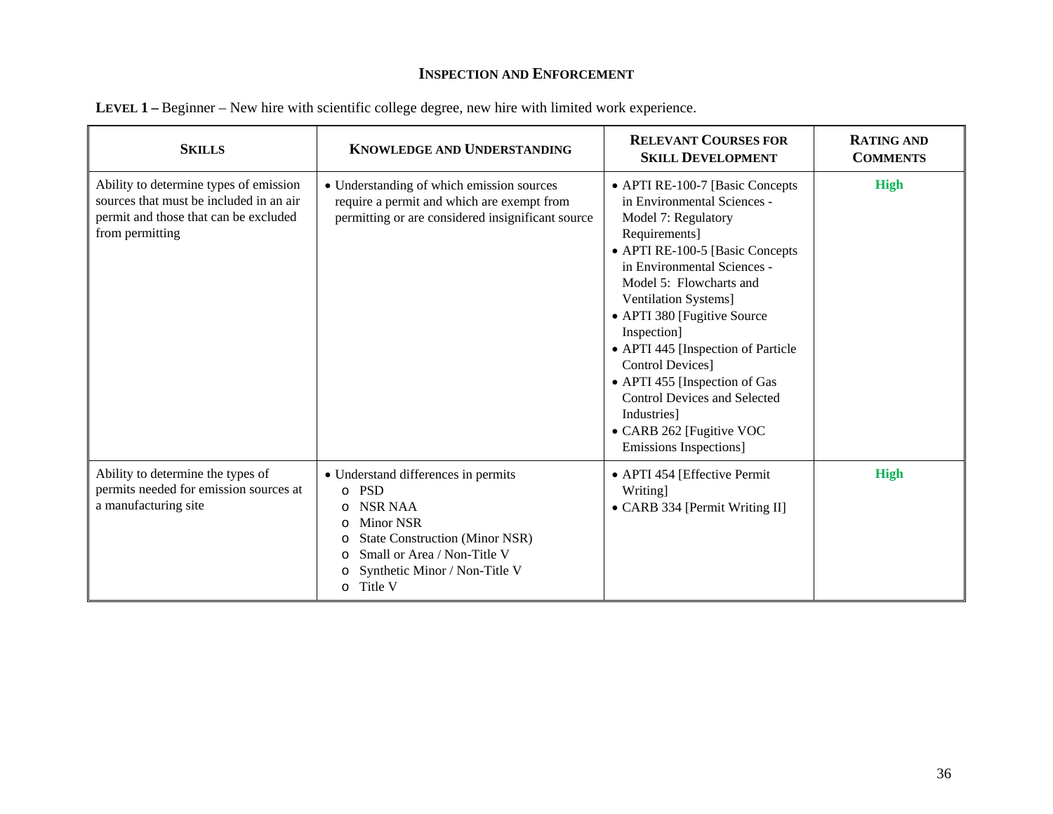## INSPECTION AND ENFORCEMENT

**LEVEL 1 –** Beginner – New hire with scientific college degree, new hire with limited work experience.

| SKILLS | KNOWLEDGE AND UNDERSTANDING | RELEVANT COURSES FOR SKILL DEVELOPMENT | RATING AND COMMENTS |
|---|---|---|---|
| Ability to determine types of emission sources that must be included in an air permit and those that can be excluded from permitting | • Understanding of which emission sources require a permit and which are exempt from permitting or are considered insignificant source | • APTI RE-100-7 [Basic Concepts in Environmental Sciences - Model 7: Regulatory Requirements]<br>• APTI RE-100-5 [Basic Concepts in Environmental Sciences - Model 5: Flowcharts and Ventilation Systems]<br>• APTI 380 [Fugitive Source Inspection]<br>• APTI 445 [Inspection of Particle Control Devices]<br>• APTI 455 [Inspection of Gas Control Devices and Selected Industries]<br>• CARB 262 [Fugitive VOC Emissions Inspections] | **High** |
| Ability to determine the types of permits needed for emission sources at a manufacturing site | • Understand differences in permits<br>o PSD<br>o NSR NAA<br>o Minor NSR<br>o State Construction (Minor NSR)<br>o Small or Area / Non-Title V<br>o Synthetic Minor / Non-Title V<br>o Title V | • APTI 454 [Effective Permit Writing]<br>• CARB 334 [Permit Writing II] | **High** |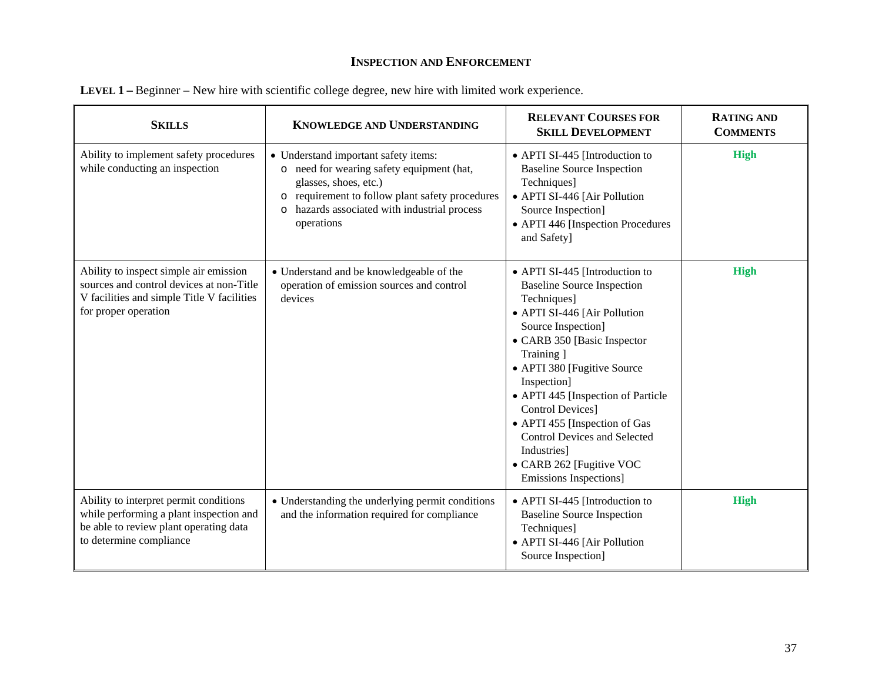## Inspection and Enforcement

**Level 1 –** Beginner – New hire with scientific college degree, new hire with limited work experience.

| Skills | Knowledge and Understanding | Relevant Courses for Skill Development | Rating and Comments |
|---|---|---|---|
| Ability to implement safety procedures while conducting an inspection | • Understand important safety items:<br>o need for wearing safety equipment (hat, glasses, shoes, etc.)<br>o requirement to follow plant safety procedures<br>o hazards associated with industrial process operations | • APTI SI-445 [Introduction to Baseline Source Inspection Techniques]<br>• APTI SI-446 [Air Pollution Source Inspection]<br>• APTI 446 [Inspection Procedures and Safety] | **High** |
| Ability to inspect simple air emission sources and control devices at non-Title V facilities and simple Title V facilities for proper operation | • Understand and be knowledgeable of the operation of emission sources and control devices | • APTI SI-445 [Introduction to Baseline Source Inspection Techniques]<br>• APTI SI-446 [Air Pollution Source Inspection]<br>• CARB 350 [Basic Inspector Training ]<br>• APTI 380 [Fugitive Source Inspection]<br>• APTI 445 [Inspection of Particle Control Devices]<br>• APTI 455 [Inspection of Gas Control Devices and Selected Industries]<br>• CARB 262 [Fugitive VOC Emissions Inspections] | **High** |
| Ability to interpret permit conditions while performing a plant inspection and be able to review plant operating data to determine compliance | • Understanding the underlying permit conditions and the information required for compliance | • APTI SI-445 [Introduction to Baseline Source Inspection Techniques]<br>• APTI SI-446 [Air Pollution Source Inspection] | **High** |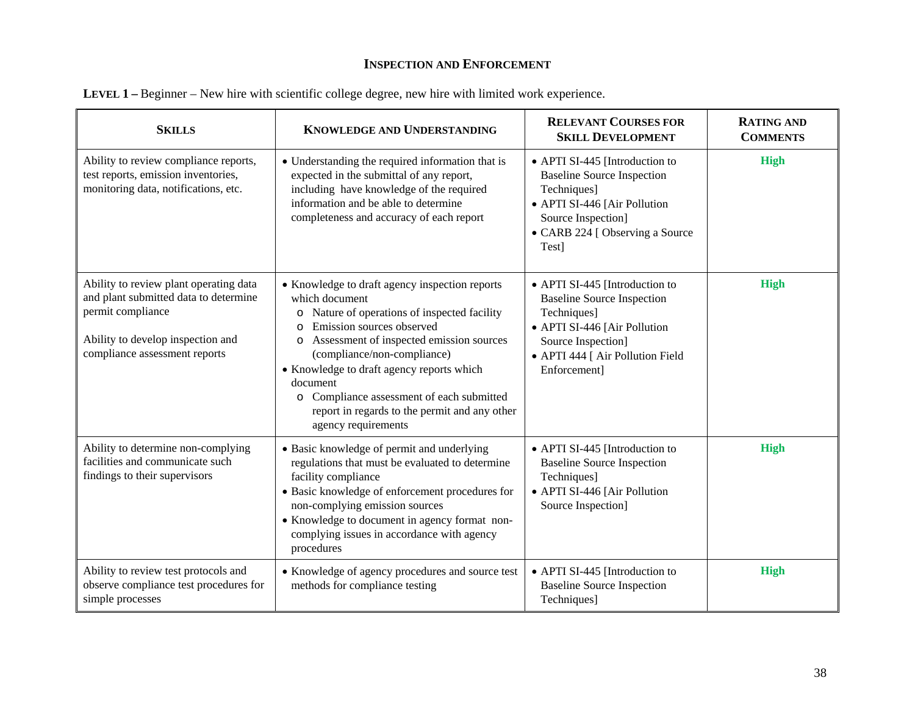## INSPECTION AND ENFORCEMENT

**LEVEL 1 –** Beginner – New hire with scientific college degree, new hire with limited work experience.

| SKILLS | KNOWLEDGE AND UNDERSTANDING | RELEVANT COURSES FOR SKILL DEVELOPMENT | RATING AND COMMENTS |
|---|---|---|---|
| Ability to review compliance reports, test reports, emission inventories, monitoring data, notifications, etc. | • Understanding the required information that is expected in the submittal of any report, including have knowledge of the required information and be able to determine completeness and accuracy of each report | • APTI SI-445 [Introduction to Baseline Source Inspection Techniques]<br>• APTI SI-446 [Air Pollution Source Inspection]<br>• CARB 224 [ Observing a Source Test] | **High** |
| Ability to review plant operating data and plant submitted data to determine permit compliance<br><br>Ability to develop inspection and compliance assessment reports | • Knowledge to draft agency inspection reports which document<br>o Nature of operations of inspected facility<br>o Emission sources observed<br>o Assessment of inspected emission sources (compliance/non-compliance)<br>• Knowledge to draft agency reports which document<br>o Compliance assessment of each submitted report in regards to the permit and any other agency requirements | • APTI SI-445 [Introduction to Baseline Source Inspection Techniques]<br>• APTI SI-446 [Air Pollution Source Inspection]<br>• APTI 444 [ Air Pollution Field Enforcement] | **High** |
| Ability to determine non-complying facilities and communicate such findings to their supervisors | • Basic knowledge of permit and underlying regulations that must be evaluated to determine facility compliance<br>• Basic knowledge of enforcement procedures for non-complying emission sources<br>• Knowledge to document in agency format non-complying issues in accordance with agency procedures | • APTI SI-445 [Introduction to Baseline Source Inspection Techniques]<br>• APTI SI-446 [Air Pollution Source Inspection] | **High** |
| Ability to review test protocols and observe compliance test procedures for simple processes | • Knowledge of agency procedures and source test methods for compliance testing | • APTI SI-445 [Introduction to Baseline Source Inspection Techniques] | **High** |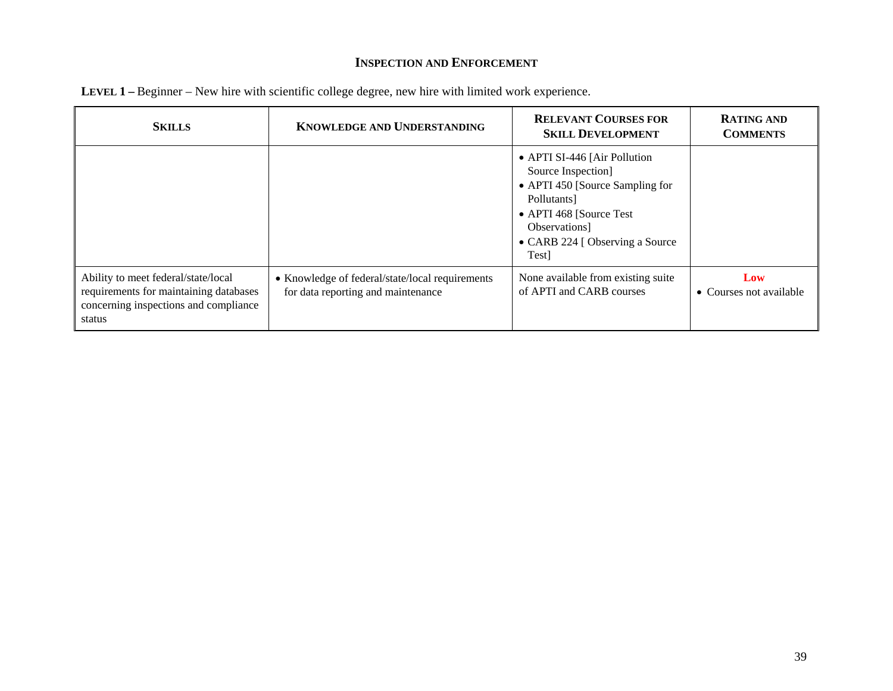## INSPECTION AND ENFORCEMENT

**LEVEL 1 –** Beginner – New hire with scientific college degree, new hire with limited work experience.

| SKILLS | KNOWLEDGE AND UNDERSTANDING | RELEVANT COURSES FOR SKILL DEVELOPMENT | RATING AND COMMENTS |
|---|---|---|---|
| | | • APTI SI-446 [Air Pollution Source Inspection]<br>• APTI 450 [Source Sampling for Pollutants]<br>• APTI 468 [Source Test Observations]<br>• CARB 224 [ Observing a Source Test] | |
| Ability to meet federal/state/local requirements for maintaining databases concerning inspections and compliance status | • Knowledge of federal/state/local requirements for data reporting and maintenance | None available from existing suite of APTI and CARB courses | **Low**<br>• Courses not available |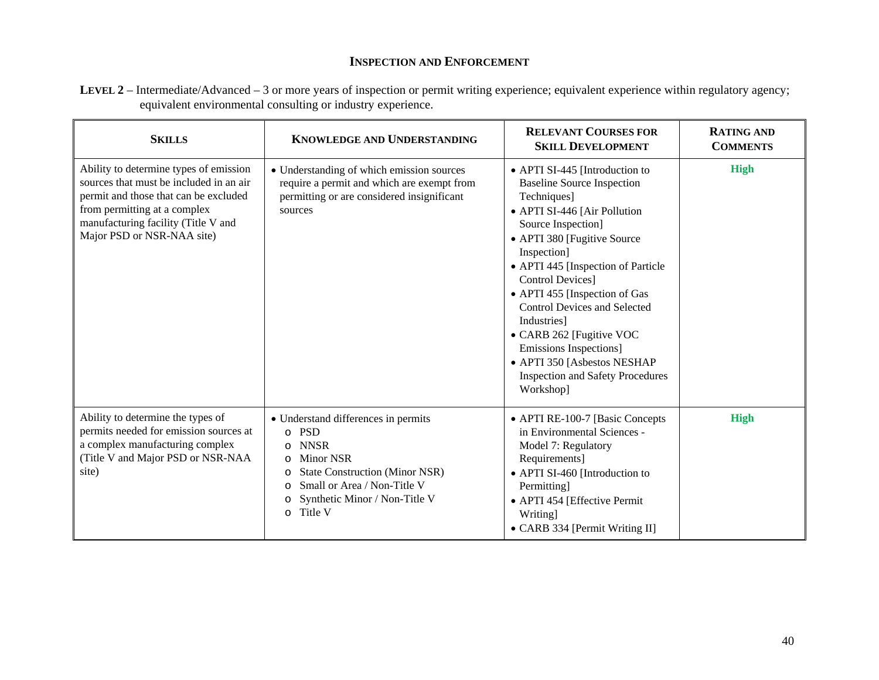## Inspection and Enforcement

**Level 2** – Intermediate/Advanced – 3 or more years of inspection or permit writing experience; equivalent experience within regulatory agency; equivalent environmental consulting or industry experience.

| **Skills** | **Knowledge and Understanding** | **Relevant Courses for Skill Development** | **Rating and Comments** |
|---|---|---|---|
| Ability to determine types of emission sources that must be included in an air permit and those that can be excluded from permitting at a complex manufacturing facility (Title V and Major PSD or NSR-NAA site) | • Understanding of which emission sources require a permit and which are exempt from permitting or are considered insignificant sources | • APTI SI-445 [Introduction to Baseline Source Inspection Techniques]<br>• APTI SI-446 [Air Pollution Source Inspection]<br>• APTI 380 [Fugitive Source Inspection]<br>• APTI 445 [Inspection of Particle Control Devices]<br>• APTI 455 [Inspection of Gas Control Devices and Selected Industries]<br>• CARB 262 [Fugitive VOC Emissions Inspections]<br>• APTI 350 [Asbestos NESHAP Inspection and Safety Procedures Workshop] | **High** |
| Ability to determine the types of permits needed for emission sources at a complex manufacturing complex (Title V and Major PSD or NSR-NAA site) | • Understand differences in permits<br>o PSD<br>o NNSR<br>o Minor NSR<br>o State Construction (Minor NSR)<br>o Small or Area / Non-Title V<br>o Synthetic Minor / Non-Title V<br>o Title V | • APTI RE-100-7 [Basic Concepts in Environmental Sciences - Model 7: Regulatory Requirements]<br>• APTI SI-460 [Introduction to Permitting]<br>• APTI 454 [Effective Permit Writing]<br>• CARB 334 [Permit Writing II] | **High** |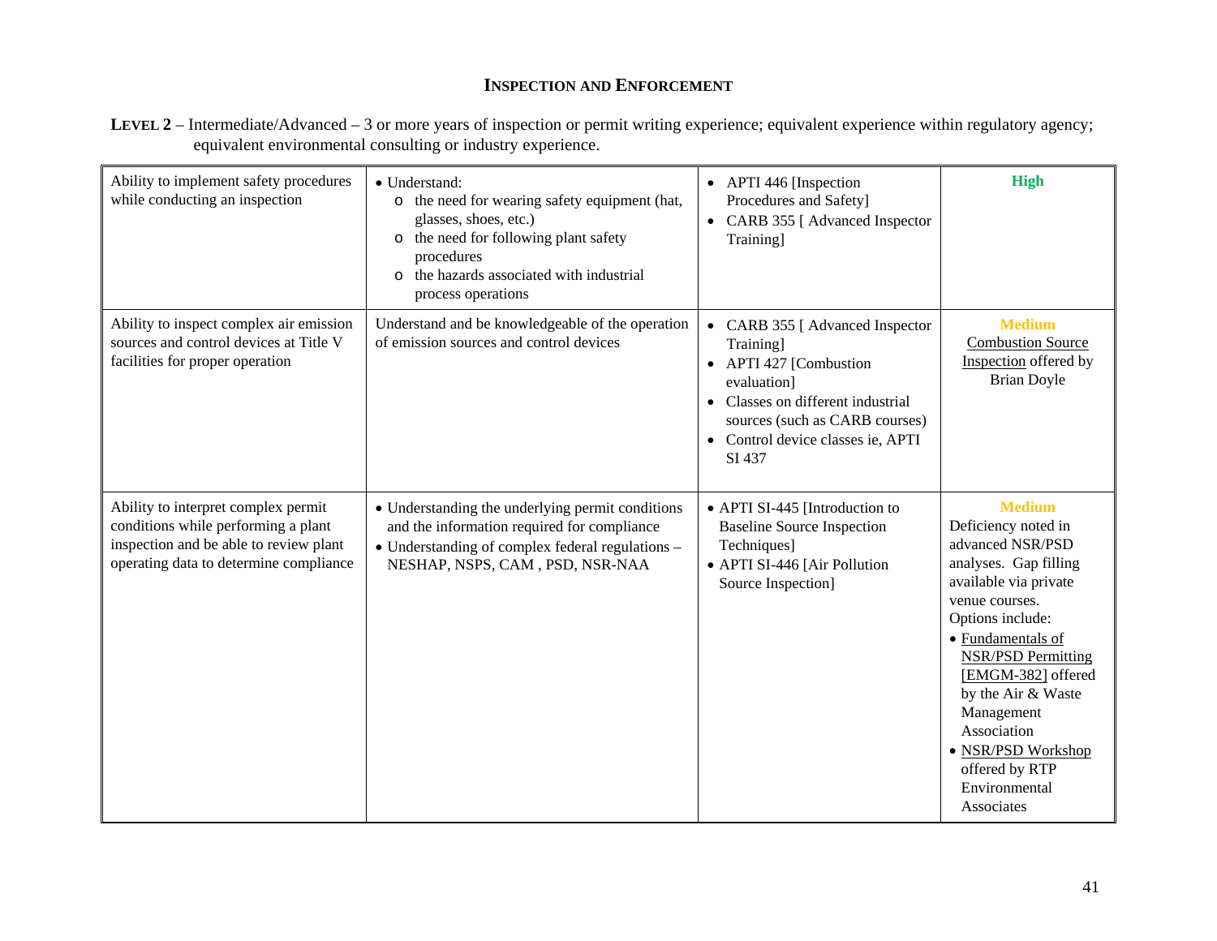## INSPECTION AND ENFORCEMENT

**LEVEL 2** – Intermediate/Advanced – 3 or more years of inspection or permit writing experience; equivalent experience within regulatory agency; equivalent environmental consulting or industry experience.

| | | | |
|---|---|---|---|
| Ability to implement safety procedures while conducting an inspection | • Understand:<br>o the need for wearing safety equipment (hat, glasses, shoes, etc.)<br>o the need for following plant safety procedures<br>o the hazards associated with industrial process operations | • APTI 446 [Inspection Procedures and Safety]<br>• CARB 355 [ Advanced Inspector Training] | **High** |
| Ability to inspect complex air emission sources and control devices at Title V facilities for proper operation | Understand and be knowledgeable of the operation of emission sources and control devices | • CARB 355 [ Advanced Inspector Training]<br>• APTI 427 [Combustion evaluation]<br>• Classes on different industrial sources (such as CARB courses)<br>• Control device classes ie, APTI SI 437 | **Medium**<br>Combustion Source Inspection offered by Brian Doyle |
| Ability to interpret complex permit conditions while performing a plant inspection and be able to review plant operating data to determine compliance | • Understanding the underlying permit conditions and the information required for compliance<br>• Understanding of complex federal regulations – NESHAP, NSPS, CAM , PSD, NSR-NAA | • APTI SI-445 [Introduction to Baseline Source Inspection Techniques]<br>• APTI SI-446 [Air Pollution Source Inspection] | **Medium**<br>Deficiency noted in advanced NSR/PSD analyses. Gap filling available via private venue courses. Options include:<br>• Fundamentals of NSR/PSD Permitting [EMGM-382] offered by the Air & Waste Management Association<br>• NSR/PSD Workshop offered by RTP Environmental Associates |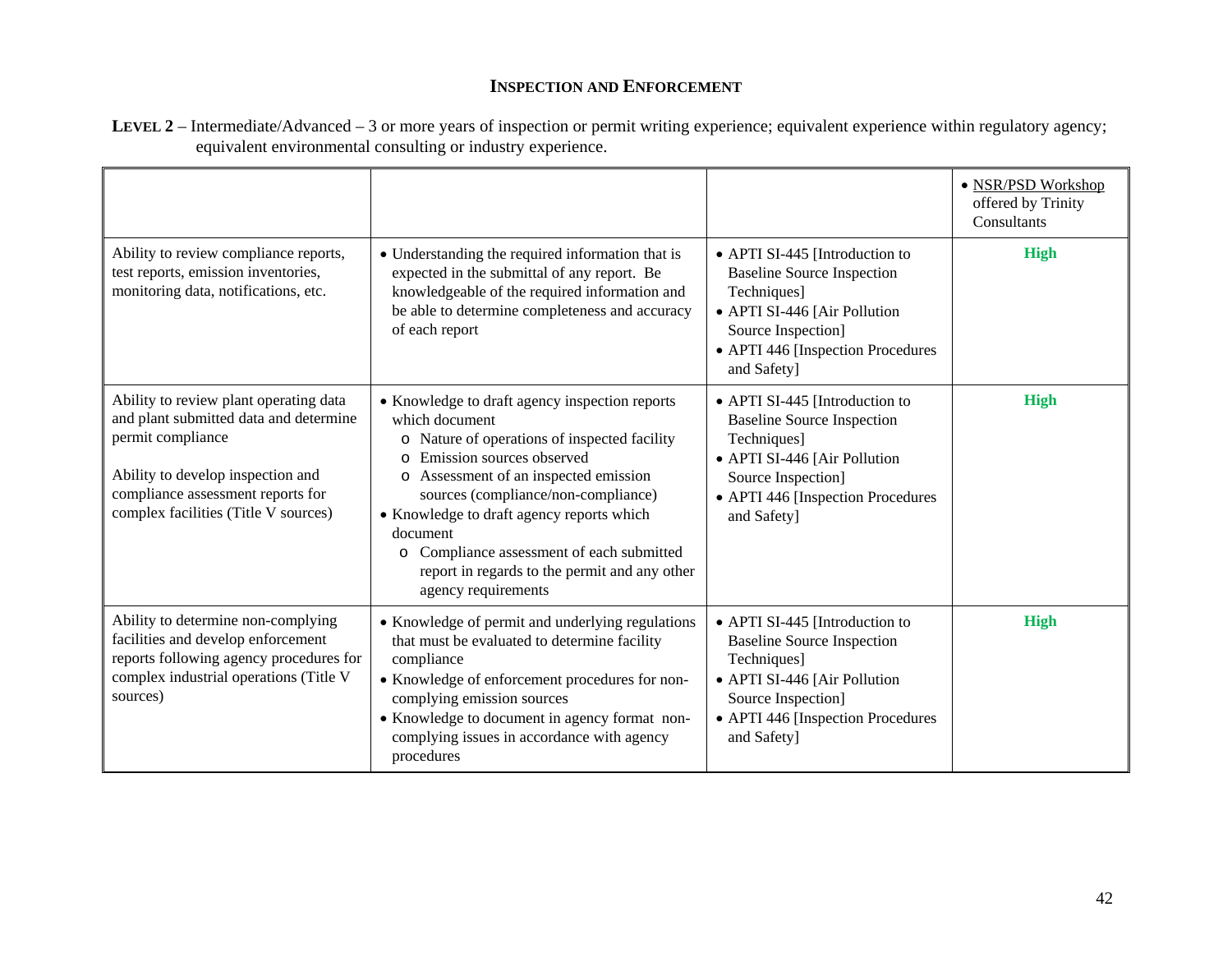### INSPECTION AND ENFORCEMENT

**LEVEL 2** – Intermediate/Advanced – 3 or more years of inspection or permit writing experience; equivalent experience within regulatory agency; equivalent environmental consulting or industry experience.

| | | | |
|---|---|---|---|
| | | | • NSR/PSD Workshop offered by Trinity Consultants |
| Ability to review compliance reports, test reports, emission inventories, monitoring data, notifications, etc. | • Understanding the required information that is expected in the submittal of any report. Be knowledgeable of the required information and be able to determine completeness and accuracy of each report | • APTI SI-445 [Introduction to Baseline Source Inspection Techniques]<br>• APTI SI-446 [Air Pollution Source Inspection]<br>• APTI 446 [Inspection Procedures and Safety] | **High** |
| Ability to review plant operating data and plant submitted data and determine permit compliance<br><br>Ability to develop inspection and compliance assessment reports for complex facilities (Title V sources) | • Knowledge to draft agency inspection reports which document<br>o Nature of operations of inspected facility<br>o Emission sources observed<br>o Assessment of an inspected emission sources (compliance/non-compliance)<br>• Knowledge to draft agency reports which document<br>o Compliance assessment of each submitted report in regards to the permit and any other agency requirements | • APTI SI-445 [Introduction to Baseline Source Inspection Techniques]<br>• APTI SI-446 [Air Pollution Source Inspection]<br>• APTI 446 [Inspection Procedures and Safety] | **High** |
| Ability to determine non-complying facilities and develop enforcement reports following agency procedures for complex industrial operations (Title V sources) | • Knowledge of permit and underlying regulations that must be evaluated to determine facility compliance<br>• Knowledge of enforcement procedures for non-complying emission sources<br>• Knowledge to document in agency format non-complying issues in accordance with agency procedures | • APTI SI-445 [Introduction to Baseline Source Inspection Techniques]<br>• APTI SI-446 [Air Pollution Source Inspection]<br>• APTI 446 [Inspection Procedures and Safety] | **High** |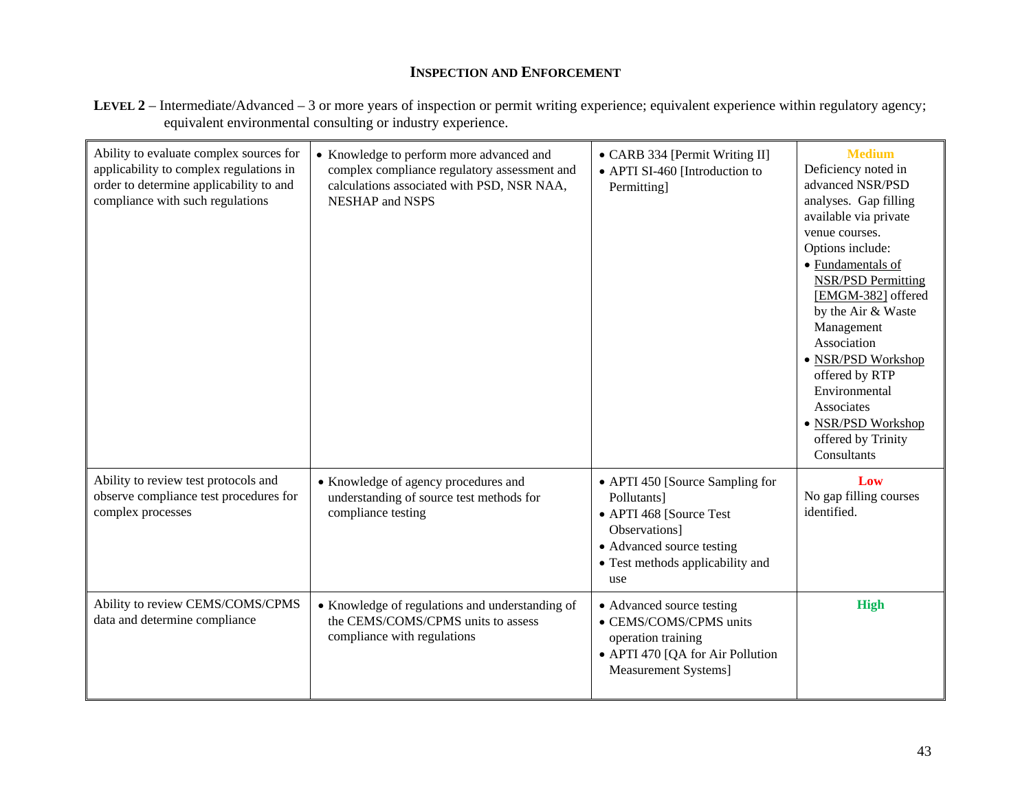## INSPECTION AND ENFORCEMENT

**LEVEL 2** – Intermediate/Advanced – 3 or more years of inspection or permit writing experience; equivalent experience within regulatory agency; equivalent environmental consulting or industry experience.

| | | | |
|---|---|---|---|
| Ability to evaluate complex sources for applicability to complex regulations in order to determine applicability to and compliance with such regulations | • Knowledge to perform more advanced and complex compliance regulatory assessment and calculations associated with PSD, NSR NAA, NESHAP and NSPS | • CARB 334 [Permit Writing II]<br>• APTI SI-460 [Introduction to Permitting] | **Medium**<br>Deficiency noted in advanced NSR/PSD analyses. Gap filling available via private venue courses.<br>Options include:<br>• Fundamentals of NSR/PSD Permitting [EMGM-382] offered by the Air & Waste Management Association<br>• NSR/PSD Workshop offered by RTP Environmental Associates<br>• NSR/PSD Workshop offered by Trinity Consultants |
| Ability to review test protocols and observe compliance test procedures for complex processes | • Knowledge of agency procedures and understanding of source test methods for compliance testing | • APTI 450 [Source Sampling for Pollutants]<br>• APTI 468 [Source Test Observations]<br>• Advanced source testing<br>• Test methods applicability and use | **Low**<br>No gap filling courses identified. |
| Ability to review CEMS/COMS/CPMS data and determine compliance | • Knowledge of regulations and understanding of the CEMS/COMS/CPMS units to assess compliance with regulations | • Advanced source testing<br>• CEMS/COMS/CPMS units operation training<br>• APTI 470 [QA for Air Pollution Measurement Systems] | **High** |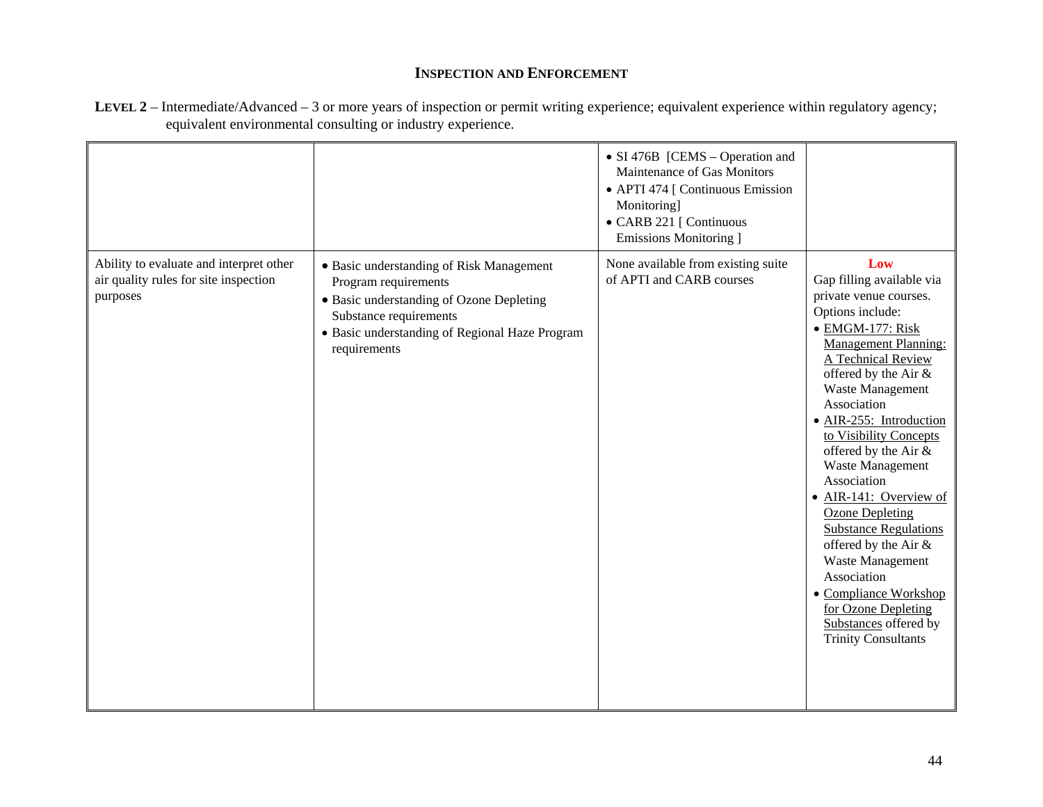## Inspection and Enforcement

**Level 2** – Intermediate/Advanced – 3 or more years of inspection or permit writing experience; equivalent experience within regulatory agency; equivalent environmental consulting or industry experience.

| | | | |
|---|---|---|---|
| | | • SI 476B [CEMS – Operation and Maintenance of Gas Monitors<br>• APTI 474 [ Continuous Emission Monitoring]<br>• CARB 221 [ Continuous Emissions Monitoring ] | |
| Ability to evaluate and interpret other air quality rules for site inspection purposes | • Basic understanding of Risk Management Program requirements<br>• Basic understanding of Ozone Depleting Substance requirements<br>• Basic understanding of Regional Haze Program requirements | None available from existing suite of APTI and CARB courses | **Low**<br>Gap filling available via private venue courses. Options include:<br>• EMGM-177: Risk Management Planning: A Technical Review offered by the Air & Waste Management Association<br>• AIR-255: Introduction to Visibility Concepts offered by the Air & Waste Management Association<br>• AIR-141: Overview of Ozone Depleting Substance Regulations offered by the Air & Waste Management Association<br>• Compliance Workshop for Ozone Depleting Substances offered by Trinity Consultants |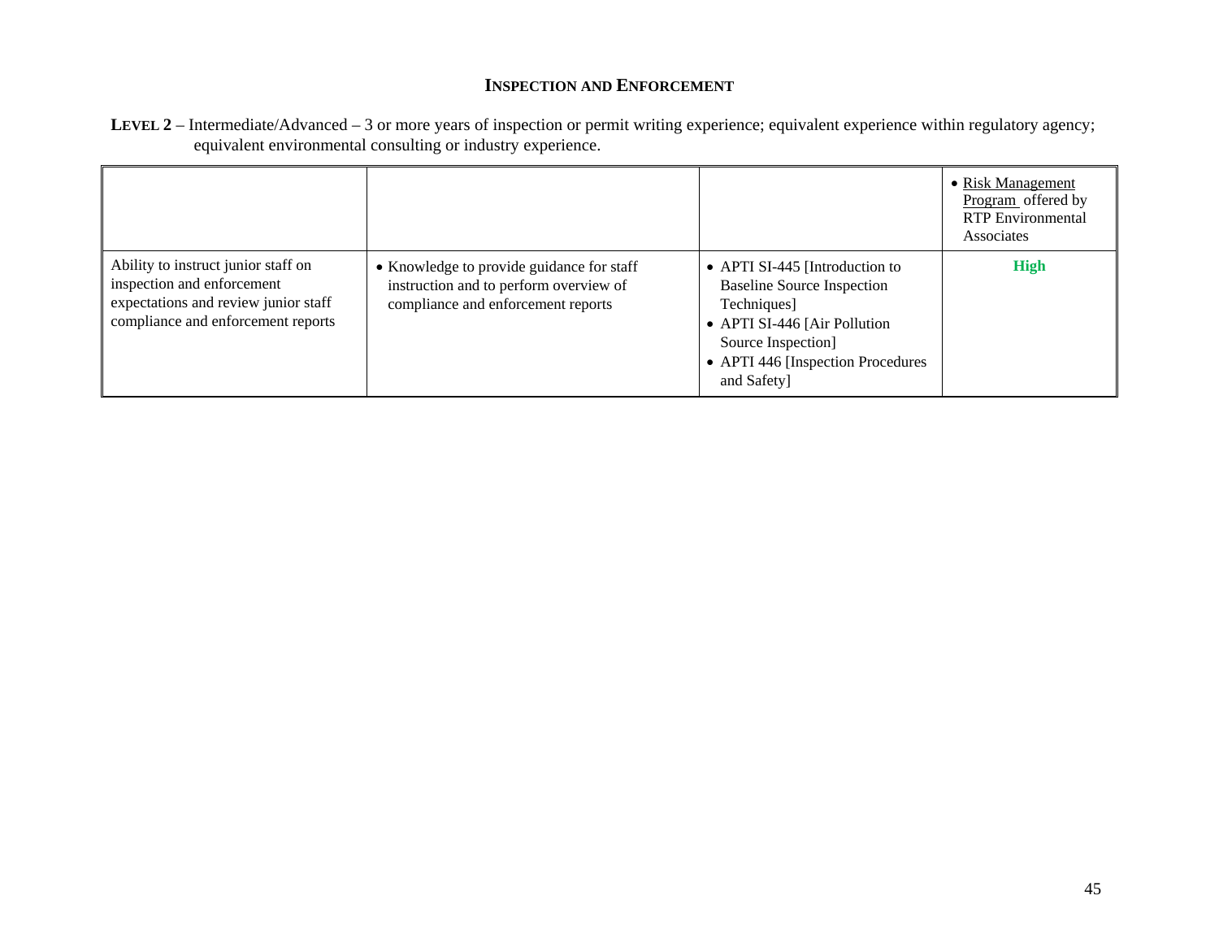## INSPECTION AND ENFORCEMENT

**LEVEL 2** – Intermediate/Advanced – 3 or more years of inspection or permit writing experience; equivalent experience within regulatory agency; equivalent environmental consulting or industry experience.

| | | | |
|---|---|---|---|
| | | | • Risk Management Program offered by RTP Environmental Associates |
| Ability to instruct junior staff on inspection and enforcement expectations and review junior staff compliance and enforcement reports | • Knowledge to provide guidance for staff instruction and to perform overview of compliance and enforcement reports | • APTI SI-445 [Introduction to Baseline Source Inspection Techniques]<br>• APTI SI-446 [Air Pollution Source Inspection]<br>• APTI 446 [Inspection Procedures and Safety] | **High** |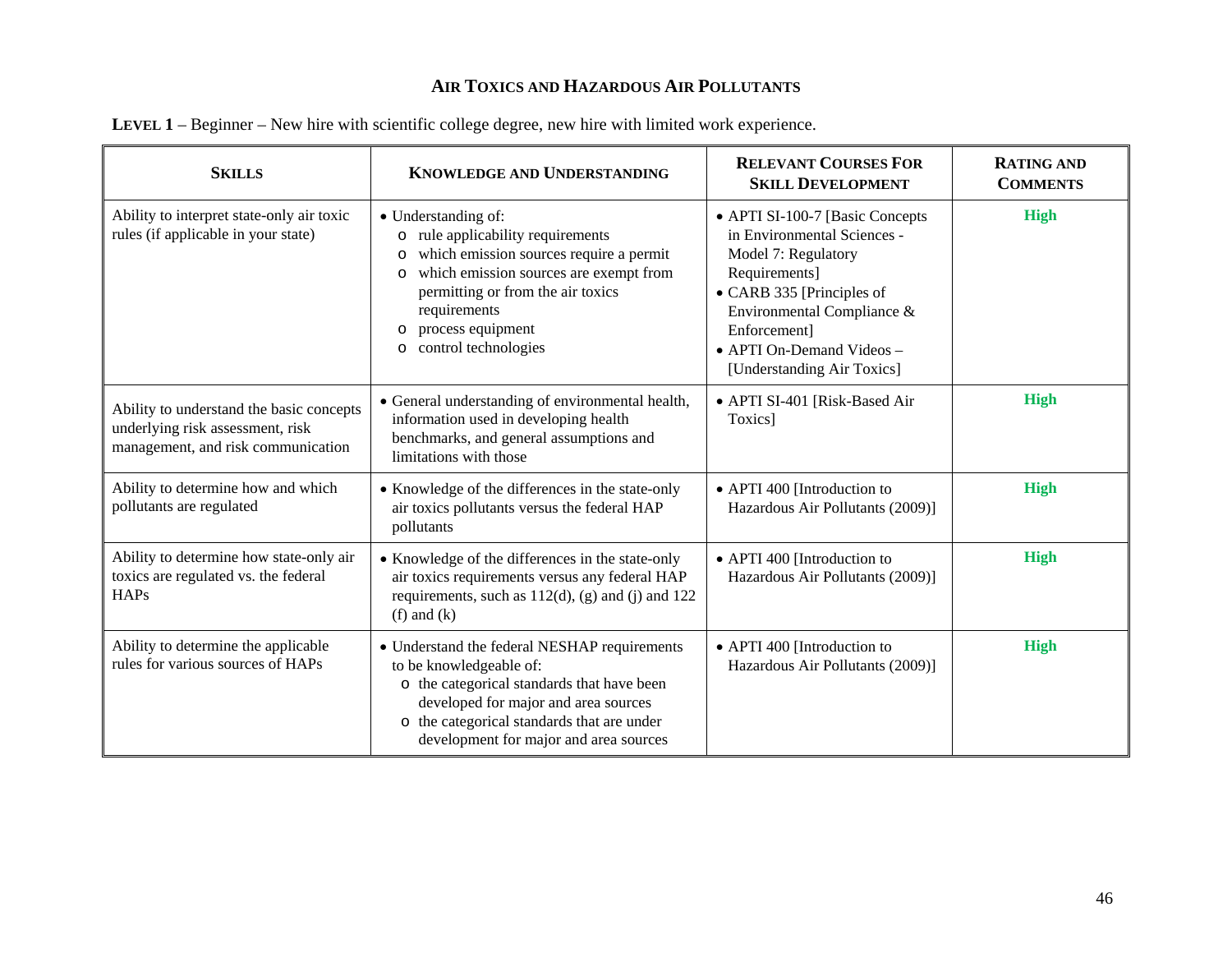## AIR TOXICS AND HAZARDOUS AIR POLLUTANTS

**LEVEL 1** – Beginner – New hire with scientific college degree, new hire with limited work experience.

| SKILLS | KNOWLEDGE AND UNDERSTANDING | RELEVANT COURSES FOR SKILL DEVELOPMENT | RATING AND COMMENTS |
|---|---|---|---|
| Ability to interpret state-only air toxic rules (if applicable in your state) | • Understanding of:<br>o rule applicability requirements<br>o which emission sources require a permit<br>o which emission sources are exempt from permitting or from the air toxics requirements<br>o process equipment<br>o control technologies | • APTI SI-100-7 [Basic Concepts in Environmental Sciences - Model 7: Regulatory Requirements]<br>• CARB 335 [Principles of Environmental Compliance & Enforcement]<br>• APTI On-Demand Videos – [Understanding Air Toxics] | High |
| Ability to understand the basic concepts underlying risk assessment, risk management, and risk communication | • General understanding of environmental health, information used in developing health benchmarks, and general assumptions and limitations with those | • APTI SI-401 [Risk-Based Air Toxics] | High |
| Ability to determine how and which pollutants are regulated | • Knowledge of the differences in the state-only air toxics pollutants versus the federal HAP pollutants | • APTI 400 [Introduction to Hazardous Air Pollutants (2009)] | High |
| Ability to determine how state-only air toxics are regulated vs. the federal HAPs | • Knowledge of the differences in the state-only air toxics requirements versus any federal HAP requirements, such as 112(d), (g) and (j) and 122 (f) and (k) | • APTI 400 [Introduction to Hazardous Air Pollutants (2009)] | High |
| Ability to determine the applicable rules for various sources of HAPs | • Understand the federal NESHAP requirements to be knowledgeable of:<br>o the categorical standards that have been developed for major and area sources<br>o the categorical standards that are under development for major and area sources | • APTI 400 [Introduction to Hazardous Air Pollutants (2009)] | High |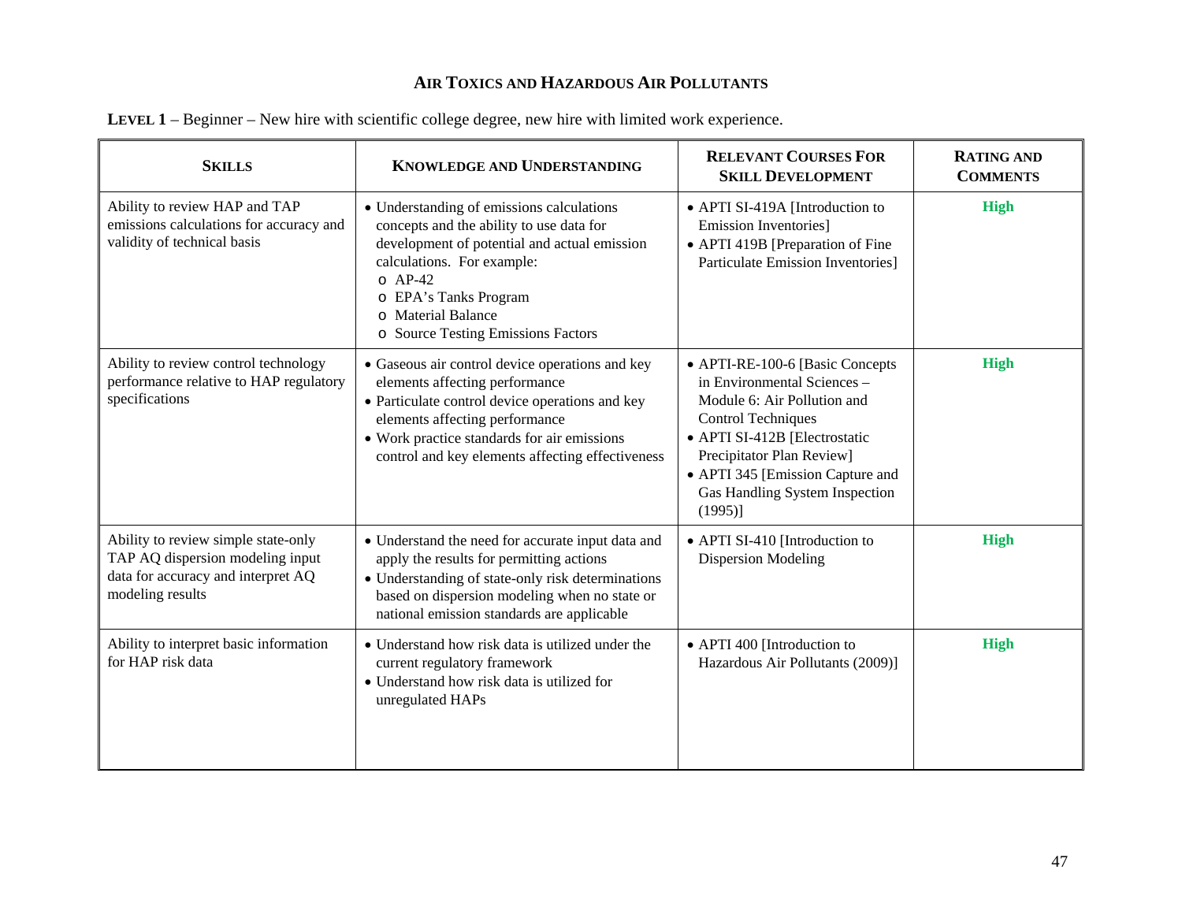## Air Toxics and Hazardous Air Pollutants

**Level 1** – Beginner – New hire with scientific college degree, new hire with limited work experience.

| **Skills** | **Knowledge and Understanding** | **Relevant Courses for Skill Development** | **Rating and Comments** |
|---|---|---|---|
| Ability to review HAP and TAP emissions calculations for accuracy and validity of technical basis | • Understanding of emissions calculations concepts and the ability to use data for development of potential and actual emission calculations. For example:<br>o AP-42<br>o EPA's Tanks Program<br>o Material Balance<br>o Source Testing Emissions Factors | • APTI SI-419A [Introduction to Emission Inventories]<br>• APTI 419B [Preparation of Fine Particulate Emission Inventories] | **High** |
| Ability to review control technology performance relative to HAP regulatory specifications | • Gaseous air control device operations and key elements affecting performance<br>• Particulate control device operations and key elements affecting performance<br>• Work practice standards for air emissions control and key elements affecting effectiveness | • APTI-RE-100-6 [Basic Concepts in Environmental Sciences – Module 6: Air Pollution and Control Techniques<br>• APTI SI-412B [Electrostatic Precipitator Plan Review]<br>• APTI 345 [Emission Capture and Gas Handling System Inspection (1995)] | **High** |
| Ability to review simple state-only TAP AQ dispersion modeling input data for accuracy and interpret AQ modeling results | • Understand the need for accurate input data and apply the results for permitting actions<br>• Understanding of state-only risk determinations based on dispersion modeling when no state or national emission standards are applicable | • APTI SI-410 [Introduction to Dispersion Modeling | **High** |
| Ability to interpret basic information for HAP risk data | • Understand how risk data is utilized under the current regulatory framework<br>• Understand how risk data is utilized for unregulated HAPs | • APTI 400 [Introduction to Hazardous Air Pollutants (2009)] | **High** |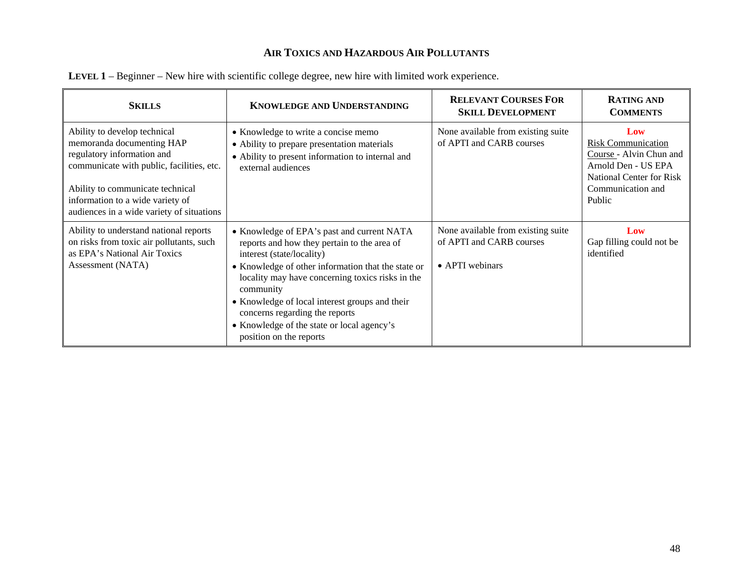## AIR TOXICS AND HAZARDOUS AIR POLLUTANTS

**LEVEL 1** – Beginner – New hire with scientific college degree, new hire with limited work experience.

| SKILLS | KNOWLEDGE AND UNDERSTANDING | RELEVANT COURSES FOR SKILL DEVELOPMENT | RATING AND COMMENTS |
|---|---|---|---|
| Ability to develop technical memoranda documenting HAP regulatory information and communicate with public, facilities, etc.<br><br>Ability to communicate technical information to a wide variety of audiences in a wide variety of situations | • Knowledge to write a concise memo<br>• Ability to prepare presentation materials<br>• Ability to present information to internal and external audiences | None available from existing suite of APTI and CARB courses | **Low**<br>Risk Communication Course - Alvin Chun and Arnold Den - US EPA National Center for Risk Communication and Public |
| Ability to understand national reports on risks from toxic air pollutants, such as EPA's National Air Toxics Assessment (NATA) | • Knowledge of EPA's past and current NATA reports and how they pertain to the area of interest (state/locality)<br>• Knowledge of other information that the state or locality may have concerning toxics risks in the community<br>• Knowledge of local interest groups and their concerns regarding the reports<br>• Knowledge of the state or local agency's position on the reports | None available from existing suite of APTI and CARB courses<br><br>• APTI webinars | **Low**<br>Gap filling could not be identified |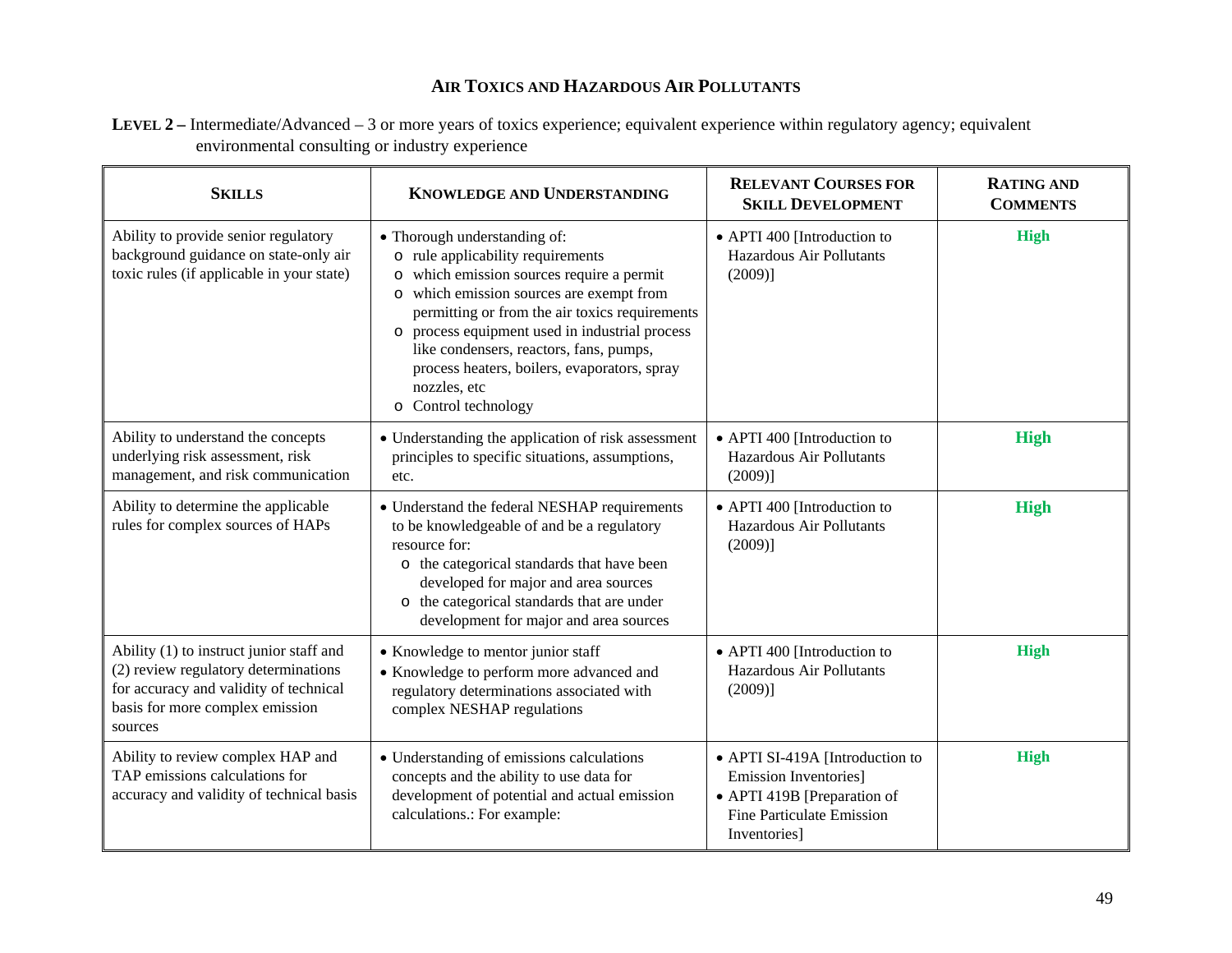# Air Toxics and Hazardous Air Pollutants

**Level 2 –** Intermediate/Advanced – 3 or more years of toxics experience; equivalent experience within regulatory agency; equivalent environmental consulting or industry experience

| Skills | Knowledge and Understanding | Relevant Courses for Skill Development | Rating and Comments |
|---|---|---|---|
| Ability to provide senior regulatory background guidance on state-only air toxic rules (if applicable in your state) | • Thorough understanding of:<br>o rule applicability requirements<br>o which emission sources require a permit<br>o which emission sources are exempt from permitting or from the air toxics requirements<br>o process equipment used in industrial process like condensers, reactors, fans, pumps, process heaters, boilers, evaporators, spray nozzles, etc<br>o Control technology | • APTI 400 [Introduction to Hazardous Air Pollutants (2009)] | **High** |
| Ability to understand the concepts underlying risk assessment, risk management, and risk communication | • Understanding the application of risk assessment principles to specific situations, assumptions, etc. | • APTI 400 [Introduction to Hazardous Air Pollutants (2009)] | **High** |
| Ability to determine the applicable rules for complex sources of HAPs | • Understand the federal NESHAP requirements to be knowledgeable of and be a regulatory resource for:<br>o the categorical standards that have been developed for major and area sources<br>o the categorical standards that are under development for major and area sources | • APTI 400 [Introduction to Hazardous Air Pollutants (2009)] | **High** |
| Ability (1) to instruct junior staff and (2) review regulatory determinations for accuracy and validity of technical basis for more complex emission sources | • Knowledge to mentor junior staff<br>• Knowledge to perform more advanced and regulatory determinations associated with complex NESHAP regulations | • APTI 400 [Introduction to Hazardous Air Pollutants (2009)] | **High** |
| Ability to review complex HAP and TAP emissions calculations for accuracy and validity of technical basis | • Understanding of emissions calculations concepts and the ability to use data for development of potential and actual emission calculations.: For example: | • APTI SI-419A [Introduction to Emission Inventories]<br>• APTI 419B [Preparation of Fine Particulate Emission Inventories] | **High** |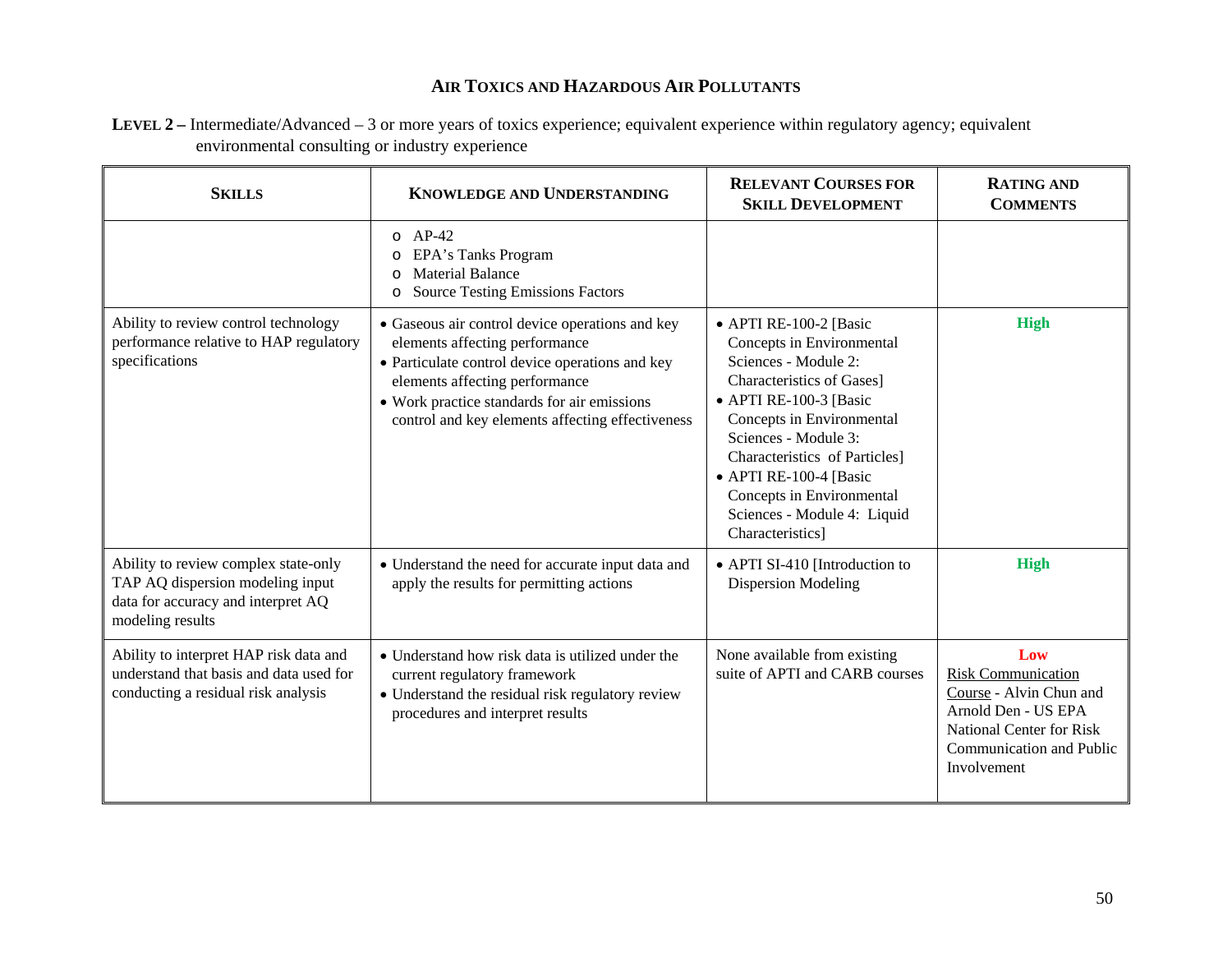## Air Toxics and Hazardous Air Pollutants

**Level 2 –** Intermediate/Advanced – 3 or more years of toxics experience; equivalent experience within regulatory agency; equivalent environmental consulting or industry experience

| **Skills** | **Knowledge and Understanding** | **Relevant Courses for Skill Development** | **Rating and Comments** |
|---|---|---|---|
| | ○ AP-42<br>○ EPA's Tanks Program<br>○ Material Balance<br>○ Source Testing Emissions Factors | | |
| Ability to review control technology performance relative to HAP regulatory specifications | • Gaseous air control device operations and key elements affecting performance<br>• Particulate control device operations and key elements affecting performance<br>• Work practice standards for air emissions control and key elements affecting effectiveness | • APTI RE-100-2 [Basic Concepts in Environmental Sciences - Module 2: Characteristics of Gases]<br>• APTI RE-100-3 [Basic Concepts in Environmental Sciences - Module 3: Characteristics of Particles]<br>• APTI RE-100-4 [Basic Concepts in Environmental Sciences - Module 4: Liquid Characteristics] | **High** |
| Ability to review complex state-only TAP AQ dispersion modeling input data for accuracy and interpret AQ modeling results | • Understand the need for accurate input data and apply the results for permitting actions | • APTI SI-410 [Introduction to Dispersion Modeling | **High** |
| Ability to interpret HAP risk data and understand that basis and data used for conducting a residual risk analysis | • Understand how risk data is utilized under the current regulatory framework<br>• Understand the residual risk regulatory review procedures and interpret results | None available from existing suite of APTI and CARB courses | **Low**<br>Risk Communication Course - Alvin Chun and Arnold Den - US EPA National Center for Risk Communication and Public Involvement |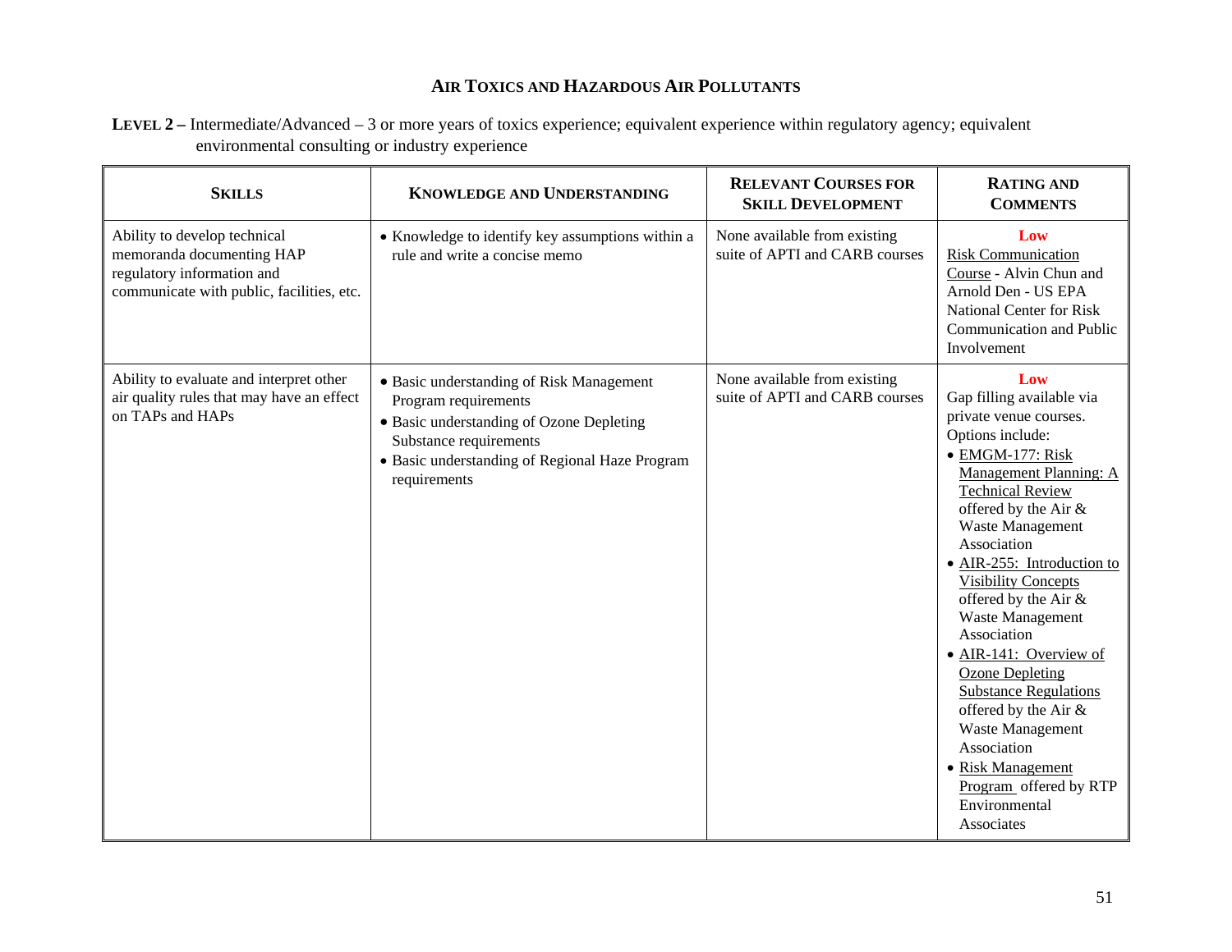## Air Toxics and Hazardous Air Pollutants

**Level 2 –** Intermediate/Advanced – 3 or more years of toxics experience; equivalent experience within regulatory agency; equivalent environmental consulting or industry experience

| Skills | Knowledge and Understanding | Relevant Courses for Skill Development | Rating and Comments |
|---|---|---|---|
| Ability to develop technical memoranda documenting HAP regulatory information and communicate with public, facilities, etc. | • Knowledge to identify key assumptions within a rule and write a concise memo | None available from existing suite of APTI and CARB courses | **Low**<br>Risk Communication Course - Alvin Chun and Arnold Den - US EPA National Center for Risk Communication and Public Involvement |
| Ability to evaluate and interpret other air quality rules that may have an effect on TAPs and HAPs | • Basic understanding of Risk Management Program requirements<br>• Basic understanding of Ozone Depleting Substance requirements<br>• Basic understanding of Regional Haze Program requirements | None available from existing suite of APTI and CARB courses | **Low**<br>Gap filling available via private venue courses. Options include:<br>• EMGM-177: Risk Management Planning: A Technical Review offered by the Air & Waste Management Association<br>• AIR-255: Introduction to Visibility Concepts offered by the Air & Waste Management Association<br>• AIR-141: Overview of Ozone Depleting Substance Regulations offered by the Air & Waste Management Association<br>• Risk Management Program offered by RTP Environmental Associates |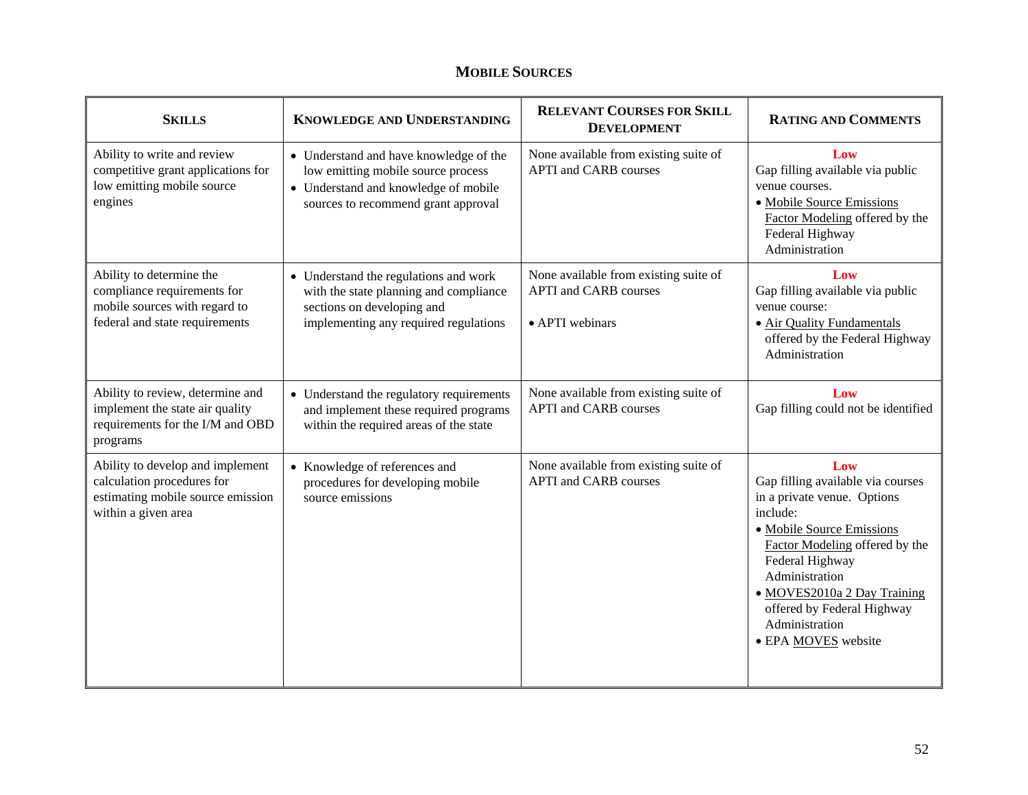## MOBILE SOURCES

| SKILLS | KNOWLEDGE AND UNDERSTANDING | RELEVANT COURSES FOR SKILL DEVELOPMENT | RATING AND COMMENTS |
|---|---|---|---|
| Ability to write and review competitive grant applications for low emitting mobile source engines | • Understand and have knowledge of the low emitting mobile source process<br>• Understand and knowledge of mobile sources to recommend grant approval | None available from existing suite of APTI and CARB courses | **Low**<br>Gap filling available via public venue courses.<br>• Mobile Source Emissions Factor Modeling offered by the Federal Highway Administration |
| Ability to determine the compliance requirements for mobile sources with regard to federal and state requirements | • Understand the regulations and work with the state planning and compliance sections on developing and implementing any required regulations | None available from existing suite of APTI and CARB courses<br><br>• APTI webinars | **Low**<br>Gap filling available via public venue course:<br>• Air Quality Fundamentals offered by the Federal Highway Administration |
| Ability to review, determine and implement the state air quality requirements for the I/M and OBD programs | • Understand the regulatory requirements and implement these required programs within the required areas of the state | None available from existing suite of APTI and CARB courses | **Low**<br>Gap filling could not be identified |
| Ability to develop and implement calculation procedures for estimating mobile source emission within a given area | • Knowledge of references and procedures for developing mobile source emissions | None available from existing suite of APTI and CARB courses | **Low**<br>Gap filling available via courses in a private venue. Options include:<br>• Mobile Source Emissions Factor Modeling offered by the Federal Highway Administration<br>• MOVES2010a 2 Day Training offered by Federal Highway Administration<br>• EPA MOVES website |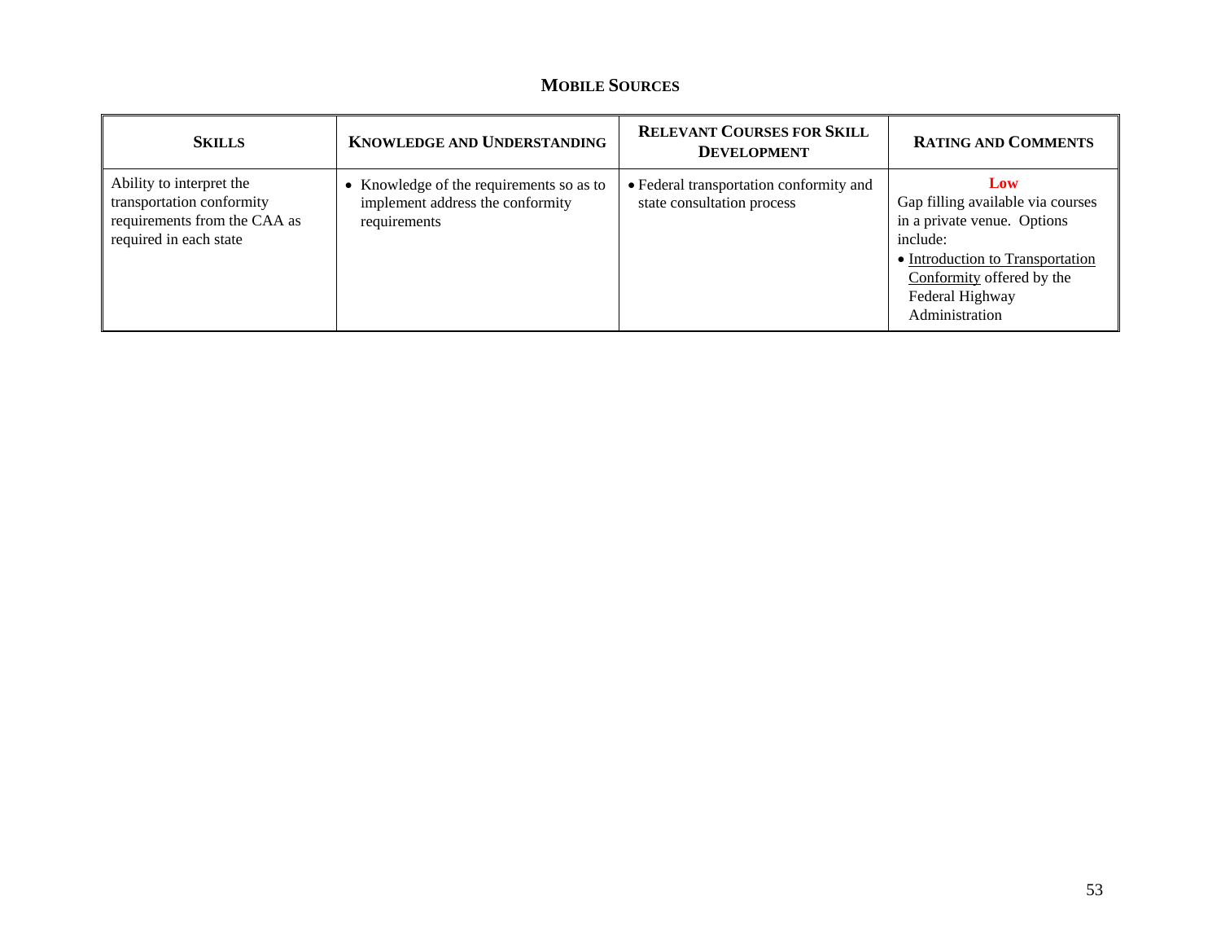## Mobile Sources

| Skills | Knowledge and Understanding | Relevant Courses for Skill Development | Rating and Comments |
|---|---|---|---|
| Ability to interpret the transportation conformity requirements from the CAA as required in each state | • Knowledge of the requirements so as to implement address the conformity requirements | • Federal transportation conformity and state consultation process | **Low**<br>Gap filling available via courses in a private venue. Options include:<br>• Introduction to Transportation Conformity offered by the Federal Highway Administration |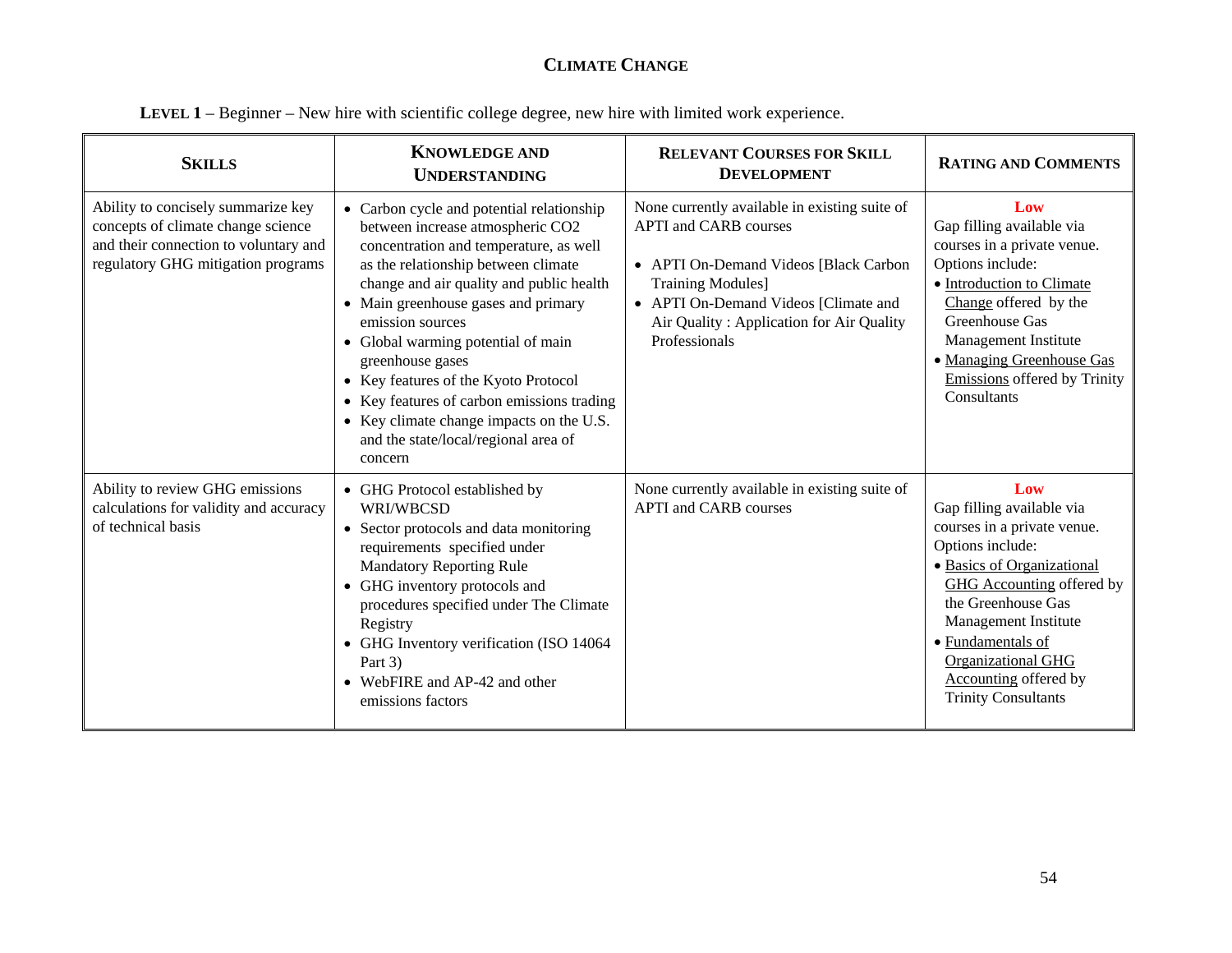# CLIMATE CHANGE

**LEVEL 1** – Beginner – New hire with scientific college degree, new hire with limited work experience.

| **SKILLS** | **KNOWLEDGE AND UNDERSTANDING** | **RELEVANT COURSES FOR SKILL DEVELOPMENT** | **RATING AND COMMENTS** |
|---|---|---|---|
| Ability to concisely summarize key concepts of climate change science and their connection to voluntary and regulatory GHG mitigation programs | • Carbon cycle and potential relationship between increase atmospheric CO2 concentration and temperature, as well as the relationship between climate change and air quality and public health<br>• Main greenhouse gases and primary emission sources<br>• Global warming potential of main greenhouse gases<br>• Key features of the Kyoto Protocol<br>• Key features of carbon emissions trading<br>• Key climate change impacts on the U.S. and the state/local/regional area of concern | None currently available in existing suite of APTI and CARB courses<br><br>• APTI On-Demand Videos [Black Carbon Training Modules]<br>• APTI On-Demand Videos [Climate and Air Quality : Application for Air Quality Professionals | **Low**<br>Gap filling available via courses in a private venue. Options include:<br>• Introduction to Climate Change offered by the Greenhouse Gas Management Institute<br>• Managing Greenhouse Gas Emissions offered by Trinity Consultants |
| Ability to review GHG emissions calculations for validity and accuracy of technical basis | • GHG Protocol established by WRI/WBCSD<br>• Sector protocols and data monitoring requirements specified under Mandatory Reporting Rule<br>• GHG inventory protocols and procedures specified under The Climate Registry<br>• GHG Inventory verification (ISO 14064 Part 3)<br>• WebFIRE and AP-42 and other emissions factors | None currently available in existing suite of APTI and CARB courses | **Low**<br>Gap filling available via courses in a private venue. Options include:<br>• Basics of Organizational GHG Accounting offered by the Greenhouse Gas Management Institute<br>• Fundamentals of Organizational GHG Accounting offered by Trinity Consultants |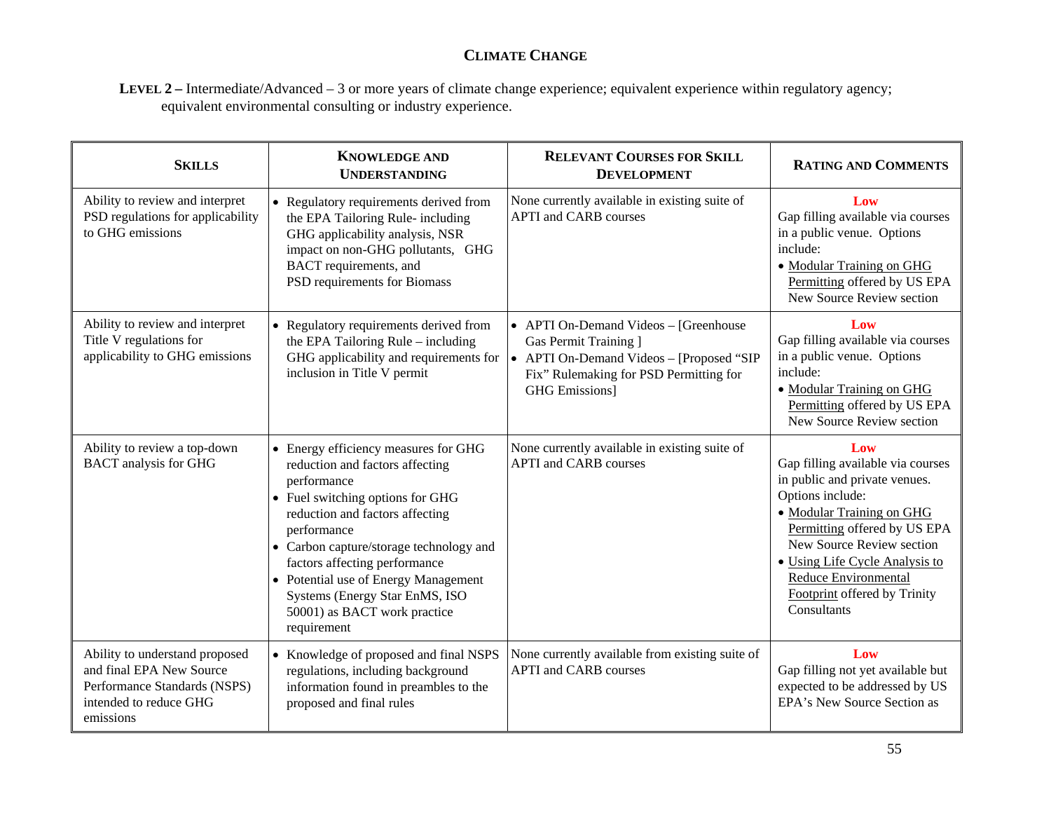# Climate Change

**Level 2 –** Intermediate/Advanced – 3 or more years of climate change experience; equivalent experience within regulatory agency; equivalent environmental consulting or industry experience.

| **Skills** | **Knowledge and Understanding** | **Relevant Courses for Skill Development** | **Rating and Comments** |
|---|---|---|---|
| Ability to review and interpret PSD regulations for applicability to GHG emissions | • Regulatory requirements derived from the EPA Tailoring Rule- including GHG applicability analysis, NSR impact on non-GHG pollutants, GHG BACT requirements, and PSD requirements for Biomass | None currently available in existing suite of APTI and CARB courses | **Low**<br>Gap filling available via courses in a public venue. Options include:<br>• Modular Training on GHG Permitting offered by US EPA New Source Review section |
| Ability to review and interpret Title V regulations for applicability to GHG emissions | • Regulatory requirements derived from the EPA Tailoring Rule – including GHG applicability and requirements for inclusion in Title V permit | • APTI On-Demand Videos – [Greenhouse Gas Permit Training ]<br>• APTI On-Demand Videos – [Proposed "SIP Fix" Rulemaking for PSD Permitting for GHG Emissions] | **Low**<br>Gap filling available via courses in a public venue. Options include:<br>• Modular Training on GHG Permitting offered by US EPA New Source Review section |
| Ability to review a top-down BACT analysis for GHG | • Energy efficiency measures for GHG reduction and factors affecting performance<br>• Fuel switching options for GHG reduction and factors affecting performance<br>• Carbon capture/storage technology and factors affecting performance<br>• Potential use of Energy Management Systems (Energy Star EnMS, ISO 50001) as BACT work practice requirement | None currently available in existing suite of APTI and CARB courses | **Low**<br>Gap filling available via courses in public and private venues. Options include:<br>• Modular Training on GHG Permitting offered by US EPA New Source Review section<br>• Using Life Cycle Analysis to Reduce Environmental Footprint offered by Trinity Consultants |
| Ability to understand proposed and final EPA New Source Performance Standards (NSPS) intended to reduce GHG emissions | • Knowledge of proposed and final NSPS regulations, including background information found in preambles to the proposed and final rules | None currently available from existing suite of APTI and CARB courses | **Low**<br>Gap filling not yet available but expected to be addressed by US EPA's New Source Section as |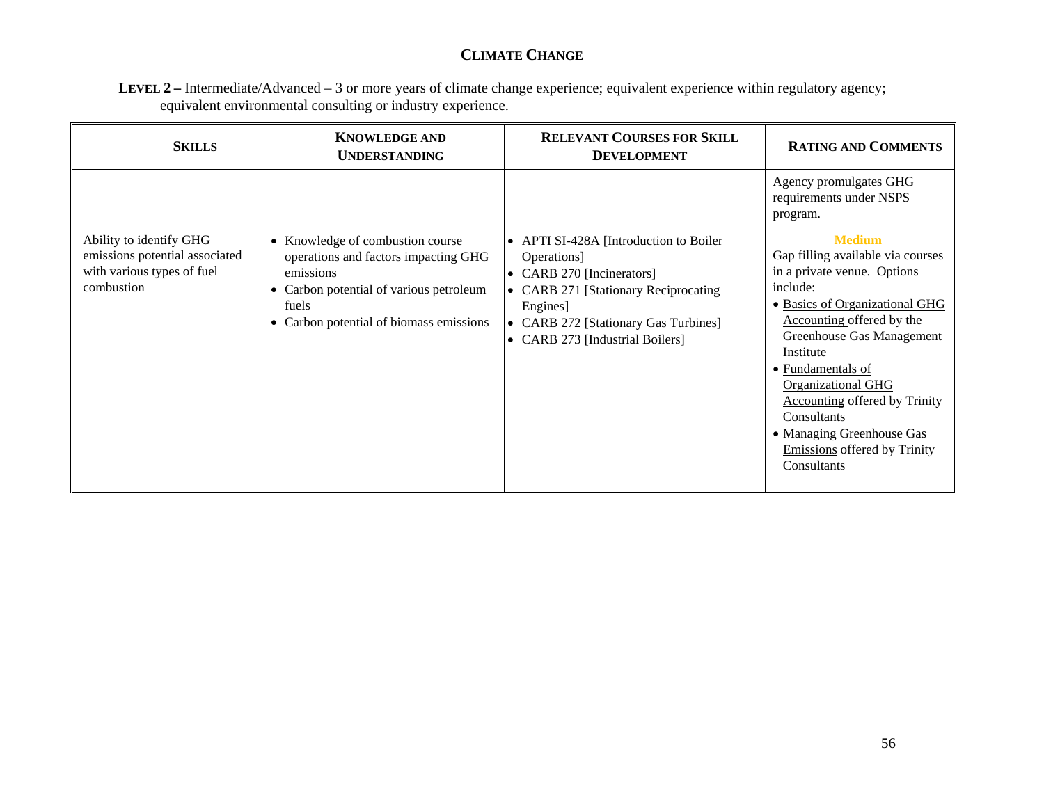## CLIMATE CHANGE

**LEVEL 2 –** Intermediate/Advanced – 3 or more years of climate change experience; equivalent experience within regulatory agency; equivalent environmental consulting or industry experience.

| SKILLS | KNOWLEDGE AND UNDERSTANDING | RELEVANT COURSES FOR SKILL DEVELOPMENT | RATING AND COMMENTS |
|---|---|---|---|
| | | | Agency promulgates GHG requirements under NSPS program. |
| Ability to identify GHG emissions potential associated with various types of fuel combustion | • Knowledge of combustion course operations and factors impacting GHG emissions<br>• Carbon potential of various petroleum fuels<br>• Carbon potential of biomass emissions | • APTI SI-428A [Introduction to Boiler Operations]<br>• CARB 270 [Incinerators]<br>• CARB 271 [Stationary Reciprocating Engines]<br>• CARB 272 [Stationary Gas Turbines]<br>• CARB 273 [Industrial Boilers] | **Medium**<br>Gap filling available via courses in a private venue. Options include:<br>• Basics of Organizational GHG Accounting offered by the Greenhouse Gas Management Institute<br>• Fundamentals of Organizational GHG Accounting offered by Trinity Consultants<br>• Managing Greenhouse Gas Emissions offered by Trinity Consultants |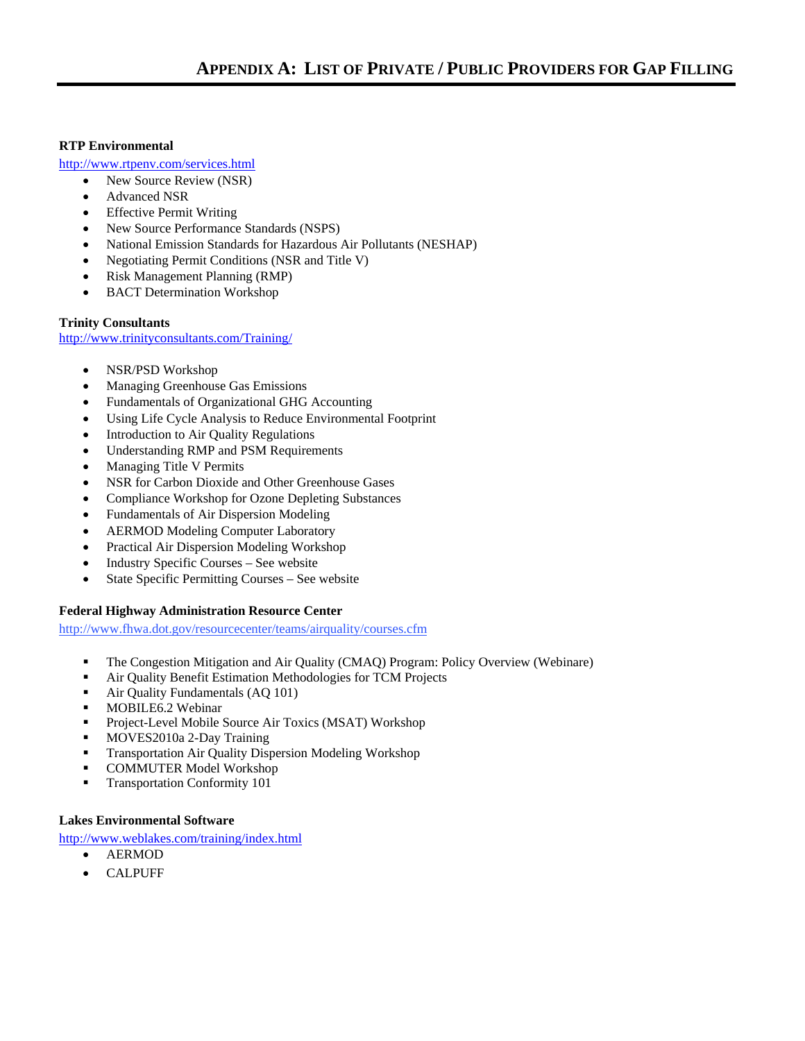# APPENDIX A: LIST OF PRIVATE / PUBLIC PROVIDERS FOR GAP FILLING

**RTP Environmental**

http://www.rtpenv.com/services.html

- New Source Review (NSR)
- Advanced NSR
- Effective Permit Writing
- New Source Performance Standards (NSPS)
- National Emission Standards for Hazardous Air Pollutants (NESHAP)
- Negotiating Permit Conditions (NSR and Title V)
- Risk Management Planning (RMP)
- BACT Determination Workshop

**Trinity Consultants**

http://www.trinityconsultants.com/Training/

- NSR/PSD Workshop
- Managing Greenhouse Gas Emissions
- Fundamentals of Organizational GHG Accounting
- Using Life Cycle Analysis to Reduce Environmental Footprint
- Introduction to Air Quality Regulations
- Understanding RMP and PSM Requirements
- Managing Title V Permits
- NSR for Carbon Dioxide and Other Greenhouse Gases
- Compliance Workshop for Ozone Depleting Substances
- Fundamentals of Air Dispersion Modeling
- AERMOD Modeling Computer Laboratory
- Practical Air Dispersion Modeling Workshop
- Industry Specific Courses – See website
- State Specific Permitting Courses – See website

**Federal Highway Administration Resource Center**

http://www.fhwa.dot.gov/resourcecenter/teams/airquality/courses.cfm

- The Congestion Mitigation and Air Quality (CMAQ) Program: Policy Overview (Webinare)
- Air Quality Benefit Estimation Methodologies for TCM Projects
- Air Quality Fundamentals (AQ 101)
- MOBILE6.2 Webinar
- Project-Level Mobile Source Air Toxics (MSAT) Workshop
- MOVES2010a 2-Day Training
- Transportation Air Quality Dispersion Modeling Workshop
- COMMUTER Model Workshop
- Transportation Conformity 101

**Lakes Environmental Software**

http://www.weblakes.com/training/index.html

- AERMOD
- CALPUFF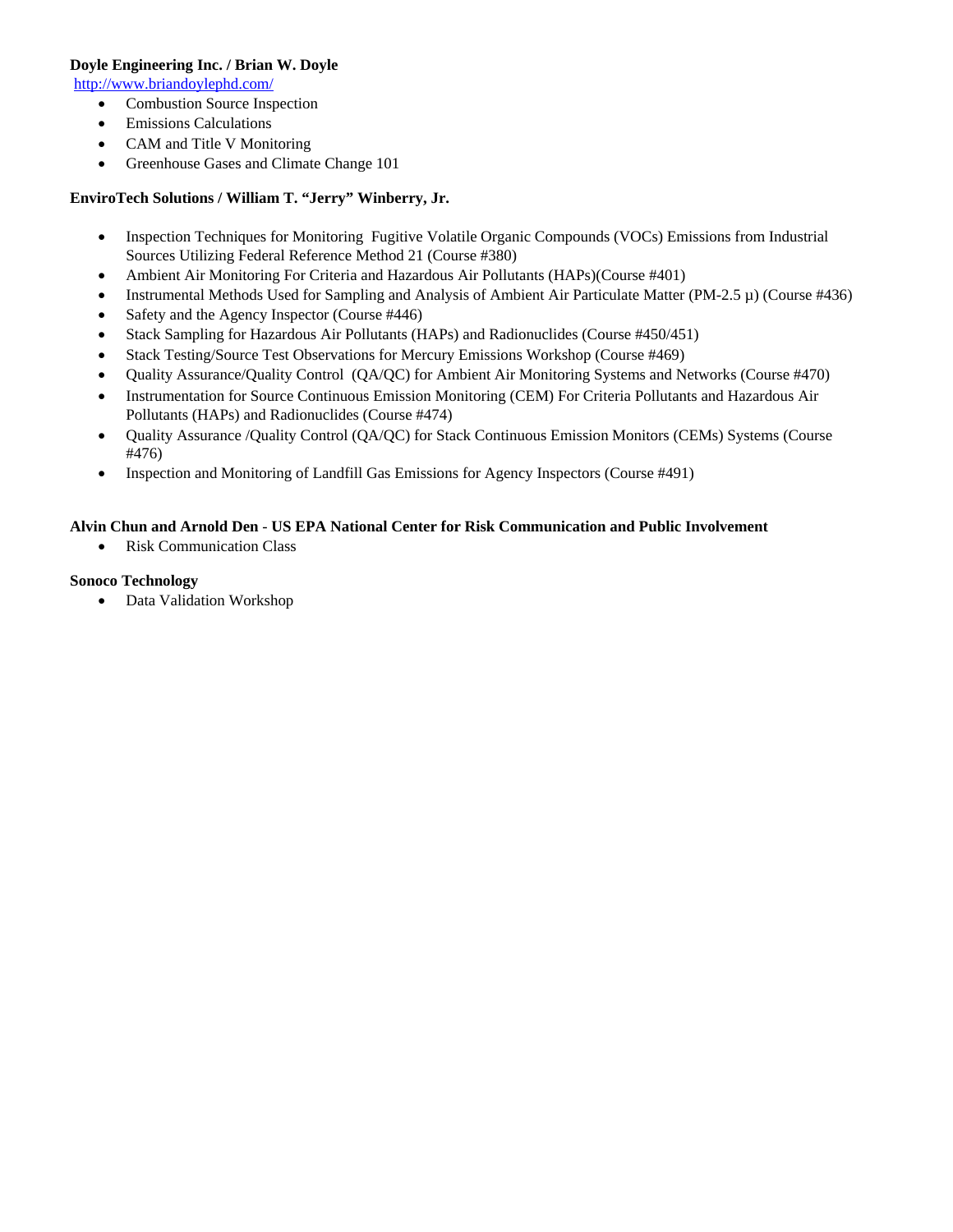**Doyle Engineering Inc. / Brian W. Doyle**

http://www.briandoylephd.com/

- Combustion Source Inspection
- Emissions Calculations
- CAM and Title V Monitoring
- Greenhouse Gases and Climate Change 101

**EnviroTech Solutions / William T. "Jerry" Winberry, Jr.**

- Inspection Techniques for Monitoring Fugitive Volatile Organic Compounds (VOCs) Emissions from Industrial Sources Utilizing Federal Reference Method 21 (Course #380)
- Ambient Air Monitoring For Criteria and Hazardous Air Pollutants (HAPs)(Course #401)
- Instrumental Methods Used for Sampling and Analysis of Ambient Air Particulate Matter (PM-2.5 µ) (Course #436)
- Safety and the Agency Inspector (Course #446)
- Stack Sampling for Hazardous Air Pollutants (HAPs) and Radionuclides (Course #450/451)
- Stack Testing/Source Test Observations for Mercury Emissions Workshop (Course #469)
- Quality Assurance/Quality Control (QA/QC) for Ambient Air Monitoring Systems and Networks (Course #470)
- Instrumentation for Source Continuous Emission Monitoring (CEM) For Criteria Pollutants and Hazardous Air Pollutants (HAPs) and Radionuclides (Course #474)
- Quality Assurance /Quality Control (QA/QC) for Stack Continuous Emission Monitors (CEMs) Systems (Course #476)
- Inspection and Monitoring of Landfill Gas Emissions for Agency Inspectors (Course #491)

**Alvin Chun and Arnold Den - US EPA National Center for Risk Communication and Public Involvement**

- Risk Communication Class

**Sonoco Technology**

- Data Validation Workshop